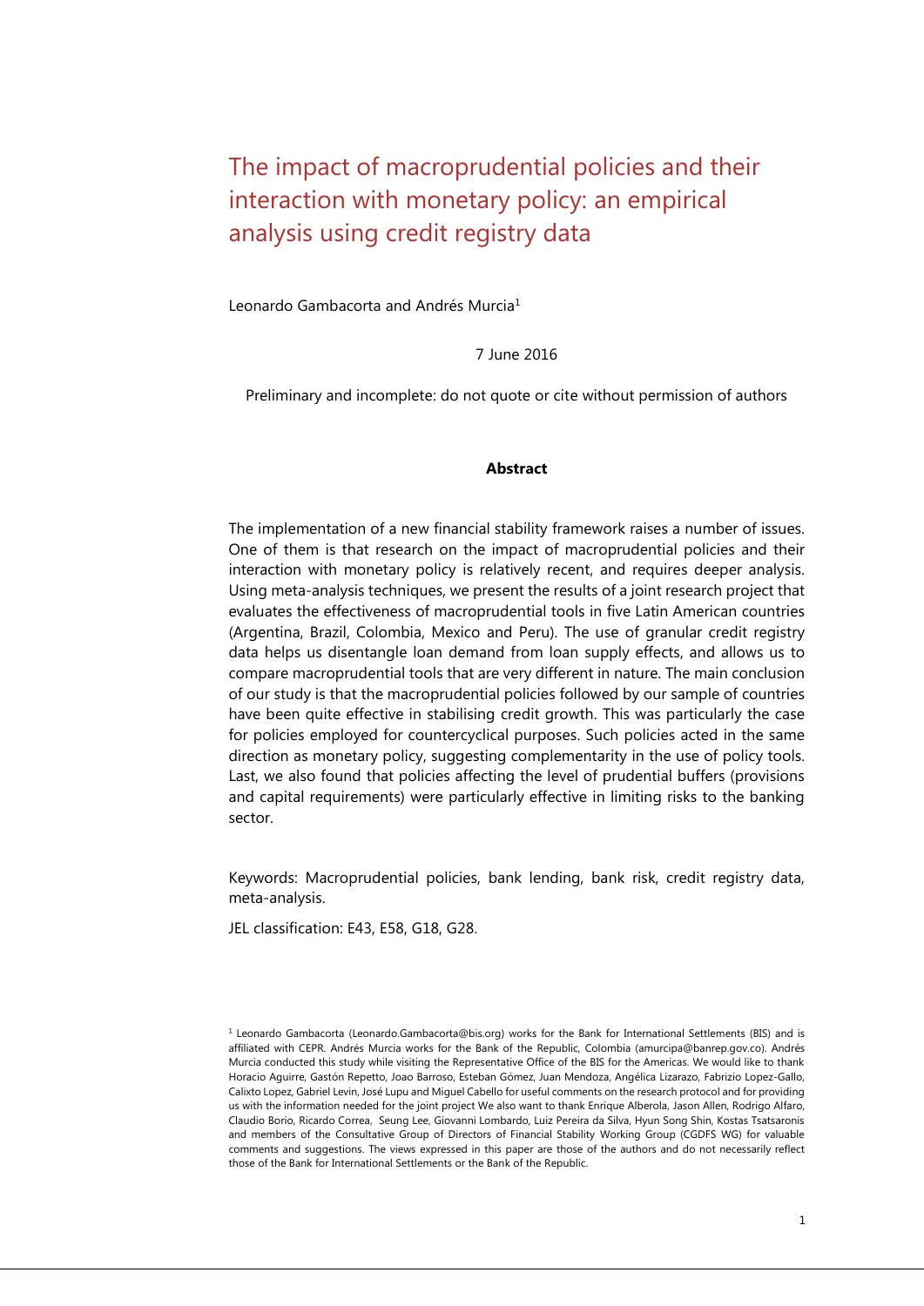# The impact of macroprudential policies and their interaction with monetary policy: an empirical analysis using credit registry data

Leonardo Gambacorta and Andrés Murcia[1]

7 June 2016

Preliminary and incomplete: do not quote or cite without permission of authors

**Abstract**

The implementation of a new financial stability framework raises a number of issues. One of them is that research on the impact of macroprudential policies and their interaction with monetary policy is relatively recent, and requires deeper analysis. Using meta-analysis techniques, we present the results of a joint research project that evaluates the effectiveness of macroprudential tools in five Latin American countries (Argentina, Brazil, Colombia, Mexico and Peru). The use of granular credit registry data helps us disentangle loan demand from loan supply effects, and allows us to compare macroprudential tools that are very different in nature. The main conclusion of our study is that the macroprudential policies followed by our sample of countries have been quite effective in stabilising credit growth. This was particularly the case for policies employed for countercyclical purposes. Such policies acted in the same direction as monetary policy, suggesting complementarity in the use of policy tools. Last, we also found that policies affecting the level of prudential buffers (provisions and capital requirements) were particularly effective in limiting risks to the banking sector.

Keywords: Macroprudential policies, bank lending, bank risk, credit registry data, meta-analysis.

JEL classification: E43, E58, G18, G28.

[1] Leonardo Gambacorta (Leonardo.Gambacorta@bis.org) works for the Bank for International Settlements (BIS) and is affiliated with CEPR. Andrés Murcia works for the Bank of the Republic, Colombia (amurcipa@banrep.gov.co). Andrés Murcia conducted this study while visiting the Representative Office of the BIS for the Americas. We would like to thank Horacio Aguirre, Gastón Repetto, Joao Barroso, Esteban Gómez, Juan Mendoza, Angélica Lizarazo, Fabrizio Lopez-Gallo, Calixto Lopez, Gabriel Levin, José Lupu and Miguel Cabello for useful comments on the research protocol and for providing us with the information needed for the joint project We also want to thank Enrique Alberola, Jason Allen, Rodrigo Alfaro, Claudio Borio, Ricardo Correa, Seung Lee, Giovanni Lombardo, Luiz Pereira da Silva, Hyun Song Shin, Kostas Tsatsaronis and members of the Consultative Group of Directors of Financial Stability Working Group (CGDFS WG) for valuable comments and suggestions. The views expressed in this paper are those of the authors and do not necessarily reflect those of the Bank for International Settlements or the Bank of the Republic.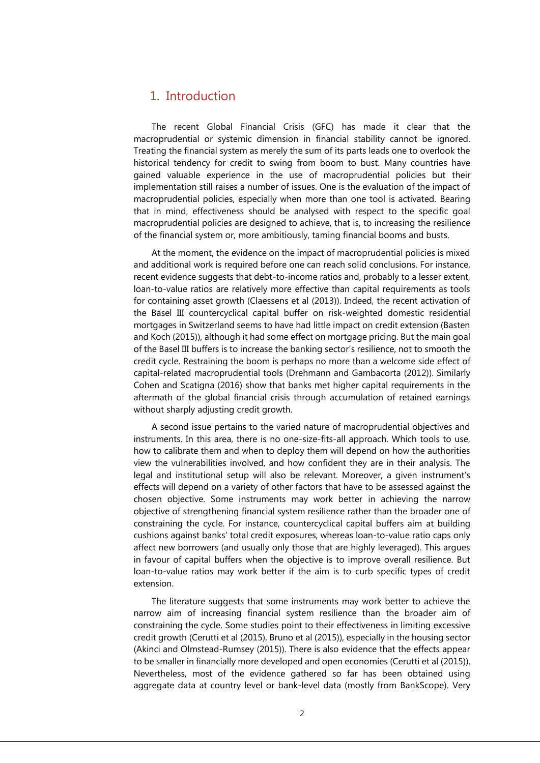# 1. Introduction

The recent Global Financial Crisis (GFC) has made it clear that the macroprudential or systemic dimension in financial stability cannot be ignored. Treating the financial system as merely the sum of its parts leads one to overlook the historical tendency for credit to swing from boom to bust. Many countries have gained valuable experience in the use of macroprudential policies but their implementation still raises a number of issues. One is the evaluation of the impact of macroprudential policies, especially when more than one tool is activated. Bearing that in mind, effectiveness should be analysed with respect to the specific goal macroprudential policies are designed to achieve, that is, to increasing the resilience of the financial system or, more ambitiously, taming financial booms and busts.

At the moment, the evidence on the impact of macroprudential policies is mixed and additional work is required before one can reach solid conclusions. For instance, recent evidence suggests that debt-to-income ratios and, probably to a lesser extent, loan-to-value ratios are relatively more effective than capital requirements as tools for containing asset growth (Claessens et al (2013)). Indeed, the recent activation of the Basel III countercyclical capital buffer on risk-weighted domestic residential mortgages in Switzerland seems to have had little impact on credit extension (Basten and Koch (2015)), although it had some effect on mortgage pricing. But the main goal of the Basel III buffers is to increase the banking sector's resilience, not to smooth the credit cycle. Restraining the boom is perhaps no more than a welcome side effect of capital-related macroprudential tools (Drehmann and Gambacorta (2012)). Similarly Cohen and Scatigna (2016) show that banks met higher capital requirements in the aftermath of the global financial crisis through accumulation of retained earnings without sharply adjusting credit growth.

A second issue pertains to the varied nature of macroprudential objectives and instruments. In this area, there is no one-size-fits-all approach. Which tools to use, how to calibrate them and when to deploy them will depend on how the authorities view the vulnerabilities involved, and how confident they are in their analysis. The legal and institutional setup will also be relevant. Moreover, a given instrument's effects will depend on a variety of other factors that have to be assessed against the chosen objective. Some instruments may work better in achieving the narrow objective of strengthening financial system resilience rather than the broader one of constraining the cycle. For instance, countercyclical capital buffers aim at building cushions against banks' total credit exposures, whereas loan-to-value ratio caps only affect new borrowers (and usually only those that are highly leveraged). This argues in favour of capital buffers when the objective is to improve overall resilience. But loan-to-value ratios may work better if the aim is to curb specific types of credit extension.

The literature suggests that some instruments may work better to achieve the narrow aim of increasing financial system resilience than the broader aim of constraining the cycle. Some studies point to their effectiveness in limiting excessive credit growth (Cerutti et al (2015), Bruno et al (2015)), especially in the housing sector (Akinci and Olmstead-Rumsey (2015)). There is also evidence that the effects appear to be smaller in financially more developed and open economies (Cerutti et al (2015)). Nevertheless, most of the evidence gathered so far has been obtained using aggregate data at country level or bank-level data (mostly from BankScope). Very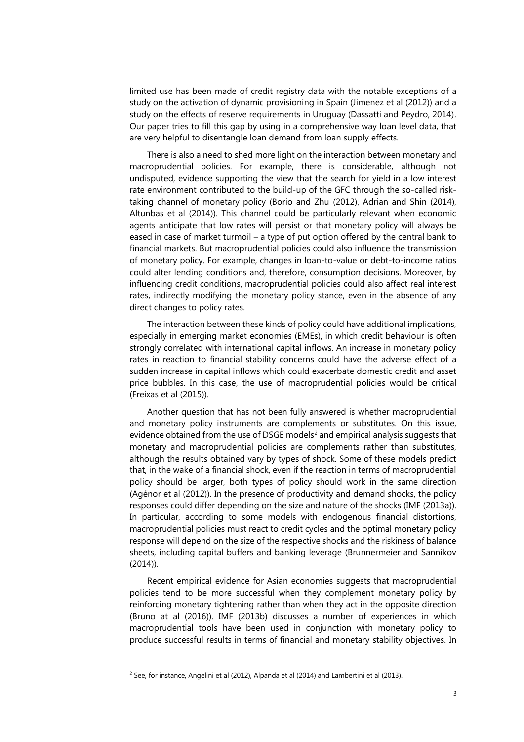limited use has been made of credit registry data with the notable exceptions of a study on the activation of dynamic provisioning in Spain (Jimenez et al (2012)) and a study on the effects of reserve requirements in Uruguay (Dassatti and Peydro, 2014). Our paper tries to fill this gap by using in a comprehensive way loan level data, that are very helpful to disentangle loan demand from loan supply effects.

There is also a need to shed more light on the interaction between monetary and macroprudential policies. For example, there is considerable, although not undisputed, evidence supporting the view that the search for yield in a low interest rate environment contributed to the build-up of the GFC through the so-called risk-taking channel of monetary policy (Borio and Zhu (2012), Adrian and Shin (2014), Altunbas et al (2014)). This channel could be particularly relevant when economic agents anticipate that low rates will persist or that monetary policy will always be eased in case of market turmoil – a type of put option offered by the central bank to financial markets. But macroprudential policies could also influence the transmission of monetary policy. For example, changes in loan-to-value or debt-to-income ratios could alter lending conditions and, therefore, consumption decisions. Moreover, by influencing credit conditions, macroprudential policies could also affect real interest rates, indirectly modifying the monetary policy stance, even in the absence of any direct changes to policy rates.

The interaction between these kinds of policy could have additional implications, especially in emerging market economies (EMEs), in which credit behaviour is often strongly correlated with international capital inflows. An increase in monetary policy rates in reaction to financial stability concerns could have the adverse effect of a sudden increase in capital inflows which could exacerbate domestic credit and asset price bubbles. In this case, the use of macroprudential policies would be critical (Freixas et al (2015)).

Another question that has not been fully answered is whether macroprudential and monetary policy instruments are complements or substitutes. On this issue, evidence obtained from the use of DSGE models[2] and empirical analysis suggests that monetary and macroprudential policies are complements rather than substitutes, although the results obtained vary by types of shock. Some of these models predict that, in the wake of a financial shock, even if the reaction in terms of macroprudential policy should be larger, both types of policy should work in the same direction (Agénor et al (2012)). In the presence of productivity and demand shocks, the policy responses could differ depending on the size and nature of the shocks (IMF (2013a)). In particular, according to some models with endogenous financial distortions, macroprudential policies must react to credit cycles and the optimal monetary policy response will depend on the size of the respective shocks and the riskiness of balance sheets, including capital buffers and banking leverage (Brunnermeier and Sannikov (2014)).

Recent empirical evidence for Asian economies suggests that macroprudential policies tend to be more successful when they complement monetary policy by reinforcing monetary tightening rather than when they act in the opposite direction (Bruno at al (2016)). IMF (2013b) discusses a number of experiences in which macroprudential tools have been used in conjunction with monetary policy to produce successful results in terms of financial and monetary stability objectives. In

[2] See, for instance, Angelini et al (2012), Alpanda et al (2014) and Lambertini et al (2013).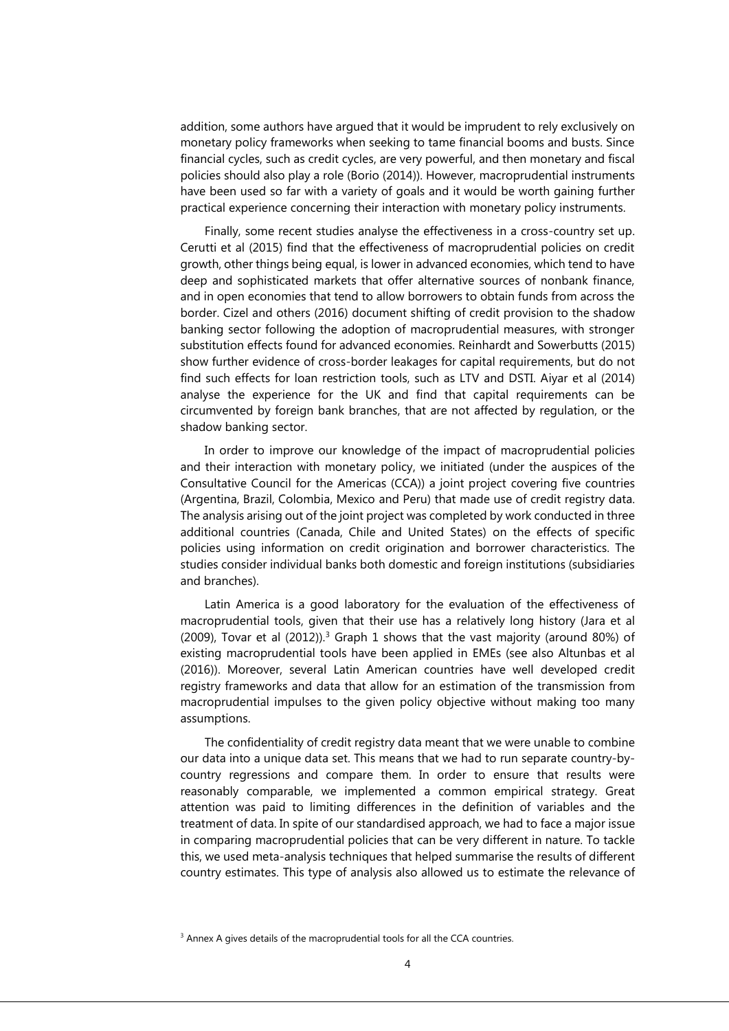addition, some authors have argued that it would be imprudent to rely exclusively on monetary policy frameworks when seeking to tame financial booms and busts. Since financial cycles, such as credit cycles, are very powerful, and then monetary and fiscal policies should also play a role (Borio (2014)). However, macroprudential instruments have been used so far with a variety of goals and it would be worth gaining further practical experience concerning their interaction with monetary policy instruments.

Finally, some recent studies analyse the effectiveness in a cross-country set up. Cerutti et al (2015) find that the effectiveness of macroprudential policies on credit growth, other things being equal, is lower in advanced economies, which tend to have deep and sophisticated markets that offer alternative sources of nonbank finance, and in open economies that tend to allow borrowers to obtain funds from across the border. Cizel and others (2016) document shifting of credit provision to the shadow banking sector following the adoption of macroprudential measures, with stronger substitution effects found for advanced economies. Reinhardt and Sowerbutts (2015) show further evidence of cross-border leakages for capital requirements, but do not find such effects for loan restriction tools, such as LTV and DSTI. Aiyar et al (2014) analyse the experience for the UK and find that capital requirements can be circumvented by foreign bank branches, that are not affected by regulation, or the shadow banking sector.

In order to improve our knowledge of the impact of macroprudential policies and their interaction with monetary policy, we initiated (under the auspices of the Consultative Council for the Americas (CCA)) a joint project covering five countries (Argentina, Brazil, Colombia, Mexico and Peru) that made use of credit registry data. The analysis arising out of the joint project was completed by work conducted in three additional countries (Canada, Chile and United States) on the effects of specific policies using information on credit origination and borrower characteristics. The studies consider individual banks both domestic and foreign institutions (subsidiaries and branches).

Latin America is a good laboratory for the evaluation of the effectiveness of macroprudential tools, given that their use has a relatively long history (Jara et al (2009), Tovar et al (2012)).[3] Graph 1 shows that the vast majority (around 80%) of existing macroprudential tools have been applied in EMEs (see also Altunbas et al (2016)). Moreover, several Latin American countries have well developed credit registry frameworks and data that allow for an estimation of the transmission from macroprudential impulses to the given policy objective without making too many assumptions.

The confidentiality of credit registry data meant that we were unable to combine our data into a unique data set. This means that we had to run separate country-by-country regressions and compare them. In order to ensure that results were reasonably comparable, we implemented a common empirical strategy. Great attention was paid to limiting differences in the definition of variables and the treatment of data. In spite of our standardised approach, we had to face a major issue in comparing macroprudential policies that can be very different in nature. To tackle this, we used meta-analysis techniques that helped summarise the results of different country estimates. This type of analysis also allowed us to estimate the relevance of

[3] Annex A gives details of the macroprudential tools for all the CCA countries.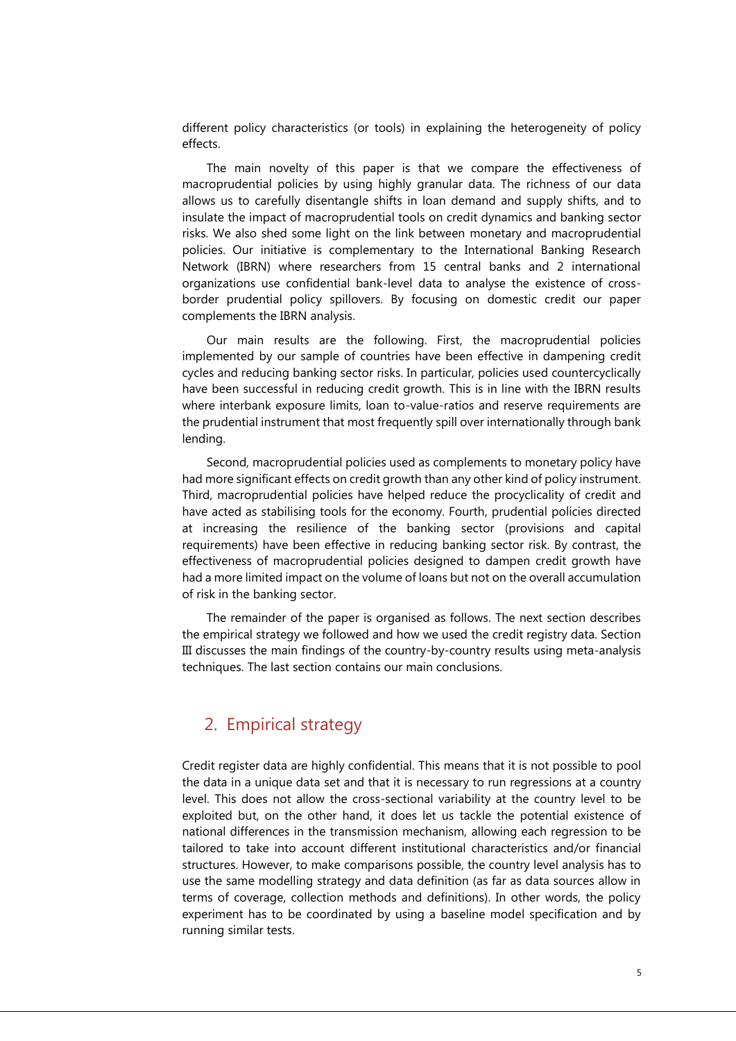different policy characteristics (or tools) in explaining the heterogeneity of policy effects.

The main novelty of this paper is that we compare the effectiveness of macroprudential policies by using highly granular data. The richness of our data allows us to carefully disentangle shifts in loan demand and supply shifts, and to insulate the impact of macroprudential tools on credit dynamics and banking sector risks. We also shed some light on the link between monetary and macroprudential policies. Our initiative is complementary to the International Banking Research Network (IBRN) where researchers from 15 central banks and 2 international organizations use confidential bank-level data to analyse the existence of cross-border prudential policy spillovers. By focusing on domestic credit our paper complements the IBRN analysis.

Our main results are the following. First, the macroprudential policies implemented by our sample of countries have been effective in dampening credit cycles and reducing banking sector risks. In particular, policies used countercyclically have been successful in reducing credit growth. This is in line with the IBRN results where interbank exposure limits, loan to-value-ratios and reserve requirements are the prudential instrument that most frequently spill over internationally through bank lending.

Second, macroprudential policies used as complements to monetary policy have had more significant effects on credit growth than any other kind of policy instrument. Third, macroprudential policies have helped reduce the procyclicality of credit and have acted as stabilising tools for the economy. Fourth, prudential policies directed at increasing the resilience of the banking sector (provisions and capital requirements) have been effective in reducing banking sector risk. By contrast, the effectiveness of macroprudential policies designed to dampen credit growth have had a more limited impact on the volume of loans but not on the overall accumulation of risk in the banking sector.

The remainder of the paper is organised as follows. The next section describes the empirical strategy we followed and how we used the credit registry data. Section III discusses the main findings of the country-by-country results using meta-analysis techniques. The last section contains our main conclusions.

## 2. Empirical strategy

Credit register data are highly confidential. This means that it is not possible to pool the data in a unique data set and that it is necessary to run regressions at a country level. This does not allow the cross-sectional variability at the country level to be exploited but, on the other hand, it does let us tackle the potential existence of national differences in the transmission mechanism, allowing each regression to be tailored to take into account different institutional characteristics and/or financial structures. However, to make comparisons possible, the country level analysis has to use the same modelling strategy and data definition (as far as data sources allow in terms of coverage, collection methods and definitions). In other words, the policy experiment has to be coordinated by using a baseline model specification and by running similar tests.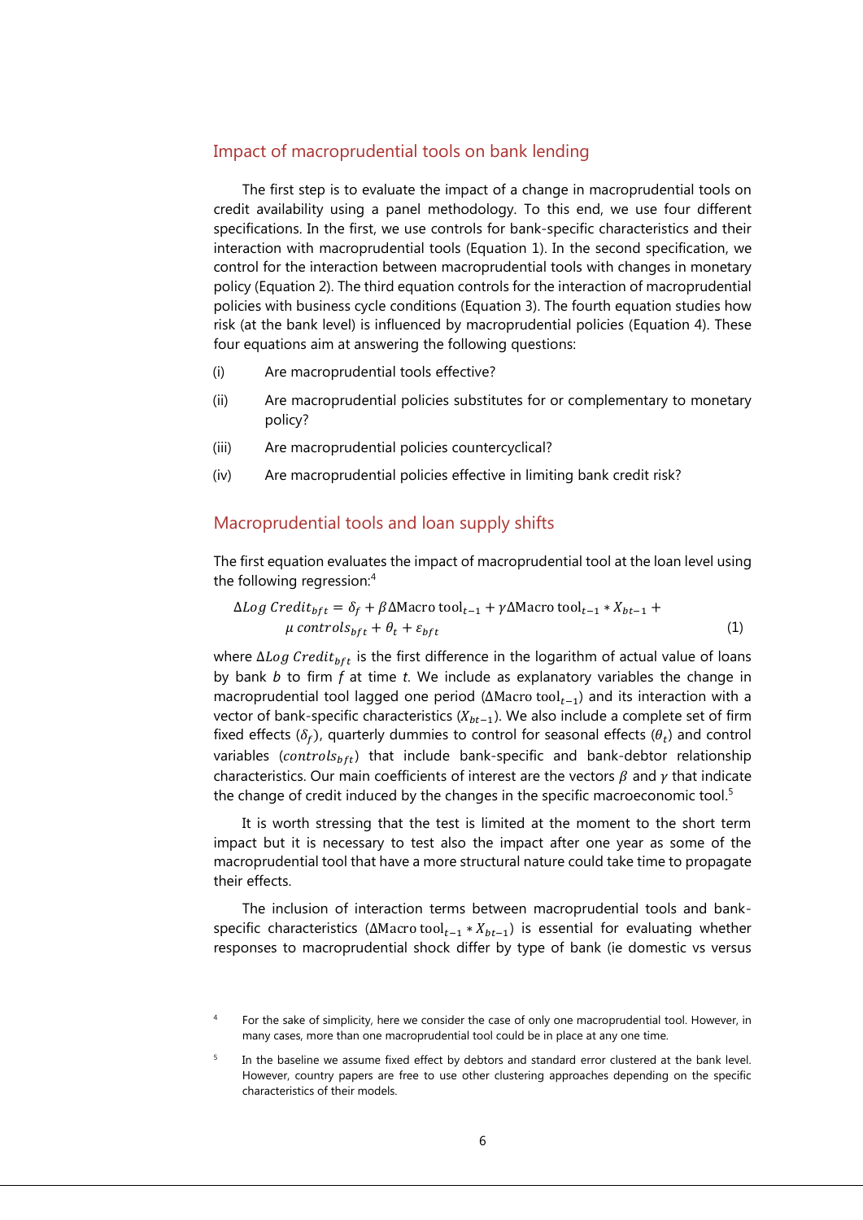## Impact of macroprudential tools on bank lending

The first step is to evaluate the impact of a change in macroprudential tools on credit availability using a panel methodology. To this end, we use four different specifications. In the first, we use controls for bank-specific characteristics and their interaction with macroprudential tools (Equation 1). In the second specification, we control for the interaction between macroprudential tools with changes in monetary policy (Equation 2). The third equation controls for the interaction of macroprudential policies with business cycle conditions (Equation 3). The fourth equation studies how risk (at the bank level) is influenced by macroprudential policies (Equation 4). These four equations aim at answering the following questions:

(i) Are macroprudential tools effective?

(ii) Are macroprudential policies substitutes for or complementary to monetary policy?

(iii) Are macroprudential policies countercyclical?

(iv) Are macroprudential policies effective in limiting bank credit risk?

## Macroprudential tools and loan supply shifts

The first equation evaluates the impact of macroprudential tool at the loan level using the following regression:[4]

$$\Delta Log\ Credit_{bft} = \delta_f + \beta \Delta \text{Macro tool}_{t-1} + \gamma \Delta \text{Macro tool}_{t-1} * X_{bt-1} + \mu\ controls_{bft} + \theta_t + \varepsilon_{bft} \quad (1)$$

where $\Delta Log\ Credit_{bft}$ is the first difference in the logarithm of actual value of loans by bank $b$ to firm $f$ at time $t$. We include as explanatory variables the change in macroprudential tool lagged one period ($\Delta\text{Macro tool}_{t-1}$) and its interaction with a vector of bank-specific characteristics ($X_{bt-1}$). We also include a complete set of firm fixed effects ($\delta_f$), quarterly dummies to control for seasonal effects ($\theta_t$) and control variables ($controls_{bft}$) that include bank-specific and bank-debtor relationship characteristics. Our main coefficients of interest are the vectors $\beta$ and $\gamma$ that indicate the change of credit induced by the changes in the specific macroeconomic tool.[5]

It is worth stressing that the test is limited at the moment to the short term impact but it is necessary to test also the impact after one year as some of the macroprudential tool that have a more structural nature could take time to propagate their effects.

The inclusion of interaction terms between macroprudential tools and bank-specific characteristics ($\Delta\text{Macro tool}_{t-1} * X_{bt-1}$) is essential for evaluating whether responses to macroprudential shock differ by type of bank (ie domestic vs versus

[4] For the sake of simplicity, here we consider the case of only one macroprudential tool. However, in many cases, more than one macroprudential tool could be in place at any one time.

[5] In the baseline we assume fixed effect by debtors and standard error clustered at the bank level. However, country papers are free to use other clustering approaches depending on the specific characteristics of their models.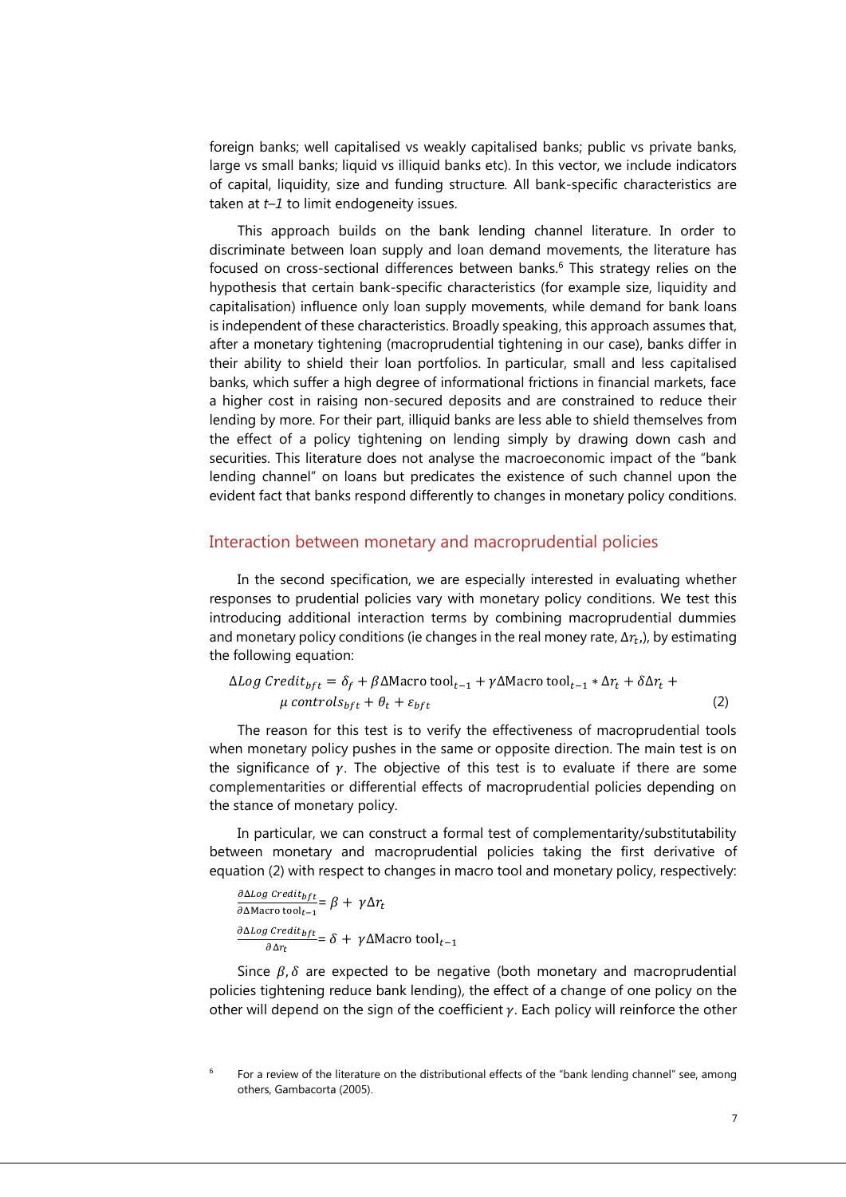foreign banks; well capitalised vs weakly capitalised banks; public vs private banks, large vs small banks; liquid vs illiquid banks etc). In this vector, we include indicators of capital, liquidity, size and funding structure. All bank-specific characteristics are taken at *t–1* to limit endogeneity issues.

This approach builds on the bank lending channel literature. In order to discriminate between loan supply and loan demand movements, the literature has focused on cross-sectional differences between banks.[6] This strategy relies on the hypothesis that certain bank-specific characteristics (for example size, liquidity and capitalisation) influence only loan supply movements, while demand for bank loans is independent of these characteristics. Broadly speaking, this approach assumes that, after a monetary tightening (macroprudential tightening in our case), banks differ in their ability to shield their loan portfolios. In particular, small and less capitalised banks, which suffer a high degree of informational frictions in financial markets, face a higher cost in raising non-secured deposits and are constrained to reduce their lending by more. For their part, illiquid banks are less able to shield themselves from the effect of a policy tightening on lending simply by drawing down cash and securities. This literature does not analyse the macroeconomic impact of the "bank lending channel" on loans but predicates the existence of such channel upon the evident fact that banks respond differently to changes in monetary policy conditions.

## Interaction between monetary and macroprudential policies

In the second specification, we are especially interested in evaluating whether responses to prudential policies vary with monetary policy conditions. We test this introducing additional interaction terms by combining macroprudential dummies and monetary policy conditions (ie changes in the real money rate, $\Delta r_t$,), by estimating the following equation:

$$\Delta Log\ Credit_{bft} = \delta_f + \beta \Delta \text{Macro tool}_{t-1} + \gamma \Delta \text{Macro tool}_{t-1} * \Delta r_t + \delta \Delta r_t + \mu\ controls_{bft} + \theta_t + \varepsilon_{bft} \quad (2)$$

The reason for this test is to verify the effectiveness of macroprudential tools when monetary policy pushes in the same or opposite direction. The main test is on the significance of $\gamma$. The objective of this test is to evaluate if there are some complementarities or differential effects of macroprudential policies depending on the stance of monetary policy.

In particular, we can construct a formal test of complementarity/substitutability between monetary and macroprudential policies taking the first derivative of equation (2) with respect to changes in macro tool and monetary policy, respectively:

$$\frac{\partial \Delta Log\ Credit_{bft}}{\partial \Delta \text{Macro tool}_{t-1}} = \beta + \gamma \Delta r_t$$

$$\frac{\partial \Delta Log\ Credit_{bft}}{\partial \Delta r_t} = \delta + \gamma \Delta \text{Macro tool}_{t-1}$$

Since $\beta, \delta$ are expected to be negative (both monetary and macroprudential policies tightening reduce bank lending), the effect of a change of one policy on the other will depend on the sign of the coefficient $\gamma$. Each policy will reinforce the other

[6] For a review of the literature on the distributional effects of the "bank lending channel" see, among others, Gambacorta (2005).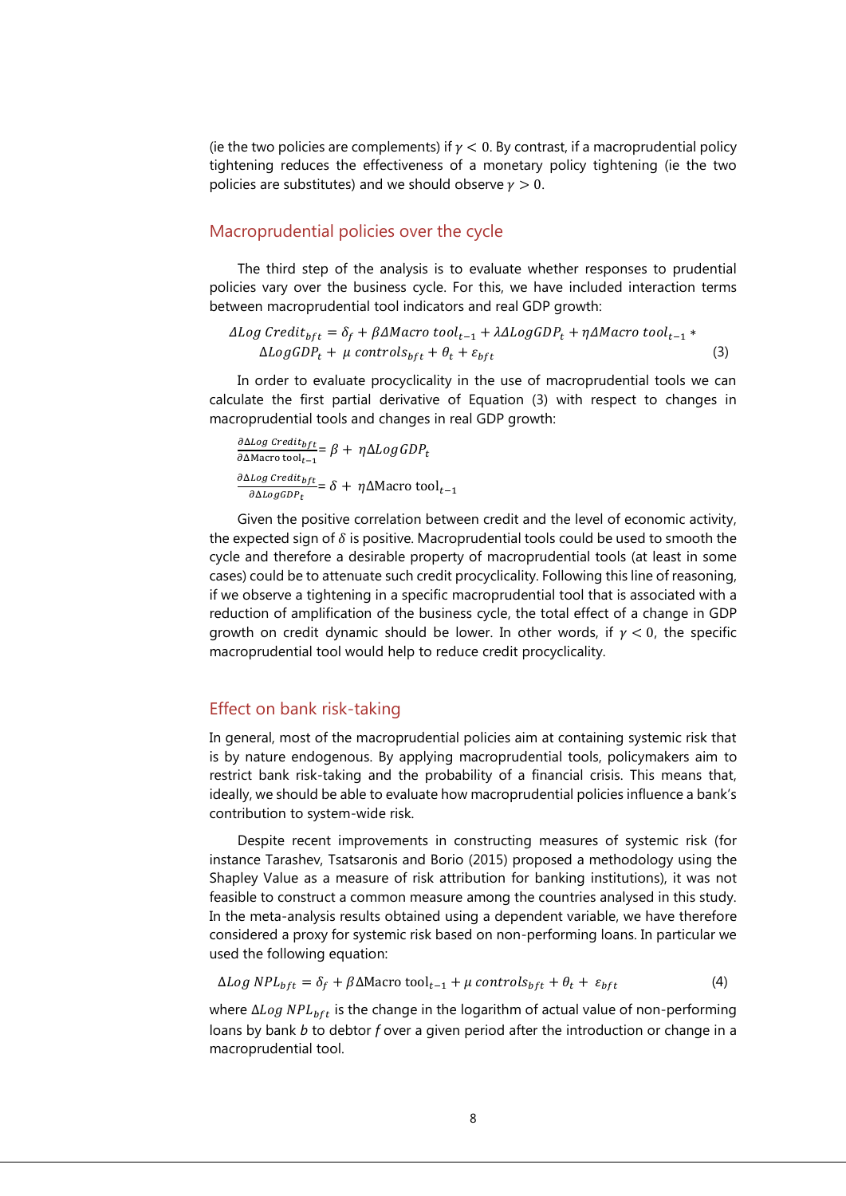(ie the two policies are complements) if $\gamma < 0$. By contrast, if a macroprudential policy tightening reduces the effectiveness of a monetary policy tightening (ie the two policies are substitutes) and we should observe $\gamma > 0$.

## Macroprudential policies over the cycle

The third step of the analysis is to evaluate whether responses to prudential policies vary over the business cycle. For this, we have included interaction terms between macroprudential tool indicators and real GDP growth:

$$\Delta Log\ Credit_{bft} = \delta_f + \beta \Delta Macro\ tool_{t-1} + \lambda \Delta LogGDP_t + \eta \Delta Macro\ tool_{t-1} * \Delta LogGDP_t + \mu\ controls_{bft} + \theta_t + \varepsilon_{bft} \quad (3)$$

In order to evaluate procyclicality in the use of macroprudential tools we can calculate the first partial derivative of Equation (3) with respect to changes in macroprudential tools and changes in real GDP growth:

$$\frac{\partial \Delta Log\ Credit_{bft}}{\partial \Delta \text{Macro tool}_{t-1}} = \beta + \eta \Delta Log\, GDP_t$$

$$\frac{\partial \Delta Log\ Credit_{bft}}{\partial \Delta LogGDP_t} = \delta + \eta \Delta \text{Macro tool}_{t-1}$$

Given the positive correlation between credit and the level of economic activity, the expected sign of $\delta$ is positive. Macroprudential tools could be used to smooth the cycle and therefore a desirable property of macroprudential tools (at least in some cases) could be to attenuate such credit procyclicality. Following this line of reasoning, if we observe a tightening in a specific macroprudential tool that is associated with a reduction of amplification of the business cycle, the total effect of a change in GDP growth on credit dynamic should be lower. In other words, if $\gamma < 0$, the specific macroprudential tool would help to reduce credit procyclicality.

## Effect on bank risk-taking

In general, most of the macroprudential policies aim at containing systemic risk that is by nature endogenous. By applying macroprudential tools, policymakers aim to restrict bank risk-taking and the probability of a financial crisis. This means that, ideally, we should be able to evaluate how macroprudential policies influence a bank's contribution to system-wide risk.

Despite recent improvements in constructing measures of systemic risk (for instance Tarashev, Tsatsaronis and Borio (2015) proposed a methodology using the Shapley Value as a measure of risk attribution for banking institutions), it was not feasible to construct a common measure among the countries analysed in this study. In the meta-analysis results obtained using a dependent variable, we have therefore considered a proxy for systemic risk based on non-performing loans. In particular we used the following equation:

$$\Delta Log\ NPL_{bft} = \delta_f + \beta \Delta \text{Macro tool}_{t-1} + \mu\ controls_{bft} + \theta_t + \varepsilon_{bft} \quad (4)$$

where $\Delta Log\ NPL_{bft}$ is the change in the logarithm of actual value of non-performing loans by bank $b$ to debtor $f$ over a given period after the introduction or change in a macroprudential tool.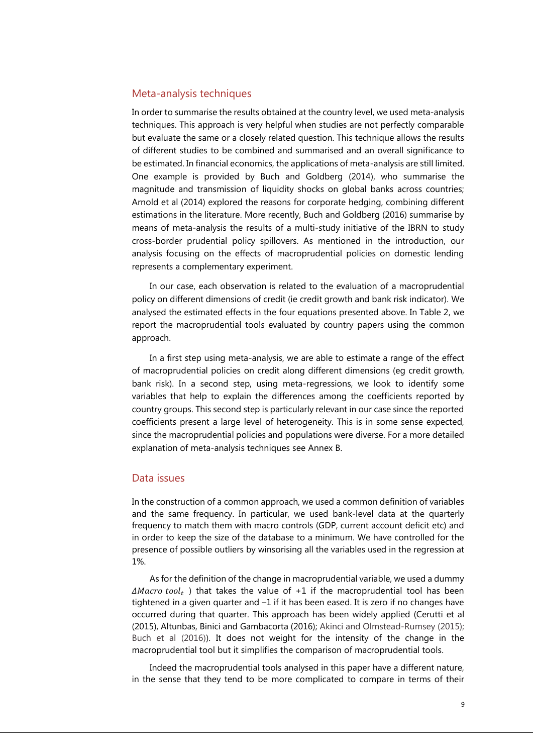## Meta-analysis techniques

In order to summarise the results obtained at the country level, we used meta-analysis techniques. This approach is very helpful when studies are not perfectly comparable but evaluate the same or a closely related question. This technique allows the results of different studies to be combined and summarised and an overall significance to be estimated. In financial economics, the applications of meta-analysis are still limited. One example is provided by Buch and Goldberg (2014), who summarise the magnitude and transmission of liquidity shocks on global banks across countries; Arnold et al (2014) explored the reasons for corporate hedging, combining different estimations in the literature. More recently, Buch and Goldberg (2016) summarise by means of meta-analysis the results of a multi-study initiative of the IBRN to study cross-border prudential policy spillovers. As mentioned in the introduction, our analysis focusing on the effects of macroprudential policies on domestic lending represents a complementary experiment.

In our case, each observation is related to the evaluation of a macroprudential policy on different dimensions of credit (ie credit growth and bank risk indicator). We analysed the estimated effects in the four equations presented above. In Table 2, we report the macroprudential tools evaluated by country papers using the common approach.

In a first step using meta-analysis, we are able to estimate a range of the effect of macroprudential policies on credit along different dimensions (eg credit growth, bank risk). In a second step, using meta-regressions, we look to identify some variables that help to explain the differences among the coefficients reported by country groups. This second step is particularly relevant in our case since the reported coefficients present a large level of heterogeneity. This is in some sense expected, since the macroprudential policies and populations were diverse. For a more detailed explanation of meta-analysis techniques see Annex B.

## Data issues

In the construction of a common approach, we used a common definition of variables and the same frequency. In particular, we used bank-level data at the quarterly frequency to match them with macro controls (GDP, current account deficit etc) and in order to keep the size of the database to a minimum. We have controlled for the presence of possible outliers by winsorising all the variables used in the regression at 1%.

As for the definition of the change in macroprudential variable, we used a dummy $\Delta Macro\ tool_t$ ) that takes the value of +1 if the macroprudential tool has been tightened in a given quarter and –1 if it has been eased. It is zero if no changes have occurred during that quarter. This approach has been widely applied (Cerutti et al (2015), Altunbas, Binici and Gambacorta (2016); Akinci and Olmstead-Rumsey (2015); Buch et al (2016)). It does not weight for the intensity of the change in the macroprudential tool but it simplifies the comparison of macroprudential tools.

Indeed the macroprudential tools analysed in this paper have a different nature, in the sense that they tend to be more complicated to compare in terms of their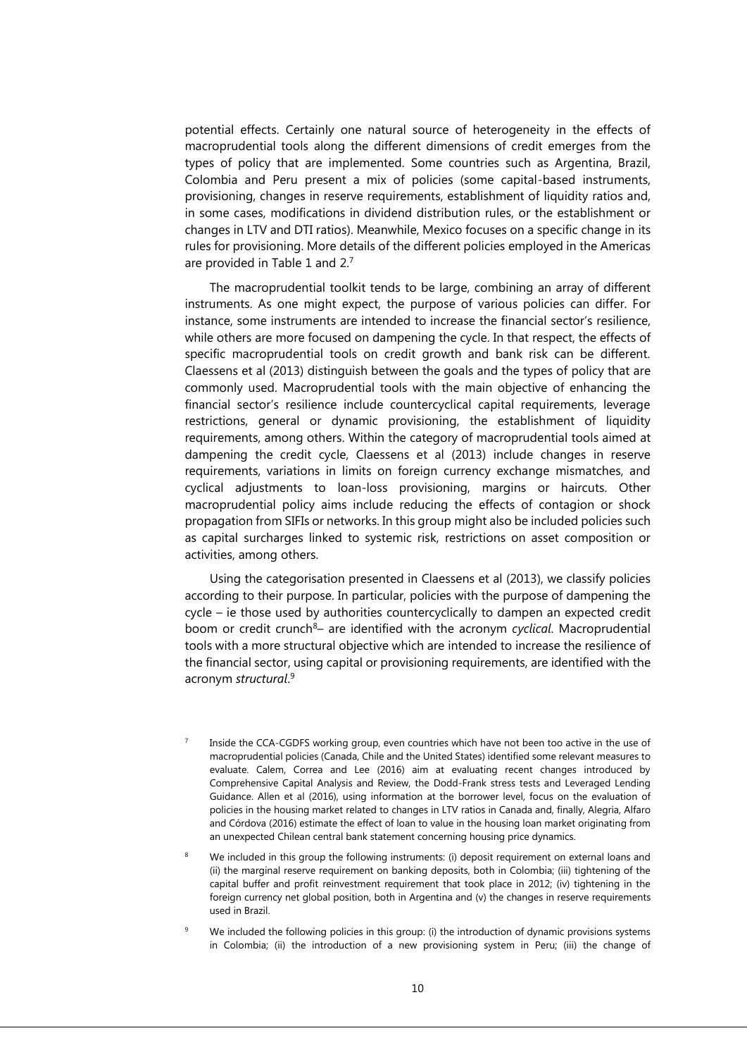potential effects. Certainly one natural source of heterogeneity in the effects of macroprudential tools along the different dimensions of credit emerges from the types of policy that are implemented. Some countries such as Argentina, Brazil, Colombia and Peru present a mix of policies (some capital-based instruments, provisioning, changes in reserve requirements, establishment of liquidity ratios and, in some cases, modifications in dividend distribution rules, or the establishment or changes in LTV and DTI ratios). Meanwhile, Mexico focuses on a specific change in its rules for provisioning. More details of the different policies employed in the Americas are provided in Table 1 and 2.[7]

The macroprudential toolkit tends to be large, combining an array of different instruments. As one might expect, the purpose of various policies can differ. For instance, some instruments are intended to increase the financial sector's resilience, while others are more focused on dampening the cycle. In that respect, the effects of specific macroprudential tools on credit growth and bank risk can be different. Claessens et al (2013) distinguish between the goals and the types of policy that are commonly used. Macroprudential tools with the main objective of enhancing the financial sector's resilience include countercyclical capital requirements, leverage restrictions, general or dynamic provisioning, the establishment of liquidity requirements, among others. Within the category of macroprudential tools aimed at dampening the credit cycle, Claessens et al (2013) include changes in reserve requirements, variations in limits on foreign currency exchange mismatches, and cyclical adjustments to loan-loss provisioning, margins or haircuts. Other macroprudential policy aims include reducing the effects of contagion or shock propagation from SIFIs or networks. In this group might also be included policies such as capital surcharges linked to systemic risk, restrictions on asset composition or activities, among others.

Using the categorisation presented in Claessens et al (2013), we classify policies according to their purpose. In particular, policies with the purpose of dampening the cycle – ie those used by authorities countercyclically to dampen an expected credit boom or credit crunch[8]– are identified with the acronym *cyclical*. Macroprudential tools with a more structural objective which are intended to increase the resilience of the financial sector, using capital or provisioning requirements, are identified with the acronym *structural*.[9]

[7] Inside the CCA-CGDFS working group, even countries which have not been too active in the use of macroprudential policies (Canada, Chile and the United States) identified some relevant measures to evaluate. Calem, Correa and Lee (2016) aim at evaluating recent changes introduced by Comprehensive Capital Analysis and Review, the Dodd-Frank stress tests and Leveraged Lending Guidance. Allen et al (2016), using information at the borrower level, focus on the evaluation of policies in the housing market related to changes in LTV ratios in Canada and, finally, Alegria, Alfaro and Córdova (2016) estimate the effect of loan to value in the housing loan market originating from an unexpected Chilean central bank statement concerning housing price dynamics.

[8] We included in this group the following instruments: (i) deposit requirement on external loans and (ii) the marginal reserve requirement on banking deposits, both in Colombia; (iii) tightening of the capital buffer and profit reinvestment requirement that took place in 2012; (iv) tightening in the foreign currency net global position, both in Argentina and (v) the changes in reserve requirements used in Brazil.

[9] We included the following policies in this group: (i) the introduction of dynamic provisions systems in Colombia; (ii) the introduction of a new provisioning system in Peru; (iii) the change of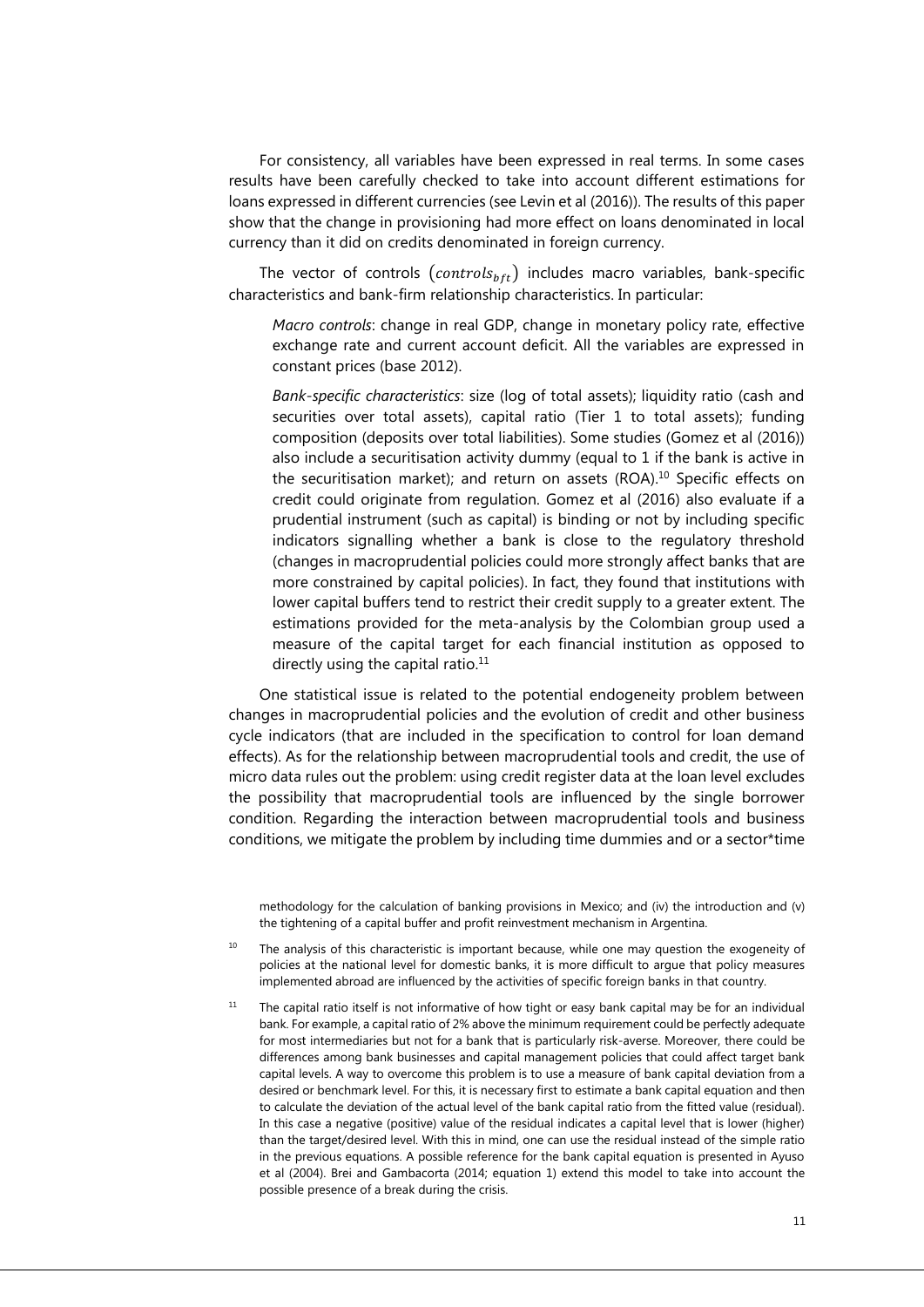For consistency, all variables have been expressed in real terms. In some cases results have been carefully checked to take into account different estimations for loans expressed in different currencies (see Levin et al (2016)). The results of this paper show that the change in provisioning had more effect on loans denominated in local currency than it did on credits denominated in foreign currency.

The vector of controls $(controls_{bft})$ includes macro variables, bank-specific characteristics and bank-firm relationship characteristics. In particular:

> *Macro controls*: change in real GDP, change in monetary policy rate, effective exchange rate and current account deficit. All the variables are expressed in constant prices (base 2012).
>
> *Bank-specific characteristics*: size (log of total assets); liquidity ratio (cash and securities over total assets), capital ratio (Tier 1 to total assets); funding composition (deposits over total liabilities). Some studies (Gomez et al (2016)) also include a securitisation activity dummy (equal to 1 if the bank is active in the securitisation market); and return on assets (ROA).[10] Specific effects on credit could originate from regulation. Gomez et al (2016) also evaluate if a prudential instrument (such as capital) is binding or not by including specific indicators signalling whether a bank is close to the regulatory threshold (changes in macroprudential policies could more strongly affect banks that are more constrained by capital policies). In fact, they found that institutions with lower capital buffers tend to restrict their credit supply to a greater extent. The estimations provided for the meta-analysis by the Colombian group used a measure of the capital target for each financial institution as opposed to directly using the capital ratio.[11]

One statistical issue is related to the potential endogeneity problem between changes in macroprudential policies and the evolution of credit and other business cycle indicators (that are included in the specification to control for loan demand effects). As for the relationship between macroprudential tools and credit, the use of micro data rules out the problem: using credit register data at the loan level excludes the possibility that macroprudential tools are influenced by the single borrower condition. Regarding the interaction between macroprudential tools and business conditions, we mitigate the problem by including time dummies and or a sector*time

---

methodology for the calculation of banking provisions in Mexico; and (iv) the introduction and (v) the tightening of a capital buffer and profit reinvestment mechanism in Argentina.

[10] The analysis of this characteristic is important because, while one may question the exogeneity of policies at the national level for domestic banks, it is more difficult to argue that policy measures implemented abroad are influenced by the activities of specific foreign banks in that country.

[11] The capital ratio itself is not informative of how tight or easy bank capital may be for an individual bank. For example, a capital ratio of 2% above the minimum requirement could be perfectly adequate for most intermediaries but not for a bank that is particularly risk-averse. Moreover, there could be differences among bank businesses and capital management policies that could affect target bank capital levels. A way to overcome this problem is to use a measure of bank capital deviation from a desired or benchmark level. For this, it is necessary first to estimate a bank capital equation and then to calculate the deviation of the actual level of the bank capital ratio from the fitted value (residual). In this case a negative (positive) value of the residual indicates a capital level that is lower (higher) than the target/desired level. With this in mind, one can use the residual instead of the simple ratio in the previous equations. A possible reference for the bank capital equation is presented in Ayuso et al (2004). Brei and Gambacorta (2014; equation 1) extend this model to take into account the possible presence of a break during the crisis.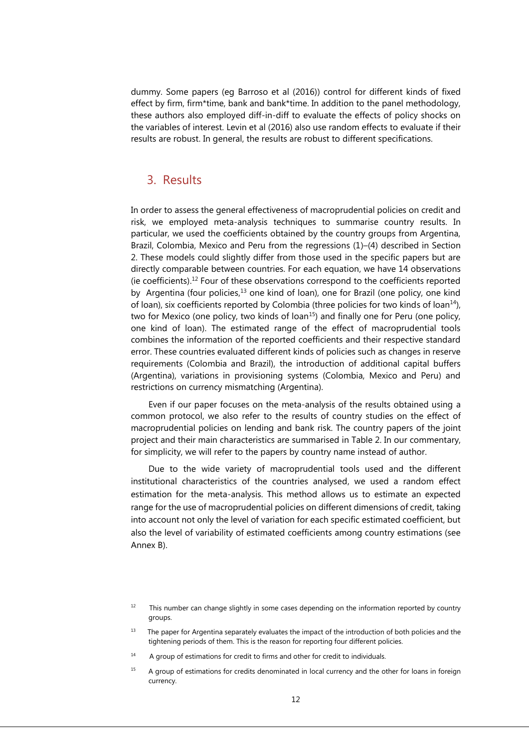dummy. Some papers (eg Barroso et al (2016)) control for different kinds of fixed effect by firm, firm*time, bank and bank*time. In addition to the panel methodology, these authors also employed diff-in-diff to evaluate the effects of policy shocks on the variables of interest. Levin et al (2016) also use random effects to evaluate if their results are robust. In general, the results are robust to different specifications.

## 3. Results

In order to assess the general effectiveness of macroprudential policies on credit and risk, we employed meta-analysis techniques to summarise country results. In particular, we used the coefficients obtained by the country groups from Argentina, Brazil, Colombia, Mexico and Peru from the regressions (1)–(4) described in Section 2. These models could slightly differ from those used in the specific papers but are directly comparable between countries. For each equation, we have 14 observations (ie coefficients).[12] Four of these observations correspond to the coefficients reported by Argentina (four policies,[13] one kind of loan), one for Brazil (one policy, one kind of loan), six coefficients reported by Colombia (three policies for two kinds of loan[14]), two for Mexico (one policy, two kinds of loan[15]) and finally one for Peru (one policy, one kind of loan). The estimated range of the effect of macroprudential tools combines the information of the reported coefficients and their respective standard error. These countries evaluated different kinds of policies such as changes in reserve requirements (Colombia and Brazil), the introduction of additional capital buffers (Argentina), variations in provisioning systems (Colombia, Mexico and Peru) and restrictions on currency mismatching (Argentina).

Even if our paper focuses on the meta-analysis of the results obtained using a common protocol, we also refer to the results of country studies on the effect of macroprudential policies on lending and bank risk. The country papers of the joint project and their main characteristics are summarised in Table 2. In our commentary, for simplicity, we will refer to the papers by country name instead of author.

Due to the wide variety of macroprudential tools used and the different institutional characteristics of the countries analysed, we used a random effect estimation for the meta-analysis. This method allows us to estimate an expected range for the use of macroprudential policies on different dimensions of credit, taking into account not only the level of variation for each specific estimated coefficient, but also the level of variability of estimated coefficients among country estimations (see Annex B).

[12] This number can change slightly in some cases depending on the information reported by country groups.

[13] The paper for Argentina separately evaluates the impact of the introduction of both policies and the tightening periods of them. This is the reason for reporting four different policies.

[14] A group of estimations for credit to firms and other for credit to individuals.

[15] A group of estimations for credits denominated in local currency and the other for loans in foreign currency.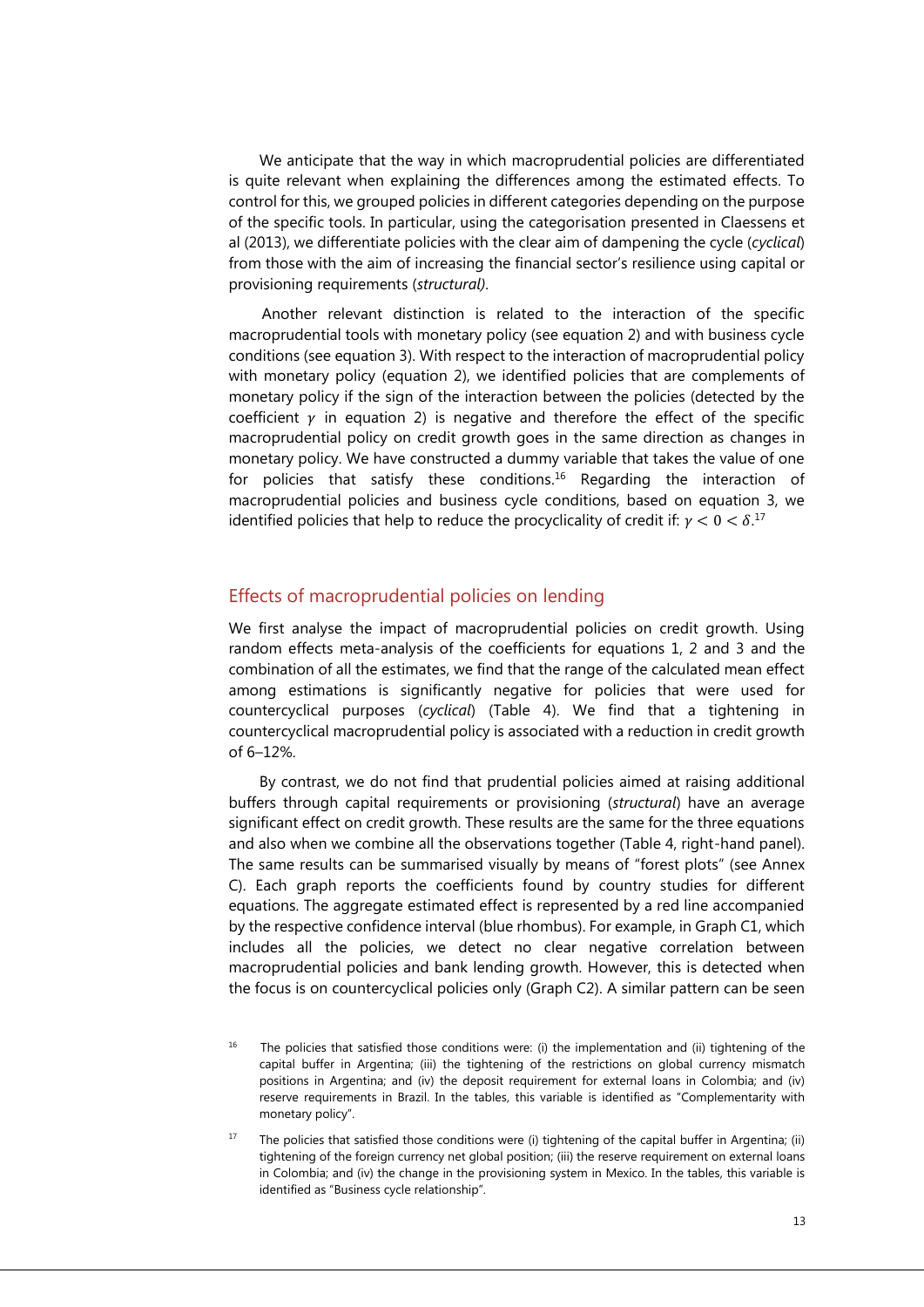We anticipate that the way in which macroprudential policies are differentiated is quite relevant when explaining the differences among the estimated effects. To control for this, we grouped policies in different categories depending on the purpose of the specific tools. In particular, using the categorisation presented in Claessens et al (2013), we differentiate policies with the clear aim of dampening the cycle (*cyclical*) from those with the aim of increasing the financial sector's resilience using capital or provisioning requirements (*structural)*.

Another relevant distinction is related to the interaction of the specific macroprudential tools with monetary policy (see equation 2) and with business cycle conditions (see equation 3). With respect to the interaction of macroprudential policy with monetary policy (equation 2), we identified policies that are complements of monetary policy if the sign of the interaction between the policies (detected by the coefficient $\gamma$ in equation 2) is negative and therefore the effect of the specific macroprudential policy on credit growth goes in the same direction as changes in monetary policy. We have constructed a dummy variable that takes the value of one for policies that satisfy these conditions.[16] Regarding the interaction of macroprudential policies and business cycle conditions, based on equation 3, we identified policies that help to reduce the procyclicality of credit if: $\gamma < 0 < \delta$.[17]

## Effects of macroprudential policies on lending

We first analyse the impact of macroprudential policies on credit growth. Using random effects meta-analysis of the coefficients for equations 1, 2 and 3 and the combination of all the estimates, we find that the range of the calculated mean effect among estimations is significantly negative for policies that were used for countercyclical purposes (*cyclical*) (Table 4). We find that a tightening in countercyclical macroprudential policy is associated with a reduction in credit growth of 6–12%.

By contrast, we do not find that prudential policies aimed at raising additional buffers through capital requirements or provisioning (*structural*) have an average significant effect on credit growth. These results are the same for the three equations and also when we combine all the observations together (Table 4, right-hand panel). The same results can be summarised visually by means of "forest plots" (see Annex C). Each graph reports the coefficients found by country studies for different equations. The aggregate estimated effect is represented by a red line accompanied by the respective confidence interval (blue rhombus). For example, in Graph C1, which includes all the policies, we detect no clear negative correlation between macroprudential policies and bank lending growth. However, this is detected when the focus is on countercyclical policies only (Graph C2). A similar pattern can be seen

---

[16] The policies that satisfied those conditions were: (i) the implementation and (ii) tightening of the capital buffer in Argentina; (iii) the tightening of the restrictions on global currency mismatch positions in Argentina; and (iv) the deposit requirement for external loans in Colombia; and (iv) reserve requirements in Brazil. In the tables, this variable is identified as "Complementarity with monetary policy".

[17] The policies that satisfied those conditions were (i) tightening of the capital buffer in Argentina; (ii) tightening of the foreign currency net global position; (iii) the reserve requirement on external loans in Colombia; and (iv) the change in the provisioning system in Mexico. In the tables, this variable is identified as "Business cycle relationship".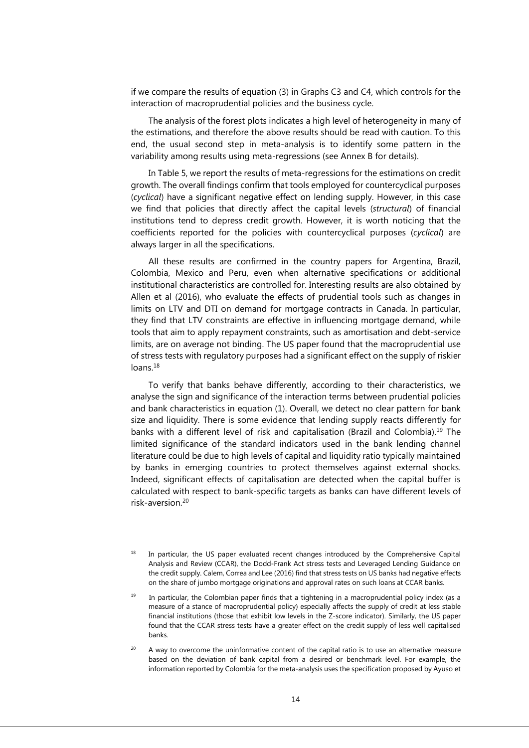if we compare the results of equation (3) in Graphs C3 and C4, which controls for the interaction of macroprudential policies and the business cycle.

The analysis of the forest plots indicates a high level of heterogeneity in many of the estimations, and therefore the above results should be read with caution. To this end, the usual second step in meta-analysis is to identify some pattern in the variability among results using meta-regressions (see Annex B for details).

In Table 5, we report the results of meta-regressions for the estimations on credit growth. The overall findings confirm that tools employed for countercyclical purposes (*cyclical*) have a significant negative effect on lending supply. However, in this case we find that policies that directly affect the capital levels (*structural*) of financial institutions tend to depress credit growth. However, it is worth noticing that the coefficients reported for the policies with countercyclical purposes (*cyclical*) are always larger in all the specifications.

All these results are confirmed in the country papers for Argentina, Brazil, Colombia, Mexico and Peru, even when alternative specifications or additional institutional characteristics are controlled for. Interesting results are also obtained by Allen et al (2016), who evaluate the effects of prudential tools such as changes in limits on LTV and DTI on demand for mortgage contracts in Canada. In particular, they find that LTV constraints are effective in influencing mortgage demand, while tools that aim to apply repayment constraints, such as amortisation and debt-service limits, are on average not binding. The US paper found that the macroprudential use of stress tests with regulatory purposes had a significant effect on the supply of riskier loans.[18]

To verify that banks behave differently, according to their characteristics, we analyse the sign and significance of the interaction terms between prudential policies and bank characteristics in equation (1). Overall, we detect no clear pattern for bank size and liquidity. There is some evidence that lending supply reacts differently for banks with a different level of risk and capitalisation (Brazil and Colombia).[19] The limited significance of the standard indicators used in the bank lending channel literature could be due to high levels of capital and liquidity ratio typically maintained by banks in emerging countries to protect themselves against external shocks. Indeed, significant effects of capitalisation are detected when the capital buffer is calculated with respect to bank-specific targets as banks can have different levels of risk-aversion.[20]

[18] In particular, the US paper evaluated recent changes introduced by the Comprehensive Capital Analysis and Review (CCAR), the Dodd-Frank Act stress tests and Leveraged Lending Guidance on the credit supply. Calem, Correa and Lee (2016) find that stress tests on US banks had negative effects on the share of jumbo mortgage originations and approval rates on such loans at CCAR banks.

[19] In particular, the Colombian paper finds that a tightening in a macroprudential policy index (as a measure of a stance of macroprudential policy) especially affects the supply of credit at less stable financial institutions (those that exhibit low levels in the Z-score indicator). Similarly, the US paper found that the CCAR stress tests have a greater effect on the credit supply of less well capitalised banks.

[20] A way to overcome the uninformative content of the capital ratio is to use an alternative measure based on the deviation of bank capital from a desired or benchmark level. For example, the information reported by Colombia for the meta-analysis uses the specification proposed by Ayuso et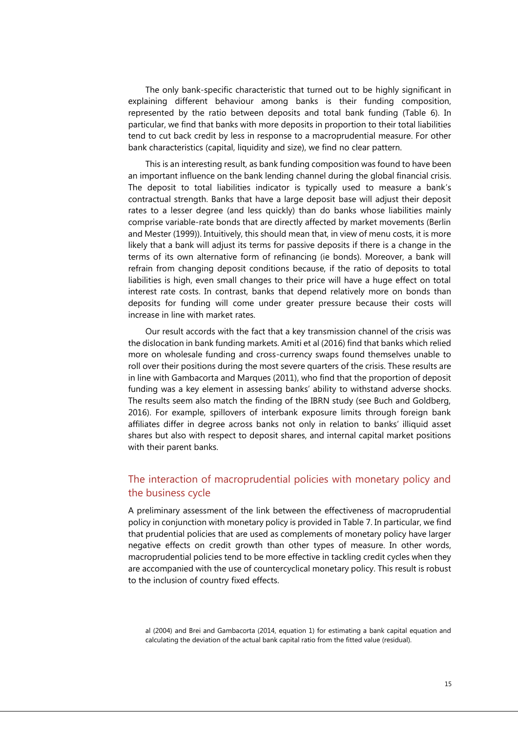The only bank-specific characteristic that turned out to be highly significant in explaining different behaviour among banks is their funding composition, represented by the ratio between deposits and total bank funding (Table 6). In particular, we find that banks with more deposits in proportion to their total liabilities tend to cut back credit by less in response to a macroprudential measure. For other bank characteristics (capital, liquidity and size), we find no clear pattern.

This is an interesting result, as bank funding composition was found to have been an important influence on the bank lending channel during the global financial crisis. The deposit to total liabilities indicator is typically used to measure a bank's contractual strength. Banks that have a large deposit base will adjust their deposit rates to a lesser degree (and less quickly) than do banks whose liabilities mainly comprise variable-rate bonds that are directly affected by market movements (Berlin and Mester (1999)). Intuitively, this should mean that, in view of menu costs, it is more likely that a bank will adjust its terms for passive deposits if there is a change in the terms of its own alternative form of refinancing (ie bonds). Moreover, a bank will refrain from changing deposit conditions because, if the ratio of deposits to total liabilities is high, even small changes to their price will have a huge effect on total interest rate costs. In contrast, banks that depend relatively more on bonds than deposits for funding will come under greater pressure because their costs will increase in line with market rates.

Our result accords with the fact that a key transmission channel of the crisis was the dislocation in bank funding markets. Amiti et al (2016) find that banks which relied more on wholesale funding and cross-currency swaps found themselves unable to roll over their positions during the most severe quarters of the crisis. These results are in line with Gambacorta and Marques (2011), who find that the proportion of deposit funding was a key element in assessing banks' ability to withstand adverse shocks. The results seem also match the finding of the IBRN study (see Buch and Goldberg, 2016). For example, spillovers of interbank exposure limits through foreign bank affiliates differ in degree across banks not only in relation to banks' illiquid asset shares but also with respect to deposit shares, and internal capital market positions with their parent banks.

## The interaction of macroprudential policies with monetary policy and the business cycle

A preliminary assessment of the link between the effectiveness of macroprudential policy in conjunction with monetary policy is provided in Table 7. In particular, we find that prudential policies that are used as complements of monetary policy have larger negative effects on credit growth than other types of measure. In other words, macroprudential policies tend to be more effective in tackling credit cycles when they are accompanied with the use of countercyclical monetary policy. This result is robust to the inclusion of country fixed effects.

al (2004) and Brei and Gambacorta (2014, equation 1) for estimating a bank capital equation and calculating the deviation of the actual bank capital ratio from the fitted value (residual).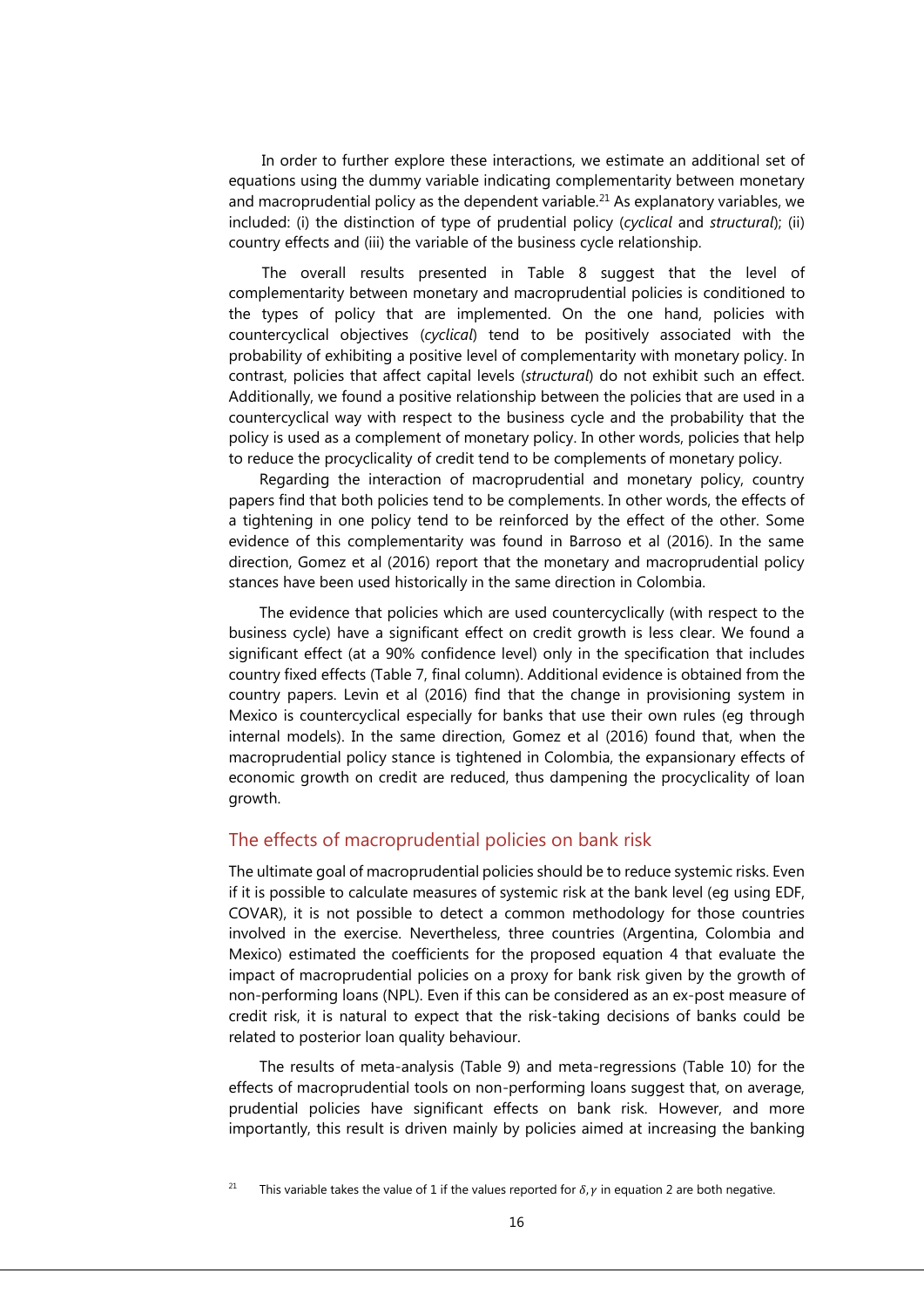In order to further explore these interactions, we estimate an additional set of equations using the dummy variable indicating complementarity between monetary and macroprudential policy as the dependent variable.[21] As explanatory variables, we included: (i) the distinction of type of prudential policy (*cyclical* and *structural*); (ii) country effects and (iii) the variable of the business cycle relationship.

The overall results presented in Table 8 suggest that the level of complementarity between monetary and macroprudential policies is conditioned to the types of policy that are implemented. On the one hand, policies with countercyclical objectives (*cyclical*) tend to be positively associated with the probability of exhibiting a positive level of complementarity with monetary policy. In contrast, policies that affect capital levels (*structural*) do not exhibit such an effect. Additionally, we found a positive relationship between the policies that are used in a countercyclical way with respect to the business cycle and the probability that the policy is used as a complement of monetary policy. In other words, policies that help to reduce the procyclicality of credit tend to be complements of monetary policy.

Regarding the interaction of macroprudential and monetary policy, country papers find that both policies tend to be complements. In other words, the effects of a tightening in one policy tend to be reinforced by the effect of the other. Some evidence of this complementarity was found in Barroso et al (2016). In the same direction, Gomez et al (2016) report that the monetary and macroprudential policy stances have been used historically in the same direction in Colombia.

The evidence that policies which are used countercyclically (with respect to the business cycle) have a significant effect on credit growth is less clear. We found a significant effect (at a 90% confidence level) only in the specification that includes country fixed effects (Table 7, final column). Additional evidence is obtained from the country papers. Levin et al (2016) find that the change in provisioning system in Mexico is countercyclical especially for banks that use their own rules (eg through internal models). In the same direction, Gomez et al (2016) found that, when the macroprudential policy stance is tightened in Colombia, the expansionary effects of economic growth on credit are reduced, thus dampening the procyclicality of loan growth.

## The effects of macroprudential policies on bank risk

The ultimate goal of macroprudential policies should be to reduce systemic risks. Even if it is possible to calculate measures of systemic risk at the bank level (eg using EDF, COVAR), it is not possible to detect a common methodology for those countries involved in the exercise. Nevertheless, three countries (Argentina, Colombia and Mexico) estimated the coefficients for the proposed equation 4 that evaluate the impact of macroprudential policies on a proxy for bank risk given by the growth of non-performing loans (NPL). Even if this can be considered as an ex-post measure of credit risk, it is natural to expect that the risk-taking decisions of banks could be related to posterior loan quality behaviour.

The results of meta-analysis (Table 9) and meta-regressions (Table 10) for the effects of macroprudential tools on non-performing loans suggest that, on average, prudential policies have significant effects on bank risk. However, and more importantly, this result is driven mainly by policies aimed at increasing the banking

[21] This variable takes the value of 1 if the values reported for $\delta, \gamma$ in equation 2 are both negative.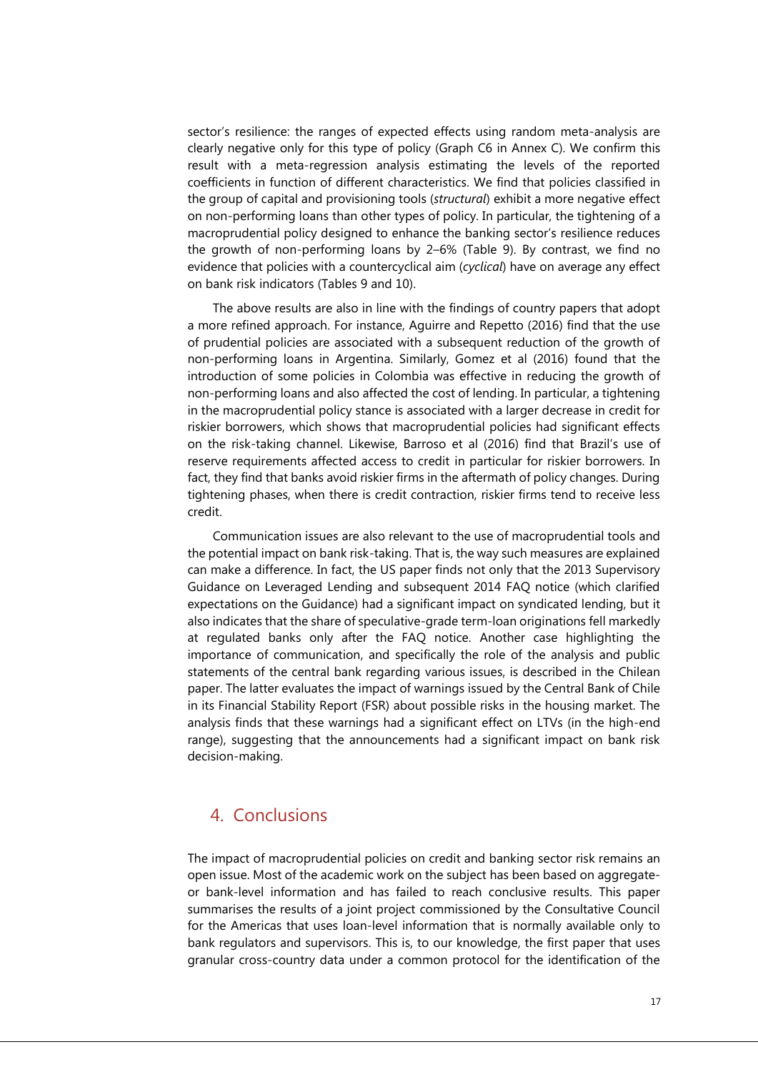sector's resilience: the ranges of expected effects using random meta-analysis are clearly negative only for this type of policy (Graph C6 in Annex C). We confirm this result with a meta-regression analysis estimating the levels of the reported coefficients in function of different characteristics. We find that policies classified in the group of capital and provisioning tools (*structural*) exhibit a more negative effect on non-performing loans than other types of policy. In particular, the tightening of a macroprudential policy designed to enhance the banking sector's resilience reduces the growth of non-performing loans by 2–6% (Table 9). By contrast, we find no evidence that policies with a countercyclical aim (*cyclical*) have on average any effect on bank risk indicators (Tables 9 and 10).

The above results are also in line with the findings of country papers that adopt a more refined approach. For instance, Aguirre and Repetto (2016) find that the use of prudential policies are associated with a subsequent reduction of the growth of non-performing loans in Argentina. Similarly, Gomez et al (2016) found that the introduction of some policies in Colombia was effective in reducing the growth of non-performing loans and also affected the cost of lending. In particular, a tightening in the macroprudential policy stance is associated with a larger decrease in credit for riskier borrowers, which shows that macroprudential policies had significant effects on the risk-taking channel. Likewise, Barroso et al (2016) find that Brazil's use of reserve requirements affected access to credit in particular for riskier borrowers. In fact, they find that banks avoid riskier firms in the aftermath of policy changes. During tightening phases, when there is credit contraction, riskier firms tend to receive less credit.

Communication issues are also relevant to the use of macroprudential tools and the potential impact on bank risk-taking. That is, the way such measures are explained can make a difference. In fact, the US paper finds not only that the 2013 Supervisory Guidance on Leveraged Lending and subsequent 2014 FAQ notice (which clarified expectations on the Guidance) had a significant impact on syndicated lending, but it also indicates that the share of speculative-grade term-loan originations fell markedly at regulated banks only after the FAQ notice. Another case highlighting the importance of communication, and specifically the role of the analysis and public statements of the central bank regarding various issues, is described in the Chilean paper. The latter evaluates the impact of warnings issued by the Central Bank of Chile in its Financial Stability Report (FSR) about possible risks in the housing market. The analysis finds that these warnings had a significant effect on LTVs (in the high-end range), suggesting that the announcements had a significant impact on bank risk decision-making.

## 4. Conclusions

The impact of macroprudential policies on credit and banking sector risk remains an open issue. Most of the academic work on the subject has been based on aggregate- or bank-level information and has failed to reach conclusive results. This paper summarises the results of a joint project commissioned by the Consultative Council for the Americas that uses loan-level information that is normally available only to bank regulators and supervisors. This is, to our knowledge, the first paper that uses granular cross-country data under a common protocol for the identification of the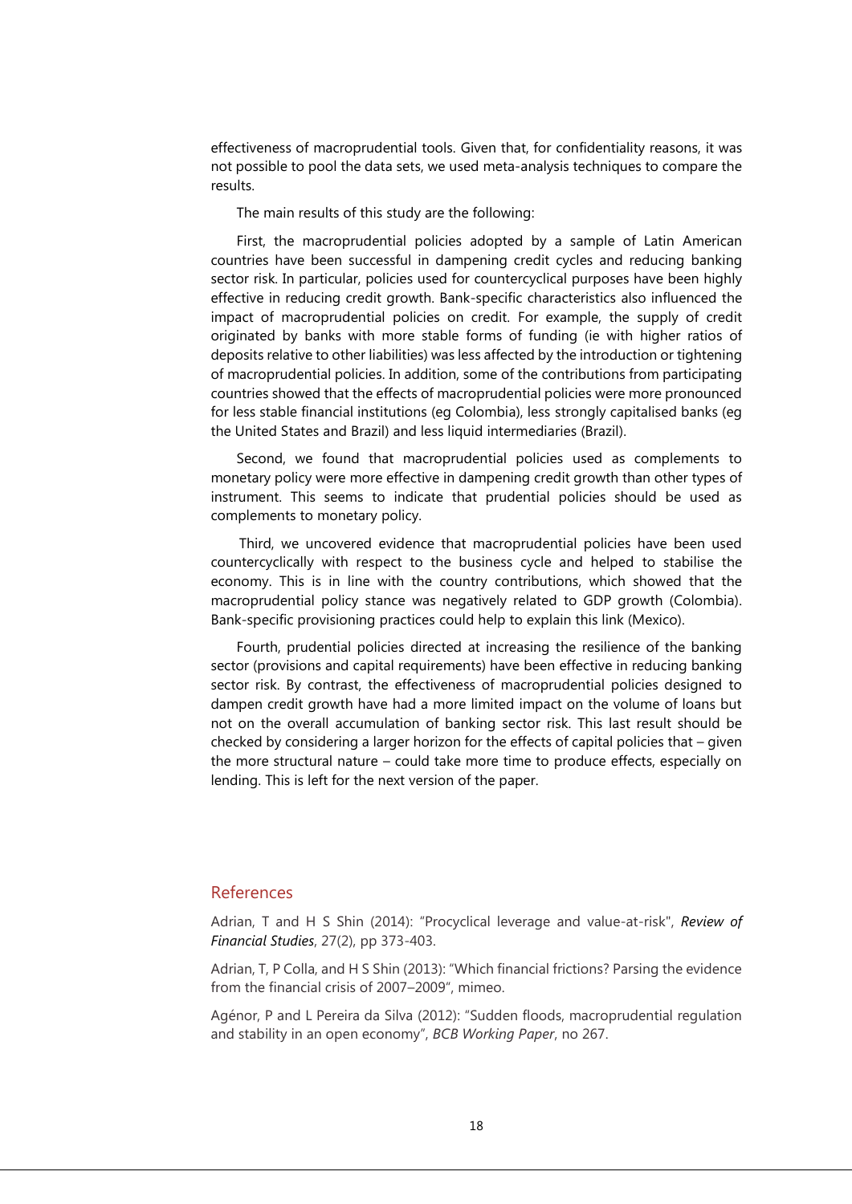effectiveness of macroprudential tools. Given that, for confidentiality reasons, it was not possible to pool the data sets, we used meta-analysis techniques to compare the results.

The main results of this study are the following:

First, the macroprudential policies adopted by a sample of Latin American countries have been successful in dampening credit cycles and reducing banking sector risk. In particular, policies used for countercyclical purposes have been highly effective in reducing credit growth. Bank-specific characteristics also influenced the impact of macroprudential policies on credit. For example, the supply of credit originated by banks with more stable forms of funding (ie with higher ratios of deposits relative to other liabilities) was less affected by the introduction or tightening of macroprudential policies. In addition, some of the contributions from participating countries showed that the effects of macroprudential policies were more pronounced for less stable financial institutions (eg Colombia), less strongly capitalised banks (eg the United States and Brazil) and less liquid intermediaries (Brazil).

Second, we found that macroprudential policies used as complements to monetary policy were more effective in dampening credit growth than other types of instrument. This seems to indicate that prudential policies should be used as complements to monetary policy.

Third, we uncovered evidence that macroprudential policies have been used countercyclically with respect to the business cycle and helped to stabilise the economy. This is in line with the country contributions, which showed that the macroprudential policy stance was negatively related to GDP growth (Colombia). Bank-specific provisioning practices could help to explain this link (Mexico).

Fourth, prudential policies directed at increasing the resilience of the banking sector (provisions and capital requirements) have been effective in reducing banking sector risk. By contrast, the effectiveness of macroprudential policies designed to dampen credit growth have had a more limited impact on the volume of loans but not on the overall accumulation of banking sector risk. This last result should be checked by considering a larger horizon for the effects of capital policies that – given the more structural nature – could take more time to produce effects, especially on lending. This is left for the next version of the paper.

## References

Adrian, T and H S Shin (2014): "Procyclical leverage and value-at-risk", ***Review of Financial Studies***, 27(2), pp 373-403.

Adrian, T, P Colla, and H S Shin (2013): "Which financial frictions? Parsing the evidence from the financial crisis of 2007–2009", mimeo.

Agénor, P and L Pereira da Silva (2012): "Sudden floods, macroprudential regulation and stability in an open economy", *BCB Working Paper*, no 267.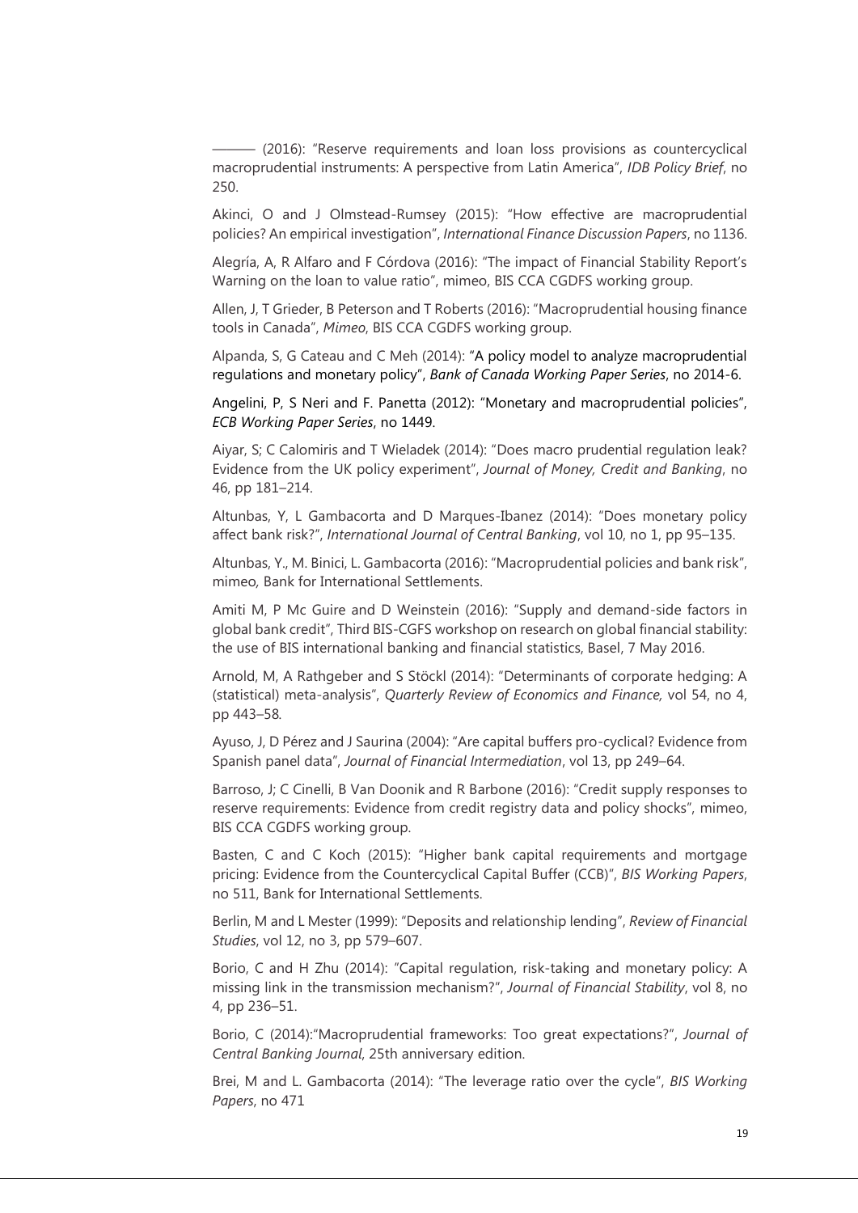——— (2016): "Reserve requirements and loan loss provisions as countercyclical macroprudential instruments: A perspective from Latin America", *IDB Policy Brief*, no 250.

Akinci, O and J Olmstead-Rumsey (2015): "How effective are macroprudential policies? An empirical investigation", *International Finance Discussion Papers*, no 1136.

Alegría, A, R Alfaro and F Córdova (2016): "The impact of Financial Stability Report's Warning on the loan to value ratio", mimeo, BIS CCA CGDFS working group.

Allen, J, T Grieder, B Peterson and T Roberts (2016): "Macroprudential housing finance tools in Canada", *Mimeo*, BIS CCA CGDFS working group.

Alpanda, S, G Cateau and C Meh (2014): "A policy model to analyze macroprudential regulations and monetary policy", *Bank of Canada Working Paper Series*, no 2014-6.

Angelini, P, S Neri and F. Panetta (2012): "Monetary and macroprudential policies", *ECB Working Paper Series*, no 1449.

Aiyar, S; C Calomiris and T Wieladek (2014): "Does macro prudential regulation leak? Evidence from the UK policy experiment", *Journal of Money, Credit and Banking*, no 46, pp 181–214.

Altunbas, Y, L Gambacorta and D Marques-Ibanez (2014): "Does monetary policy affect bank risk?", *International Journal of Central Banking*, vol 10, no 1, pp 95–135.

Altunbas, Y., M. Binici, L. Gambacorta (2016): "Macroprudential policies and bank risk", mimeo, Bank for International Settlements.

Amiti M, P Mc Guire and D Weinstein (2016): "Supply and demand-side factors in global bank credit", Third BIS-CGFS workshop on research on global financial stability: the use of BIS international banking and financial statistics, Basel, 7 May 2016.

Arnold, M, A Rathgeber and S Stöckl (2014): "Determinants of corporate hedging: A (statistical) meta-analysis", *Quarterly Review of Economics and Finance,* vol 54, no 4, pp 443–58.

Ayuso, J, D Pérez and J Saurina (2004): "Are capital buffers pro-cyclical? Evidence from Spanish panel data", *Journal of Financial Intermediation*, vol 13, pp 249–64.

Barroso, J; C Cinelli, B Van Doonik and R Barbone (2016): "Credit supply responses to reserve requirements: Evidence from credit registry data and policy shocks", mimeo, BIS CCA CGDFS working group.

Basten, C and C Koch (2015): "Higher bank capital requirements and mortgage pricing: Evidence from the Countercyclical Capital Buffer (CCB)", *BIS Working Papers*, no 511, Bank for International Settlements.

Berlin, M and L Mester (1999): "Deposits and relationship lending", *Review of Financial Studies*, vol 12, no 3, pp 579–607.

Borio, C and H Zhu (2014): "Capital regulation, risk-taking and monetary policy: A missing link in the transmission mechanism?", *Journal of Financial Stability*, vol 8, no 4, pp 236–51.

Borio, C (2014):"Macroprudential frameworks: Too great expectations?", *Journal of Central Banking Journal*, 25th anniversary edition.

Brei, M and L. Gambacorta (2014): "The leverage ratio over the cycle", *BIS Working Papers*, no 471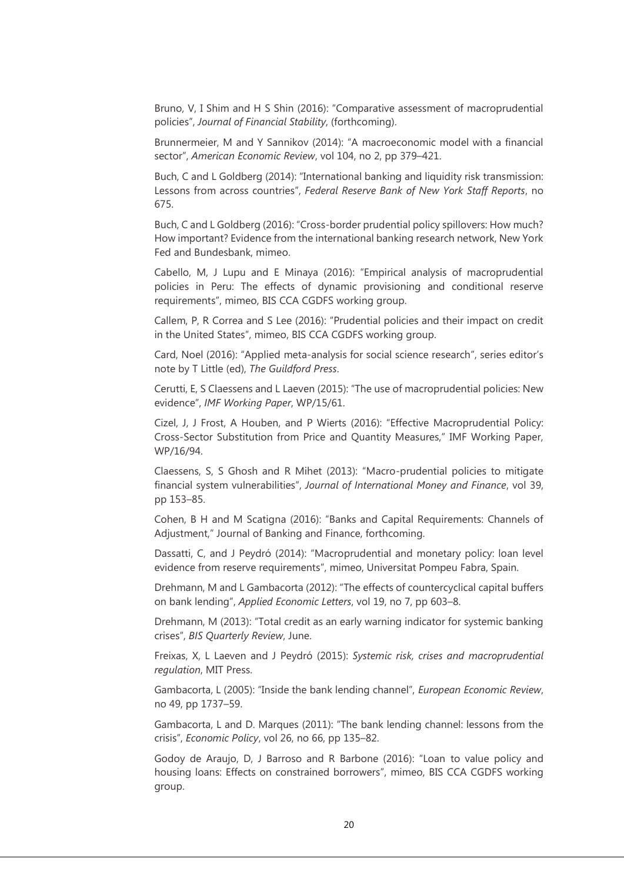Bruno, V, I Shim and H S Shin (2016): "Comparative assessment of macroprudential policies", *Journal of Financial Stability*, (forthcoming).

Brunnermeier, M and Y Sannikov (2014): "A macroeconomic model with a financial sector", *American Economic Review*, vol 104, no 2, pp 379–421.

Buch, C and L Goldberg (2014): "International banking and liquidity risk transmission: Lessons from across countries", *Federal Reserve Bank of New York Staff Reports*, no 675.

Buch, C and L Goldberg (2016): "Cross-border prudential policy spillovers: How much? How important? Evidence from the international banking research network, New York Fed and Bundesbank, mimeo.

Cabello, M, J Lupu and E Minaya (2016): "Empirical analysis of macroprudential policies in Peru: The effects of dynamic provisioning and conditional reserve requirements", mimeo, BIS CCA CGDFS working group.

Callem, P, R Correa and S Lee (2016): "Prudential policies and their impact on credit in the United States", mimeo, BIS CCA CGDFS working group.

Card, Noel (2016): "Applied meta-analysis for social science research", series editor's note by T Little (ed), *The Guildford Press*.

Cerutti, E, S Claessens and L Laeven (2015): "The use of macroprudential policies: New evidence", *IMF Working Paper*, WP/15/61.

Cizel, J, J Frost, A Houben, and P Wierts (2016): "Effective Macroprudential Policy: Cross-Sector Substitution from Price and Quantity Measures," IMF Working Paper, WP/16/94.

Claessens, S, S Ghosh and R Mihet (2013): "Macro-prudential policies to mitigate financial system vulnerabilities", *Journal of International Money and Finance*, vol 39, pp 153–85.

Cohen, B H and M Scatigna (2016): "Banks and Capital Requirements: Channels of Adjustment," Journal of Banking and Finance, forthcoming.

Dassatti, C, and J Peydró (2014): "Macroprudential and monetary policy: loan level evidence from reserve requirements", mimeo, Universitat Pompeu Fabra, Spain.

Drehmann, M and L Gambacorta (2012): "The effects of countercyclical capital buffers on bank lending", *Applied Economic Letters*, vol 19, no 7, pp 603–8.

Drehmann, M (2013): "Total credit as an early warning indicator for systemic banking crises", *BIS Quarterly Review*, June.

Freixas, X, L Laeven and J Peydró (2015): *Systemic risk, crises and macroprudential regulation*, MIT Press.

Gambacorta, L (2005): "Inside the bank lending channel", *European Economic Review*, no 49, pp 1737–59.

Gambacorta, L and D. Marques (2011): "The bank lending channel: lessons from the crisis", *Economic Policy*, vol 26, no 66, pp 135–82.

Godoy de Araujo, D, J Barroso and R Barbone (2016): "Loan to value policy and housing loans: Effects on constrained borrowers", mimeo, BIS CCA CGDFS working group.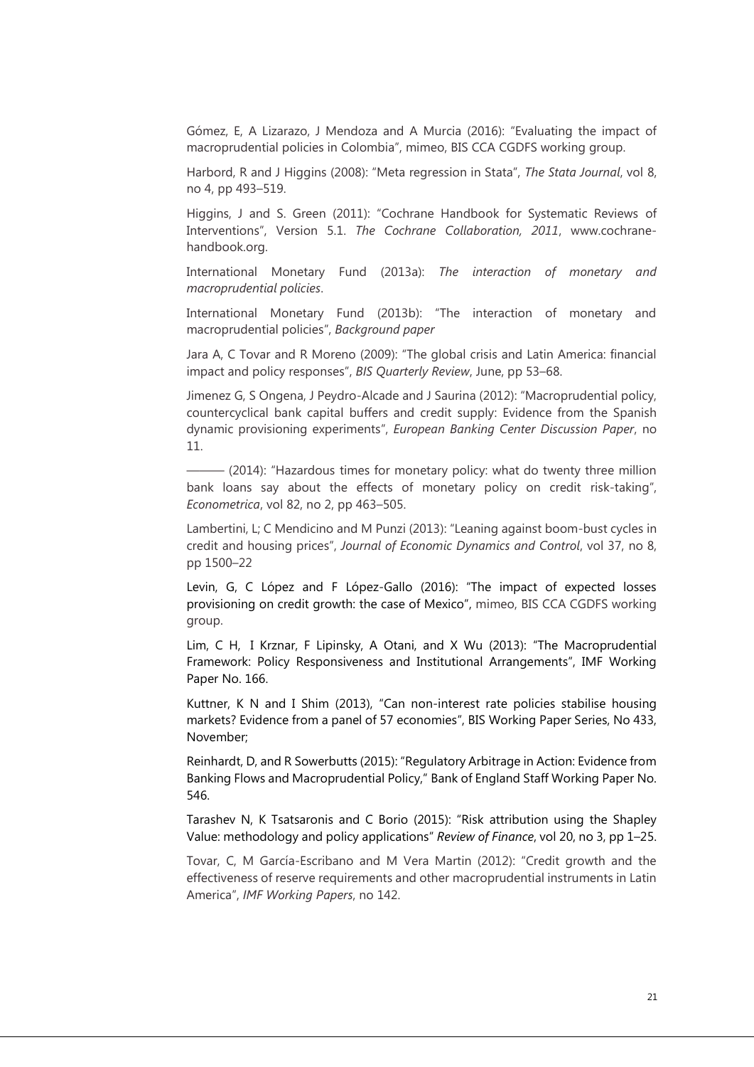Gómez, E, A Lizarazo, J Mendoza and A Murcia (2016): "Evaluating the impact of macroprudential policies in Colombia", mimeo, BIS CCA CGDFS working group.

Harbord, R and J Higgins (2008): "Meta regression in Stata", *The Stata Journal*, vol 8, no 4, pp 493–519.

Higgins, J and S. Green (2011): "Cochrane Handbook for Systematic Reviews of Interventions", Version 5.1. *The Cochrane Collaboration, 2011*, www.cochrane-handbook.org.

International Monetary Fund (2013a): *The interaction of monetary and macroprudential policies*.

International Monetary Fund (2013b): "The interaction of monetary and macroprudential policies", *Background paper*

Jara A, C Tovar and R Moreno (2009): "The global crisis and Latin America: financial impact and policy responses", *BIS Quarterly Review*, June, pp 53–68.

Jimenez G, S Ongena, J Peydro-Alcade and J Saurina (2012): "Macroprudential policy, countercyclical bank capital buffers and credit supply: Evidence from the Spanish dynamic provisioning experiments", *European Banking Center Discussion Paper*, no 11.

——— (2014): "Hazardous times for monetary policy: what do twenty three million bank loans say about the effects of monetary policy on credit risk-taking", *Econometrica*, vol 82, no 2, pp 463–505.

Lambertini, L; C Mendicino and M Punzi (2013): "Leaning against boom-bust cycles in credit and housing prices", *Journal of Economic Dynamics and Control*, vol 37, no 8, pp 1500–22

Levin, G, C López and F López-Gallo (2016): "The impact of expected losses provisioning on credit growth: the case of Mexico", mimeo, BIS CCA CGDFS working group.

Lim, C H, I Krznar, F Lipinsky, A Otani, and X Wu (2013): "The Macroprudential Framework: Policy Responsiveness and Institutional Arrangements", IMF Working Paper No. 166.

Kuttner, K N and I Shim (2013), "Can non-interest rate policies stabilise housing markets? Evidence from a panel of 57 economies", BIS Working Paper Series, No 433, November;

Reinhardt, D, and R Sowerbutts (2015): "Regulatory Arbitrage in Action: Evidence from Banking Flows and Macroprudential Policy," Bank of England Staff Working Paper No. 546.

Tarashev N, K Tsatsaronis and C Borio (2015): "Risk attribution using the Shapley Value: methodology and policy applications" *Review of Finance*, vol 20, no 3, pp 1–25.

Tovar, C, M García-Escribano and M Vera Martin (2012): "Credit growth and the effectiveness of reserve requirements and other macroprudential instruments in Latin America", *IMF Working Papers*, no 142.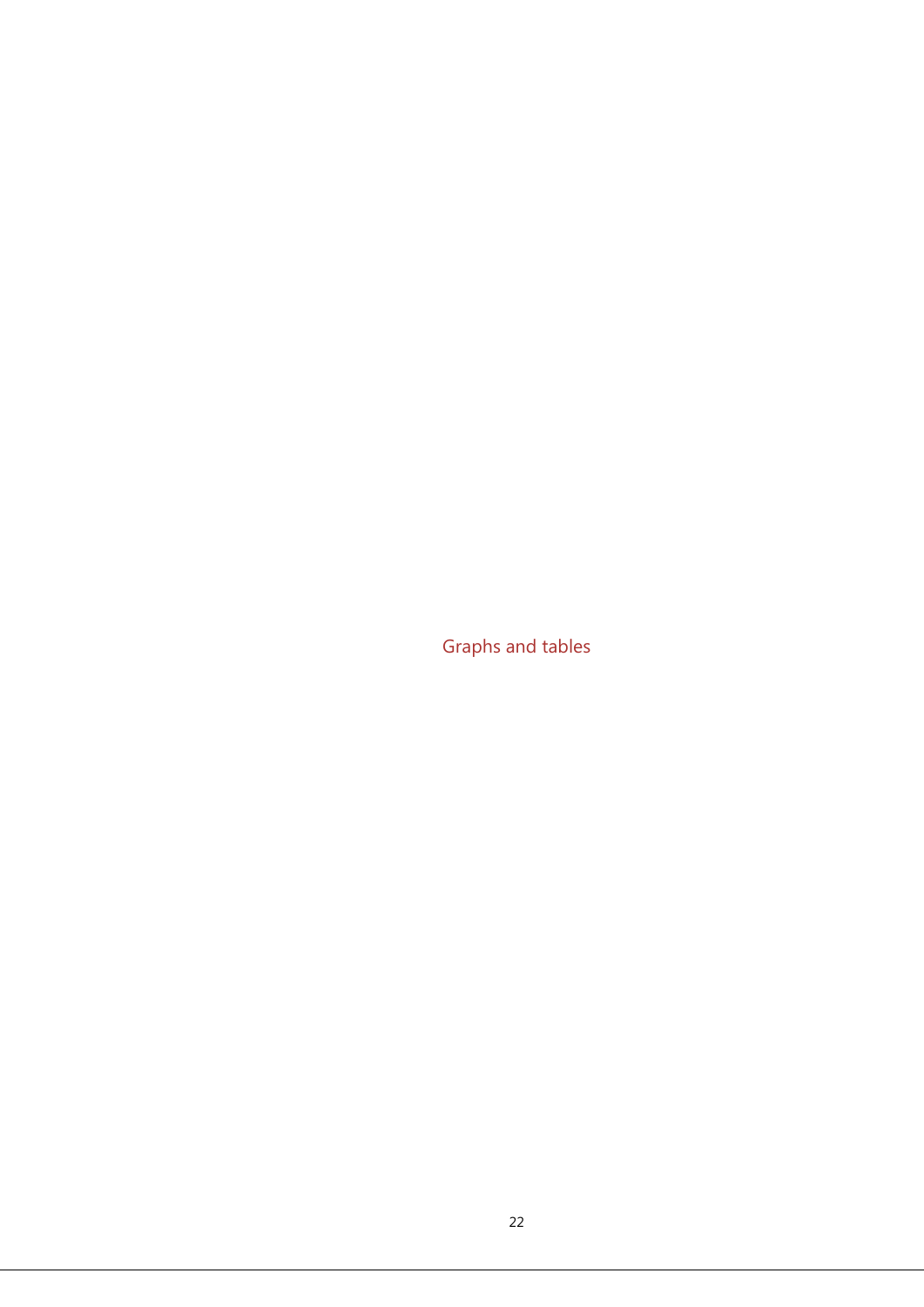# Graphs and tables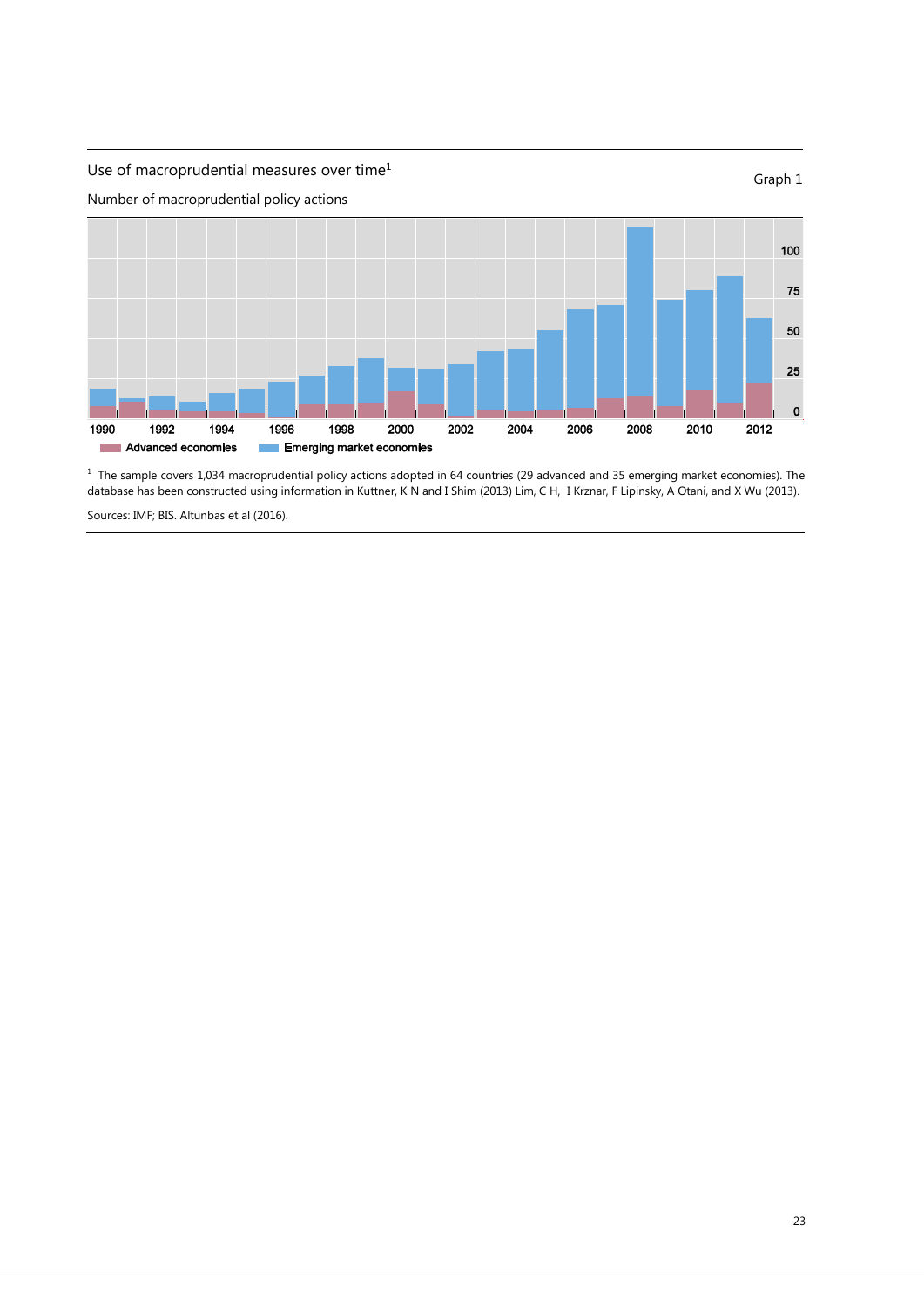Use of macroprudential measures over time[1]

Graph 1

Number of macroprudential policy actions

[1] The sample covers 1,034 macroprudential policy actions adopted in 64 countries (29 advanced and 35 emerging market economies). The database has been constructed using information in Kuttner, K N and I Shim (2013) Lim, C H, I Krznar, F Lipinsky, A Otani, and X Wu (2013).

Sources: IMF; BIS. Altunbas et al (2016).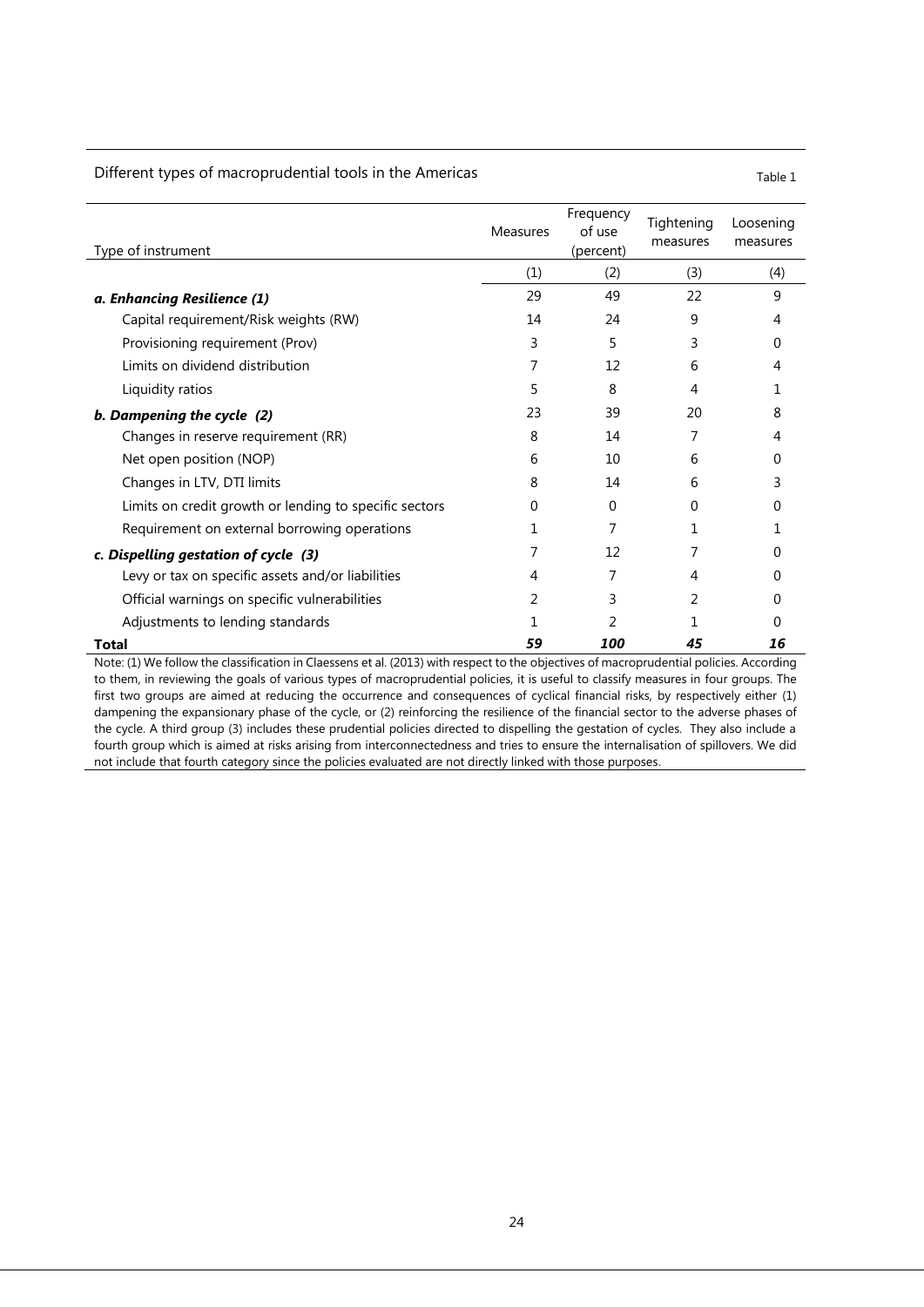Different types of macroprudential tools in the Americas

Table 1

| Type of instrument | Measures | Frequency of use (percent) | Tightening measures | Loosening measures |
|---|---|---|---|---|
| | (1) | (2) | (3) | (4) |
| ***a. Enhancing Resilience (1)*** | 29 | 49 | 22 | 9 |
| Capital requirement/Risk weights (RW) | 14 | 24 | 9 | 4 |
| Provisioning requirement (Prov) | 3 | 5 | 3 | 0 |
| Limits on dividend distribution | 7 | 12 | 6 | 4 |
| Liquidity ratios | 5 | 8 | 4 | 1 |
| ***b. Dampening the cycle (2)*** | 23 | 39 | 20 | 8 |
| Changes in reserve requirement (RR) | 8 | 14 | 7 | 4 |
| Net open position (NOP) | 6 | 10 | 6 | 0 |
| Changes in LTV, DTI limits | 8 | 14 | 6 | 3 |
| Limits on credit growth or lending to specific sectors | 0 | 0 | 0 | 0 |
| Requirement on external borrowing operations | 1 | 7 | 1 | 1 |
| ***c. Dispelling gestation of cycle (3)*** | 7 | 12 | 7 | 0 |
| Levy or tax on specific assets and/or liabilities | 4 | 7 | 4 | 0 |
| Official warnings on specific vulnerabilities | 2 | 3 | 2 | 0 |
| Adjustments to lending standards | 1 | 2 | 1 | 0 |
| **Total** | ***59*** | ***100*** | ***45*** | ***16*** |

Note: (1) We follow the classification in Claessens et al. (2013) with respect to the objectives of macroprudential policies. According to them, in reviewing the goals of various types of macroprudential policies, it is useful to classify measures in four groups. The first two groups are aimed at reducing the occurrence and consequences of cyclical financial risks, by respectively either (1) dampening the expansionary phase of the cycle, or (2) reinforcing the resilience of the financial sector to the adverse phases of the cycle. A third group (3) includes these prudential policies directed to dispelling the gestation of cycles. They also include a fourth group which is aimed at risks arising from interconnectedness and tries to ensure the internalisation of spillovers. We did not include that fourth category since the policies evaluated are not directly linked with those purposes.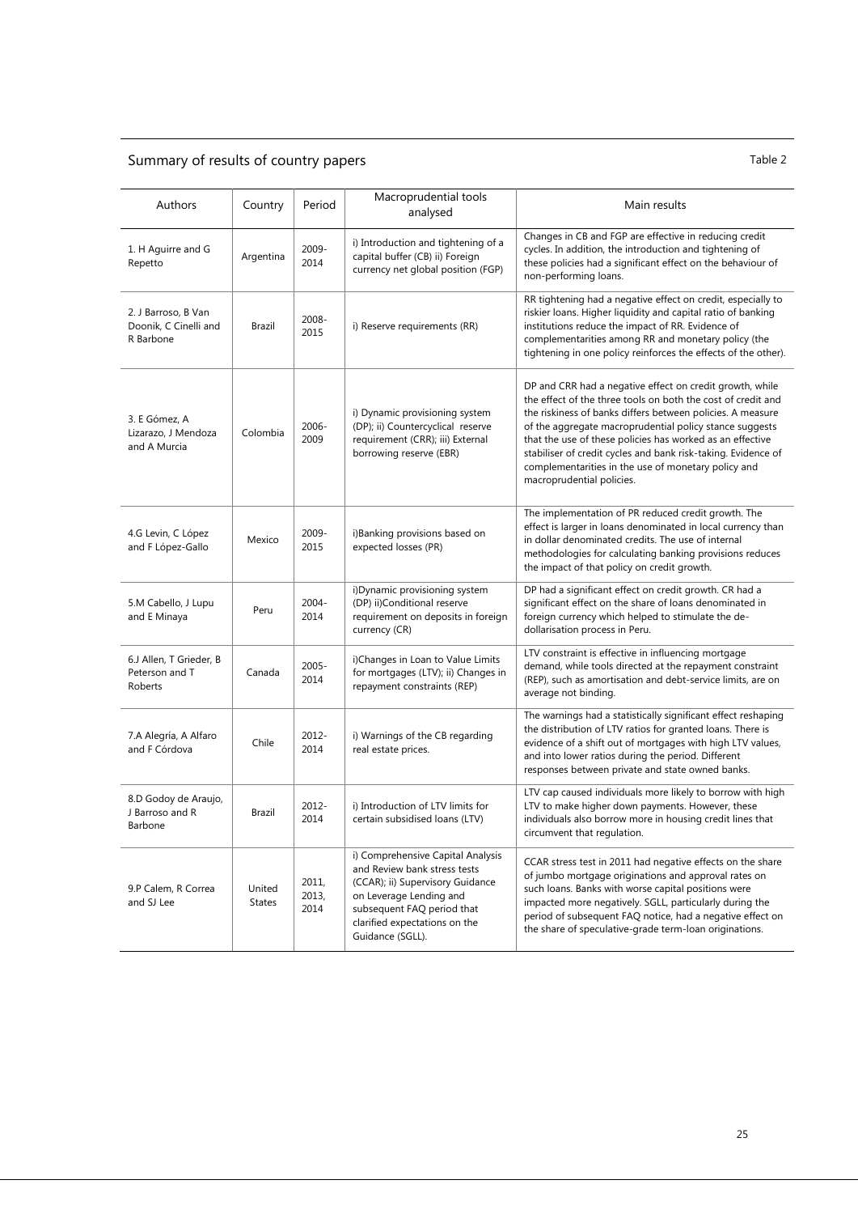## Summary of results of country papers

Table 2

| Authors | Country | Period | Macroprudential tools analysed | Main results |
|---|---|---|---|---|
| 1. H Aguirre and G Repetto | Argentina | 2009-2014 | i) Introduction and tightening of a capital buffer (CB) ii) Foreign currency net global position (FGP) | Changes in CB and FGP are effective in reducing credit cycles. In addition, the introduction and tightening of these policies had a significant effect on the behaviour of non-performing loans. |
| 2. J Barroso, B Van Doonik, C Cinelli and R Barbone | Brazil | 2008-2015 | i) Reserve requirements (RR) | RR tightening had a negative effect on credit, especially to riskier loans. Higher liquidity and capital ratio of banking institutions reduce the impact of RR. Evidence of complementarities among RR and monetary policy (the tightening in one policy reinforces the effects of the other). |
| 3. E Gómez, A Lizarazo, J Mendoza and A Murcia | Colombia | 2006-2009 | i) Dynamic provisioning system (DP); ii) Countercyclical reserve requirement (CRR); iii) External borrowing reserve (EBR) | DP and CRR had a negative effect on credit growth, while the effect of the three tools on both the cost of credit and the riskiness of banks differs between policies. A measure of the aggregate macroprudential policy stance suggests that the use of these policies has worked as an effective stabiliser of credit cycles and bank risk-taking. Evidence of complementarities in the use of monetary policy and macroprudential policies. |
| 4.G Levin, C López and F López-Gallo | Mexico | 2009-2015 | i)Banking provisions based on expected losses (PR) | The implementation of PR reduced credit growth. The effect is larger in loans denominated in local currency than in dollar denominated credits. The use of internal methodologies for calculating banking provisions reduces the impact of that policy on credit growth. |
| 5.M Cabello, J Lupu and E Minaya | Peru | 2004-2014 | i)Dynamic provisioning system (DP) ii)Conditional reserve requirement on deposits in foreign currency (CR) | DP had a significant effect on credit growth. CR had a significant effect on the share of loans denominated in foreign currency which helped to stimulate the de-dollarisation process in Peru. |
| 6.J Allen, T Grieder, B Peterson and T Roberts | Canada | 2005-2014 | i)Changes in Loan to Value Limits for mortgages (LTV); ii) Changes in repayment constraints (REP) | LTV constraint is effective in influencing mortgage demand, while tools directed at the repayment constraint (REP), such as amortisation and debt-service limits, are on average not binding. |
| 7.A Alegría, A Alfaro and F Córdova | Chile | 2012-2014 | i) Warnings of the CB regarding real estate prices. | The warnings had a statistically significant effect reshaping the distribution of LTV ratios for granted loans. There is evidence of a shift out of mortgages with high LTV values, and into lower ratios during the period. Different responses between private and state owned banks. |
| 8.D Godoy de Araujo, J Barroso and R Barbone | Brazil | 2012-2014 | i) Introduction of LTV limits for certain subsidised loans (LTV) | LTV cap caused individuals more likely to borrow with high LTV to make higher down payments. However, these individuals also borrow more in housing credit lines that circumvent that regulation. |
| 9.P Calem, R Correa and SJ Lee | United States | 2011, 2013, 2014 | i) Comprehensive Capital Analysis and Review bank stress tests (CCAR); ii) Supervisory Guidance on Leverage Lending and subsequent FAQ period that clarified expectations on the Guidance (SGLL). | CCAR stress test in 2011 had negative effects on the share of jumbo mortgage originations and approval rates on such loans. Banks with worse capital positions were impacted more negatively. SGLL, particularly during the period of subsequent FAQ notice, had a negative effect on the share of speculative-grade term-loan originations. |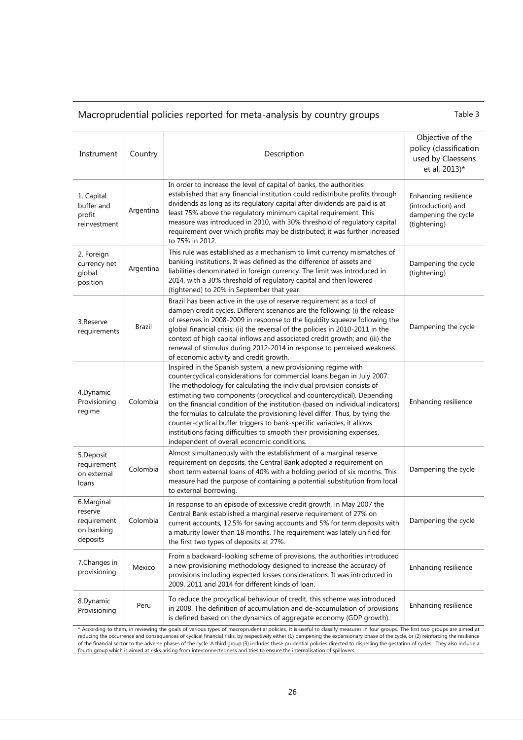## Macroprudential policies reported for meta-analysis by country groups

Table 3

| Instrument | Country | Description | Objective of the policy (classification used by Claessens et al, 2013)* |
|---|---|---|---|
| 1. Capital buffer and profit reinvestment | Argentina | In order to increase the level of capital of banks, the authorities established that any financial institution could redistribute profits through dividends as long as its regulatory capital after dividends are paid is at least 75% above the regulatory minimum capital requirement. This measure was introduced in 2010, with 30% threshold of regulatory capital requirement over which profits may be distributed; it was further increased to 75% in 2012. | Enhancing resilience (introduction) and dampening the cycle (tightening) |
| 2. Foreign currency net global position | Argentina | This rule was established as a mechanism to limit currency mismatches of banking institutions. It was defined as the difference of assets and liabilities denominated in foreign currency. The limit was introduced in 2014, with a 30% threshold of regulatory capital and then lowered (tightened) to 20% in September that year. | Dampening the cycle (tightening) |
| 3.Reserve requirements | Brazil | Brazil has been active in the use of reserve requirement as a tool of dampen credit cycles. Different scenarios are the following: (i) the release of reserves in 2008-2009 in response to the liquidity squeeze following the global financial crisis; (ii) the reversal of the policies in 2010-2011 in the context of high capital inflows and associated credit growth; and (iii) the renewal of stimulus during 2012-2014 in response to perceived weakness of economic activity and credit growth. | Dampening the cycle |
| 4.Dynamic Provisioning regime | Colombia | Inspired in the Spanish system, a new provisioning regime with countercyclical considerations for commercial loans began in July 2007. The methodology for calculating the individual provision consists of estimating two components (procyclical and countercyclical). Depending on the financial condition of the institution (based on individual indicators) the formulas to calculate the provisioning level differ. Thus, by tying the counter-cyclical buffer triggers to bank-specific variables, it allows institutions facing difficulties to smooth their provisioning expenses, independent of overall economic conditions. | Enhancing resilience |
| 5.Deposit requirement on external loans | Colombia | Almost simultaneously with the establishment of a marginal reserve requirement on deposits, the Central Bank adopted a requirement on short term external loans of 40% with a holding period of six months. This measure had the purpose of containing a potential substitution from local to external borrowing. | Dampening the cycle |
| 6.Marginal reserve requirement on banking deposits | Colombia | In response to an episode of excessive credit growth, in May 2007 the Central Bank established a marginal reserve requirement of 27% on current accounts, 12.5% for saving accounts and 5% for term deposits with a maturity lower than 18 months. The requirement was lately unified for the first two types of deposits at 27%. | Dampening the cycle |
| 7.Changes in provisioning | Mexico | From a backward-looking scheme of provisions, the authorities introduced a new provisioning methodology designed to increase the accuracy of provisions including expected losses considerations. It was introduced in 2009, 2011 and 2014 for different kinds of loan. | Enhancing resilience |
| 8.Dynamic Provisioning | Peru | To reduce the procyclical behaviour of credit, this scheme was introduced in 2008. The definition of accumulation and de-accumulation of provisions is defined based on the dynamics of aggregate economy (GDP growth). | Enhancing resilience |

\* According to them, in reviewing the goals of various types of macroprudential policies, it is useful to classify measures in four groups. The first two groups are aimed at reducing the occurrence and consequences of cyclical financial risks, by respectively either (1) dampening the expansionary phase of the cycle, or (2) reinforcing the resilience of the financial sector to the adverse phases of the cycle. A third group (3) includes these prudential policies directed to dispelling the gestation of cycles. They also include a fourth group which is aimed at risks arising from interconnectedness and tries to ensure the internalisation of spillovers.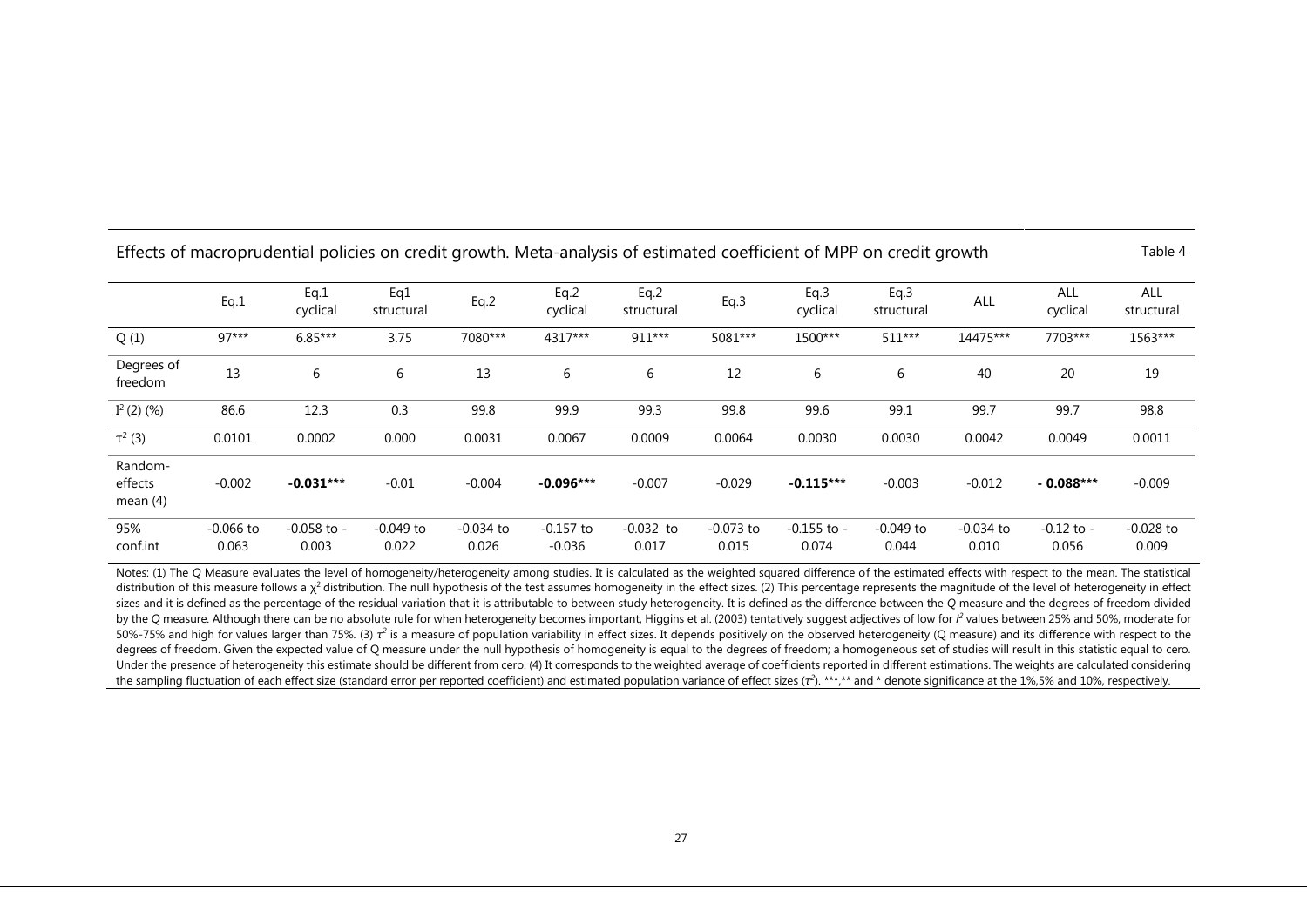Effects of macroprudential policies on credit growth. Meta-analysis of estimated coefficient of MPP on credit growth

Table 4

| | Eq.1 | Eq.1 cyclical | Eq1 structural | Eq.2 | Eq.2 cyclical | Eq.2 structural | Eq.3 | Eq.3 cyclical | Eq.3 structural | ALL | ALL cyclical | ALL structural |
|---|---|---|---|---|---|---|---|---|---|---|---|---|
| Q (1) | 97*** | 6.85*** | 3.75 | 7080*** | 4317*** | 911*** | 5081*** | 1500*** | 511*** | 14475*** | 7703*** | 1563*** |
| Degrees of freedom | 13 | 6 | 6 | 13 | 6 | 6 | 12 | 6 | 6 | 40 | 20 | 19 |
| $I^2$ (2) (%) | 86.6 | 12.3 | 0.3 | 99.8 | 99.9 | 99.3 | 99.8 | 99.6 | 99.1 | 99.7 | 99.7 | 98.8 |
| $\tau^2$ (3) | 0.0101 | 0.0002 | 0.000 | 0.0031 | 0.0067 | 0.0009 | 0.0064 | 0.0030 | 0.0030 | 0.0042 | 0.0049 | 0.0011 |
| Random-effects mean (4) | -0.002 | **-0.031*** ** | -0.01 | -0.004 | **-0.096*** ** | -0.007 | -0.029 | **-0.115*** ** | -0.003 | -0.012 | **- 0.088*** ** | -0.009 |
| 95% conf.int | -0.066 to 0.063 | -0.058 to - 0.003 | -0.049 to 0.022 | -0.034 to 0.026 | -0.157 to -0.036 | -0.032 to 0.017 | -0.073 to 0.015 | -0.155 to - 0.074 | -0.049 to 0.044 | -0.034 to 0.010 | -0.12 to - 0.056 | -0.028 to 0.009 |

Notes: (1) The *Q* Measure evaluates the level of homogeneity/heterogeneity among studies. It is calculated as the weighted squared difference of the estimated effects with respect to the mean. The statistical distribution of this measure follows a $\chi^2$ distribution. The null hypothesis of the test assumes homogeneity in the effect sizes. (2) This percentage represents the magnitude of the level of heterogeneity in effect sizes and it is defined as the percentage of the residual variation that it is attributable to between study heterogeneity. It is defined as the difference between the *Q* measure and the degrees of freedom divided by the *Q* measure. Although there can be no absolute rule for when heterogeneity becomes important, Higgins et al. (2003) tentatively suggest adjectives of low for $I^2$ values between 25% and 50%, moderate for 50%-75% and high for values larger than 75%. (3) $\tau^2$ is a measure of population variability in effect sizes. It depends positively on the observed heterogeneity (Q measure) and its difference with respect to the degrees of freedom. Given the expected value of Q measure under the null hypothesis of homogeneity is equal to the degrees of freedom; a homogeneous set of studies will result in this statistic equal to cero. Under the presence of heterogeneity this estimate should be different from cero. (4) It corresponds to the weighted average of coefficients reported in different estimations. The weights are calculated considering the sampling fluctuation of each effect size (standard error per reported coefficient) and estimated population variance of effect sizes ($\tau^2$). ***,** and * denote significance at the 1%,5% and 10%, respectively.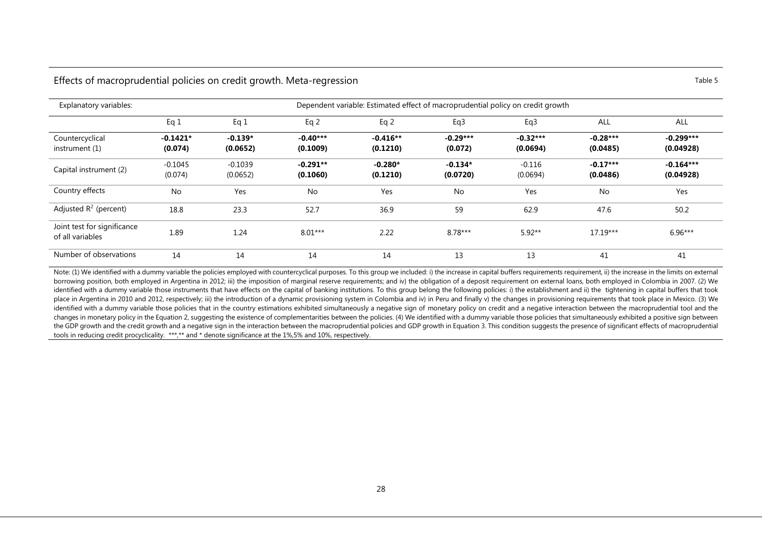## Effects of macroprudential policies on credit growth. Meta-regression

Table 5

| Explanatory variables: | Dependent variable: Estimated effect of macroprudential policy on credit growth | | | | | | | |
|---|---|---|---|---|---|---|---|---|
| | Eq 1 | Eq 1 | Eq 2 | Eq 2 | Eq3 | Eq3 | ALL | ALL |
| Countercyclical instrument (1) | **-0.1421*** **(0.074)** | **-0.139*** **(0.0652)** | **-0.40***** **(0.1009)** | **-0.416**** **(0.1210)** | **-0.29***** **(0.072)** | **-0.32***** **(0.0694)** | **-0.28***** **(0.0485)** | **-0.299***** **(0.04928)** |
| Capital instrument (2) | -0.1045 (0.074) | -0.1039 (0.0652) | **-0.291**** **(0.1060)** | **-0.280*** **(0.1210)** | **-0.134*** **(0.0720)** | -0.116 (0.0694) | **-0.17***** **(0.0486)** | **-0.164***** **(0.04928)** |
| Country effects | No | Yes | No | Yes | No | Yes | No | Yes |
| Adjusted $R^2$ (percent) | 18.8 | 23.3 | 52.7 | 36.9 | 59 | 62.9 | 47.6 | 50.2 |
| Joint test for significance of all variables | 1.89 | 1.24 | 8.01*** | 2.22 | 8.78*** | 5.92** | 17.19*** | 6.96*** |
| Number of observations | 14 | 14 | 14 | 14 | 13 | 13 | 41 | 41 |

Note: (1) We identified with a dummy variable the policies employed with countercyclical purposes. To this group we included: i) the increase in capital buffers requirements requirement, ii) the increase in the limits on external borrowing position, both employed in Argentina in 2012; iii) the imposition of marginal reserve requirements; and iv) the obligation of a deposit requirement on external loans, both employed in Colombia in 2007. (2) We identified with a dummy variable those instruments that have effects on the capital of banking institutions. To this group belong the following policies: i) the establishment and ii) the tightening in capital buffers that took place in Argentina in 2010 and 2012, respectively; iii) the introduction of a dynamic provisioning system in Colombia and iv) in Peru and finally v) the changes in provisioning requirements that took place in Mexico. (3) We identified with a dummy variable those policies that in the country estimations exhibited simultaneously a negative sign of monetary policy on credit and a negative interaction between the macroprudential tool and the changes in monetary policy in the Equation 2, suggesting the existence of complementarities between the policies. (4) We identified with a dummy variable those policies that simultaneously exhibited a positive sign between the GDP growth and the credit growth and a negative sign in the interaction between the macroprudential policies and GDP growth in Equation 3. This condition suggests the presence of significant effects of macroprudential tools in reducing credit procyclicality. ***,** and * denote significance at the 1%,5% and 10%, respectively.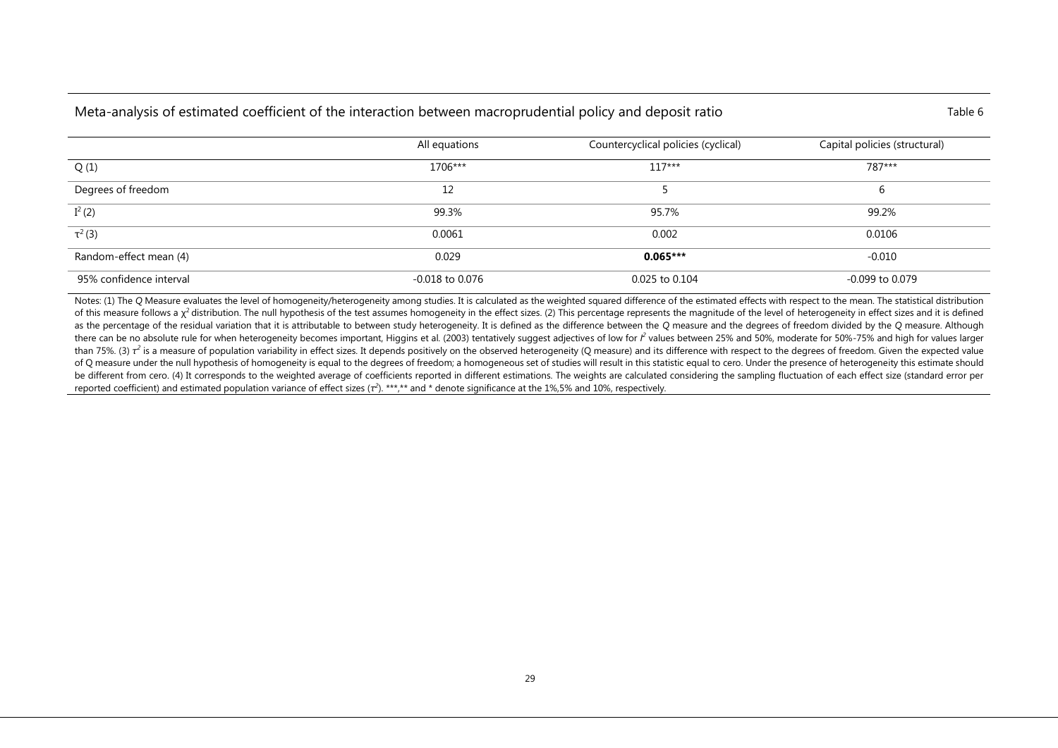## Meta-analysis of estimated coefficient of the interaction between macroprudential policy and deposit ratio

Table 6

| | All equations | Countercyclical policies (cyclical) | Capital policies (structural) |
|---|---|---|---|
| Q (1) | 1706*** | 117*** | 787*** |
| Degrees of freedom | 12 | 5 | 6 |
| $I^2$ (2) | 99.3% | 95.7% | 99.2% |
| $\tau^2$ (3) | 0.0061 | 0.002 | 0.0106 |
| Random-effect mean (4) | 0.029 | **0.065*** ** | -0.010 |
| 95% confidence interval | -0.018 to 0.076 | 0.025 to 0.104 | -0.099 to 0.079 |

Notes: (1) The *Q* Measure evaluates the level of homogeneity/heterogeneity among studies. It is calculated as the weighted squared difference of the estimated effects with respect to the mean. The statistical distribution of this measure follows a $\chi^2$ distribution. The null hypothesis of the test assumes homogeneity in the effect sizes. (2) This percentage represents the magnitude of the level of heterogeneity in effect sizes and it is defined as the percentage of the residual variation that it is attributable to between study heterogeneity. It is defined as the difference between the *Q* measure and the degrees of freedom divided by the *Q* measure. Although there can be no absolute rule for when heterogeneity becomes important, Higgins et al. (2003) tentatively suggest adjectives of low for $I^2$ values between 25% and 50%, moderate for 50%-75% and high for values larger than 75%. (3) $\tau^2$ is a measure of population variability in effect sizes. It depends positively on the observed heterogeneity (Q measure) and its difference with respect to the degrees of freedom. Given the expected value of Q measure under the null hypothesis of homogeneity is equal to the degrees of freedom; a homogeneous set of studies will result in this statistic equal to cero. Under the presence of heterogeneity this estimate should be different from cero. (4) It corresponds to the weighted average of coefficients reported in different estimations. The weights are calculated considering the sampling fluctuation of each effect size (standard error per reported coefficient) and estimated population variance of effect sizes ($\tau^2$). ***,** and * denote significance at the 1%,5% and 10%, respectively.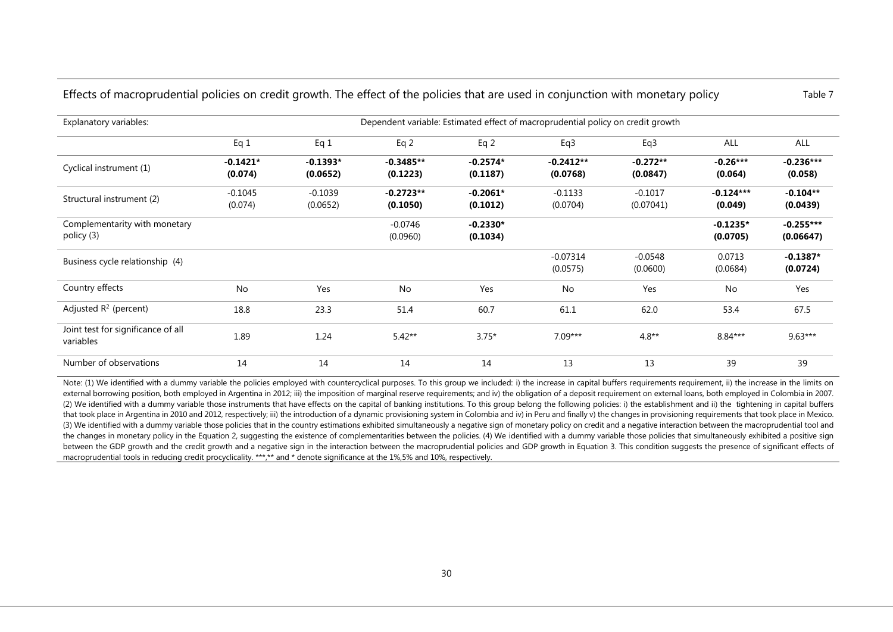Effects of macroprudential policies on credit growth. The effect of the policies that are used in conjunction with monetary policy

Table 7

| Explanatory variables: | Dependent variable: Estimated effect of macroprudential policy on credit growth | | | | | | | |
|---|---|---|---|---|---|---|---|---|
| | Eq 1 | Eq 1 | Eq 2 | Eq 2 | Eq3 | Eq3 | ALL | ALL |
| Cyclical instrument (1) | **-0.1421*** **(0.074)** | **-0.1393*** **(0.0652)** | **-0.3485**** **(0.1223)** | **-0.2574*** **(0.1187)** | **-0.2412**** **(0.0768)** | **-0.272**** **(0.0847)** | **-0.26***** **(0.064)** | **-0.236***** **(0.058)** |
| Structural instrument (2) | -0.1045 (0.074) | -0.1039 (0.0652) | **-0.2723**** **(0.1050)** | **-0.2061*** **(0.1012)** | -0.1133 (0.0704) | -0.1017 (0.07041) | **-0.124***** **(0.049)** | **-0.104**** **(0.0439)** |
| Complementarity with monetary policy (3) | | | -0.0746 (0.0960) | **-0.2330*** **(0.1034)** | | | **-0.1235*** **(0.0705)** | **-0.255***** **(0.06647)** |
| Business cycle relationship (4) | | | | | -0.07314 (0.0575) | -0.0548 (0.0600) | 0.0713 (0.0684) | **-0.1387*** **(0.0724)** |
| Country effects | No | Yes | No | Yes | No | Yes | No | Yes |
| Adjusted $R^2$ (percent) | 18.8 | 23.3 | 51.4 | 60.7 | 61.1 | 62.0 | 53.4 | 67.5 |
| Joint test for significance of all variables | 1.89 | 1.24 | 5.42** | 3.75* | 7.09*** | 4.8** | 8.84*** | 9.63*** |
| Number of observations | 14 | 14 | 14 | 14 | 13 | 13 | 39 | 39 |

Note: (1) We identified with a dummy variable the policies employed with countercyclical purposes. To this group we included: i) the increase in capital buffers requirements requirement, ii) the increase in the limits on external borrowing position, both employed in Argentina in 2012; iii) the imposition of marginal reserve requirements; and iv) the obligation of a deposit requirement on external loans, both employed in Colombia in 2007. (2) We identified with a dummy variable those instruments that have effects on the capital of banking institutions. To this group belong the following policies: i) the establishment and ii) the tightening in capital buffers that took place in Argentina in 2010 and 2012, respectively; iii) the introduction of a dynamic provisioning system in Colombia and iv) in Peru and finally v) the changes in provisioning requirements that took place in Mexico. (3) We identified with a dummy variable those policies that in the country estimations exhibited simultaneously a negative sign of monetary policy on credit and a negative interaction between the macroprudential tool and the changes in monetary policy in the Equation 2, suggesting the existence of complementarities between the policies. (4) We identified with a dummy variable those policies that simultaneously exhibited a positive sign between the GDP growth and the credit growth and a negative sign in the interaction between the macroprudential policies and GDP growth in Equation 3. This condition suggests the presence of significant effects of macroprudential tools in reducing credit procyclicality. ***,** and * denote significance at the 1%,5% and 10%, respectively.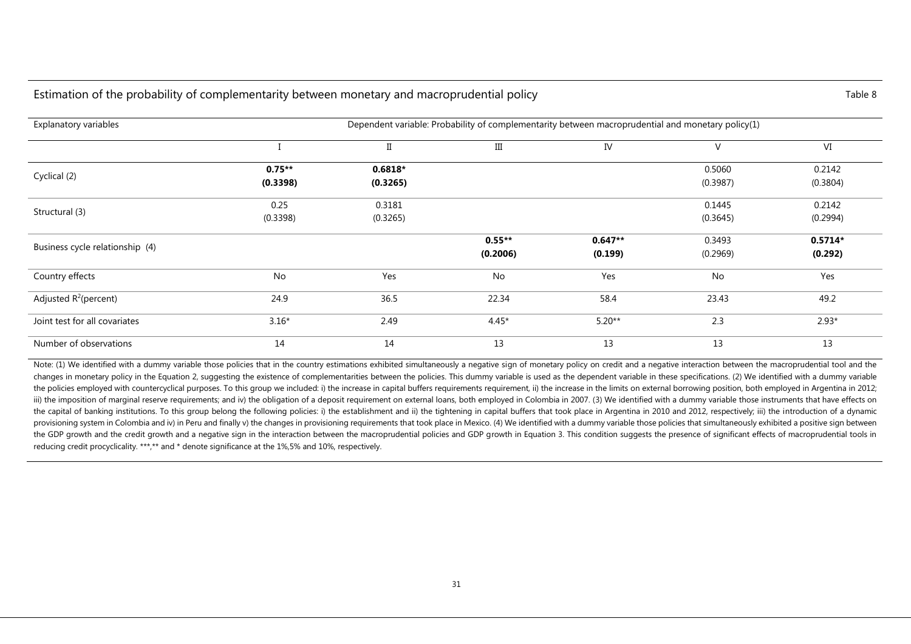Estimation of the probability of complementarity between monetary and macroprudential policy

Table 8

| Explanatory variables | Dependent variable: Probability of complementarity between macroprudential and monetary policy(1) | | | | | |
|---|---|---|---|---|---|---|
| | I | II | III | IV | V | VI |
| Cyclical (2) | **0.75**** <br> **(0.3398)** | **0.6818*** <br> **(0.3265)** | | | 0.5060 <br> (0.3987) | 0.2142 <br> (0.3804) |
| Structural (3) | 0.25 <br> (0.3398) | 0.3181 <br> (0.3265) | | | 0.1445 <br> (0.3645) | 0.2142 <br> (0.2994) |
| Business cycle relationship (4) | | | **0.55**** <br> **(0.2006)** | **0.647**** <br> **(0.199)** | 0.3493 <br> (0.2969) | **0.5714*** <br> **(0.292)** |
| Country effects | No | Yes | No | Yes | No | Yes |
| Adjusted $R^2$(percent) | 24.9 | 36.5 | 22.34 | 58.4 | 23.43 | 49.2 |
| Joint test for all covariates | 3.16* | 2.49 | 4.45* | 5.20** | 2.3 | 2.93* |
| Number of observations | 14 | 14 | 13 | 13 | 13 | 13 |

Note: (1) We identified with a dummy variable those policies that in the country estimations exhibited simultaneously a negative sign of monetary policy on credit and a negative interaction between the macroprudential tool and the changes in monetary policy in the Equation 2, suggesting the existence of complementarities between the policies. This dummy variable is used as the dependent variable in these specifications. (2) We identified with a dummy variable the policies employed with countercyclical purposes. To this group we included: i) the increase in capital buffers requirements requirement, ii) the increase in the limits on external borrowing position, both employed in Argentina in 2012; iii) the imposition of marginal reserve requirements; and iv) the obligation of a deposit requirement on external loans, both employed in Colombia in 2007. (3) We identified with a dummy variable those instruments that have effects on the capital of banking institutions. To this group belong the following policies: i) the establishment and ii) the tightening in capital buffers that took place in Argentina in 2010 and 2012, respectively; iii) the introduction of a dynamic provisioning system in Colombia and iv) in Peru and finally v) the changes in provisioning requirements that took place in Mexico. (4) We identified with a dummy variable those policies that simultaneously exhibited a positive sign between the GDP growth and the credit growth and a negative sign in the interaction between the macroprudential policies and GDP growth in Equation 3. This condition suggests the presence of significant effects of macroprudential tools in reducing credit procyclicality. ***,** and * denote significance at the 1%,5% and 10%, respectively.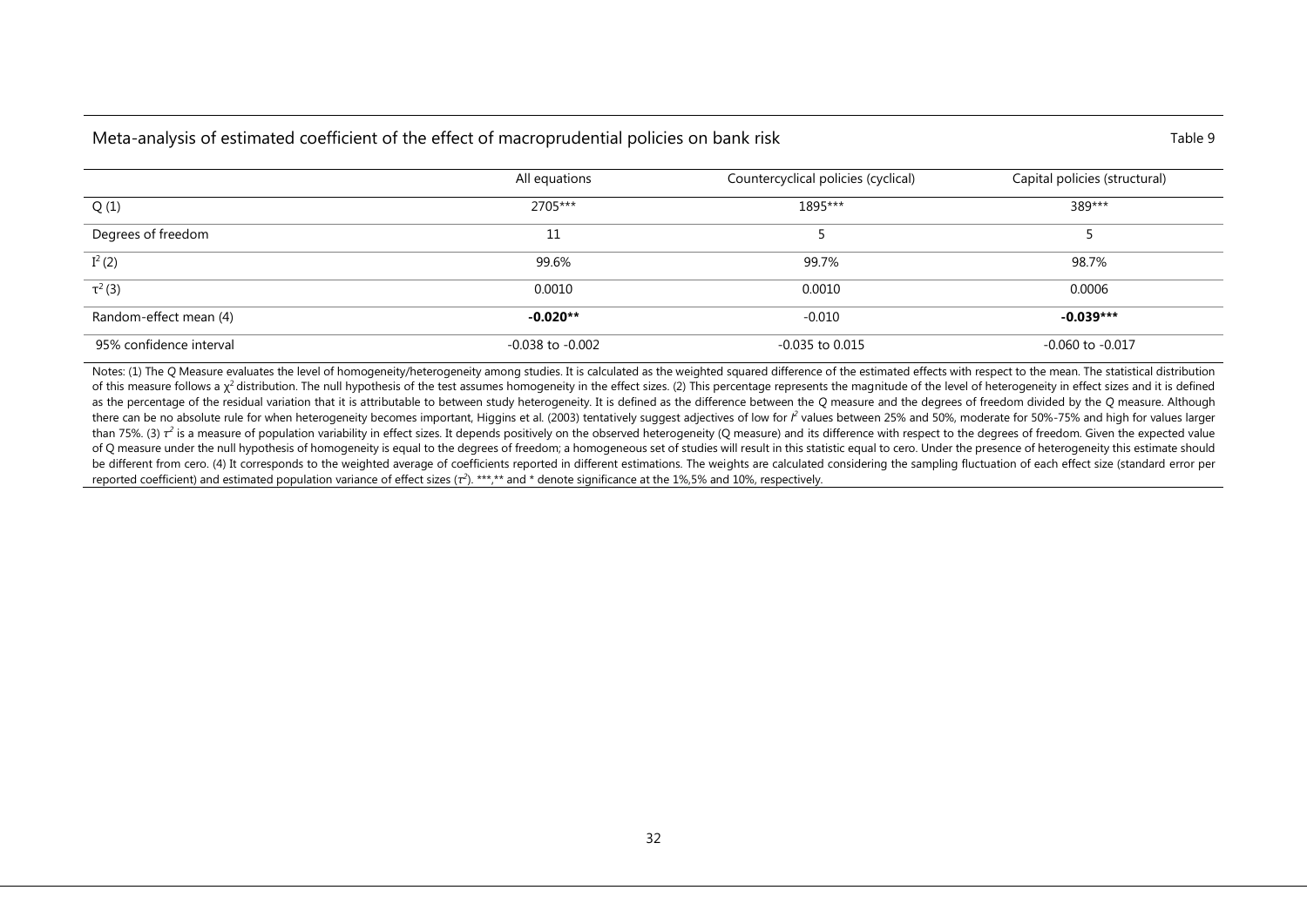Meta-analysis of estimated coefficient of the effect of macroprudential policies on bank risk

Table 9

| | All equations | Countercyclical policies (cyclical) | Capital policies (structural) |
|---|---|---|---|
| Q (1) | 2705*** | 1895*** | 389*** |
| Degrees of freedom | 11 | 5 | 5 |
| $I^2$ (2) | 99.6% | 99.7% | 98.7% |
| $\tau^2$ (3) | 0.0010 | 0.0010 | 0.0006 |
| Random-effect mean (4) | **-0.020**** | -0.010 | **-0.039***** |
| 95% confidence interval | -0.038 to -0.002 | -0.035 to 0.015 | -0.060 to -0.017 |

Notes: (1) The *Q* Measure evaluates the level of homogeneity/heterogeneity among studies. It is calculated as the weighted squared difference of the estimated effects with respect to the mean. The statistical distribution of this measure follows a $\chi^2$ distribution. The null hypothesis of the test assumes homogeneity in the effect sizes. (2) This percentage represents the magnitude of the level of heterogeneity in effect sizes and it is defined as the percentage of the residual variation that it is attributable to between study heterogeneity. It is defined as the difference between the *Q* measure and the degrees of freedom divided by the *Q* measure. Although there can be no absolute rule for when heterogeneity becomes important, Higgins et al. (2003) tentatively suggest adjectives of low for $I^2$ values between 25% and 50%, moderate for 50%-75% and high for values larger than 75%. (3) $\tau^2$ is a measure of population variability in effect sizes. It depends positively on the observed heterogeneity (Q measure) and its difference with respect to the degrees of freedom. Given the expected value of Q measure under the null hypothesis of homogeneity is equal to the degrees of freedom; a homogeneous set of studies will result in this statistic equal to cero. Under the presence of heterogeneity this estimate should be different from cero. (4) It corresponds to the weighted average of coefficients reported in different estimations. The weights are calculated considering the sampling fluctuation of each effect size (standard error per reported coefficient) and estimated population variance of effect sizes ($\tau^2$). ***,** and * denote significance at the 1%,5% and 10%, respectively.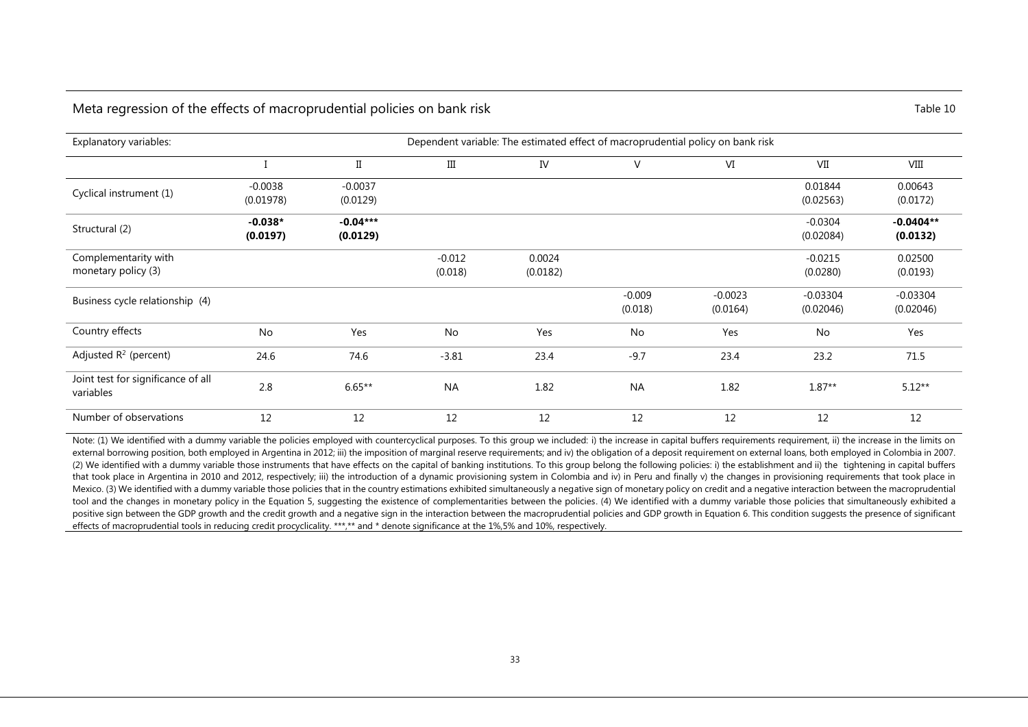Meta regression of the effects of macroprudential policies on bank risk

Table 10

| Explanatory variables: | Dependent variable: The estimated effect of macroprudential policy on bank risk | | | | | | | |
|---|---|---|---|---|---|---|---|---|
| | I | II | III | IV | V | VI | VII | VIII |
| Cyclical instrument (1) | -0.0038 (0.01978) | -0.0037 (0.0129) | | | | | 0.01844 (0.02563) | 0.00643 (0.0172) |
| Structural (2) | **-0.038*** **(0.0197)** | **-0.04***** **(0.0129)** | | | | | -0.0304 (0.02084) | **-0.0404**** **(0.0132)** |
| Complementarity with monetary policy (3) | | | -0.012 (0.018) | 0.0024 (0.0182) | | | -0.0215 (0.0280) | 0.02500 (0.0193) |
| Business cycle relationship (4) | | | | | -0.009 (0.018) | -0.0023 (0.0164) | -0.03304 (0.02046) | -0.03304 (0.02046) |
| Country effects | No | Yes | No | Yes | No | Yes | No | Yes |
| Adjusted $R^2$ (percent) | 24.6 | 74.6 | -3.81 | 23.4 | -9.7 | 23.4 | 23.2 | 71.5 |
| Joint test for significance of all variables | 2.8 | 6.65** | NA | 1.82 | NA | 1.82 | 1.87** | 5.12** |
| Number of observations | 12 | 12 | 12 | 12 | 12 | 12 | 12 | 12 |

Note: (1) We identified with a dummy variable the policies employed with countercyclical purposes. To this group we included: i) the increase in capital buffers requirements requirement, ii) the increase in the limits on external borrowing position, both employed in Argentina in 2012; iii) the imposition of marginal reserve requirements; and iv) the obligation of a deposit requirement on external loans, both employed in Colombia in 2007. (2) We identified with a dummy variable those instruments that have effects on the capital of banking institutions. To this group belong the following policies: i) the establishment and ii) the tightening in capital buffers that took place in Argentina in 2010 and 2012, respectively; iii) the introduction of a dynamic provisioning system in Colombia and iv) in Peru and finally v) the changes in provisioning requirements that took place in Mexico. (3) We identified with a dummy variable those policies that in the country estimations exhibited simultaneously a negative sign of monetary policy on credit and a negative interaction between the macroprudential tool and the changes in monetary policy in the Equation 5, suggesting the existence of complementarities between the policies. (4) We identified with a dummy variable those policies that simultaneously exhibited a positive sign between the GDP growth and the credit growth and a negative sign in the interaction between the macroprudential policies and GDP growth in Equation 6. This condition suggests the presence of significant effects of macroprudential tools in reducing credit procyclicality. ***,** and * denote significance at the 1%,5% and 10%, respectively.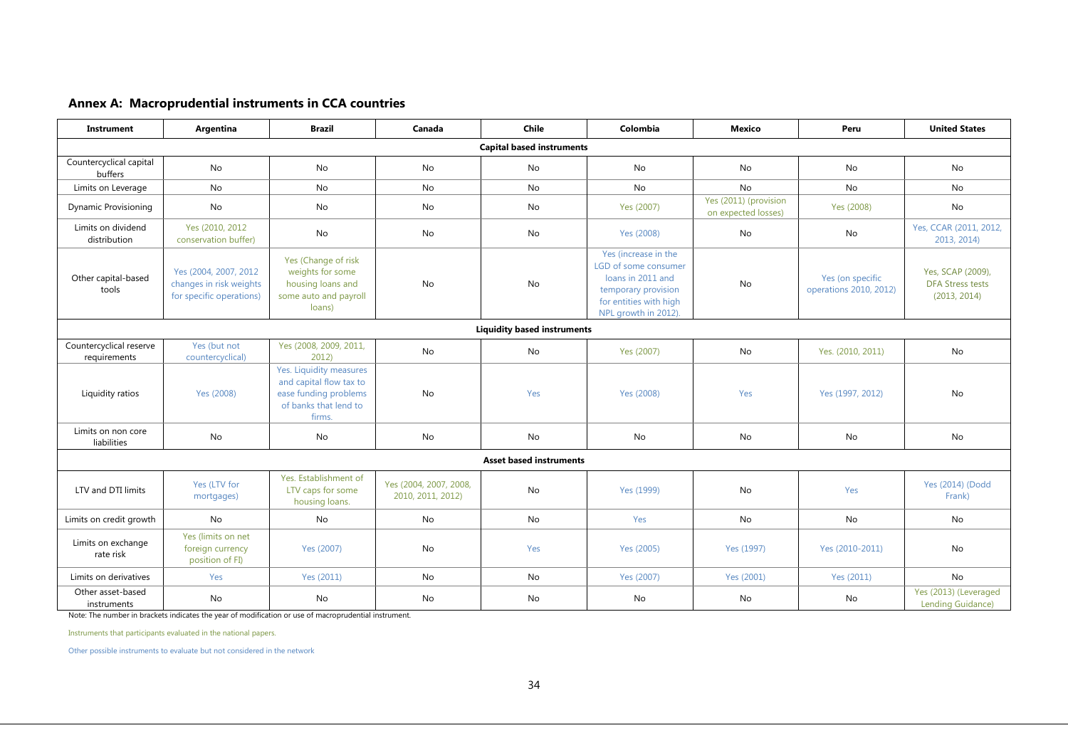## Annex A: Macroprudential instruments in CCA countries

| Instrument | Argentina | Brazil | Canada | Chile | Colombia | Mexico | Peru | United States |
|---|---|---|---|---|---|---|---|---|
| **Capital based instruments** | | | | | | | | |
| Countercyclical capital buffers | No | No | No | No | No | No | No | No |
| Limits on Leverage | No | No | No | No | No | No | No | No |
| Dynamic Provisioning | No | No | No | No | Yes (2007) | Yes (2011) (provision on expected losses) | Yes (2008) | No |
| Limits on dividend distribution | Yes (2010, 2012 conservation buffer) | No | No | No | Yes (2008) | No | No | Yes, CCAR (2011, 2012, 2013, 2014) |
| Other capital-based tools | Yes (2004, 2007, 2012 changes in risk weights for specific operations) | Yes (Change of risk weights for some housing loans and some auto and payroll loans) | No | No | Yes (increase in the LGD of some consumer loans in 2011 and temporary provision for entities with high NPL growth in 2012). | No | Yes (on specific operations 2010, 2012) | Yes, SCAP (2009), DFA Stress tests (2013, 2014) |
| **Liquidity based instruments** | | | | | | | | |
| Countercyclical reserve requirements | Yes (but not countercyclical) | Yes (2008, 2009, 2011, 2012) | No | No | Yes (2007) | No | Yes. (2010, 2011) | No |
| Liquidity ratios | Yes (2008) | Yes. Liquidity measures and capital flow tax to ease funding problems of banks that lend to firms. | No | Yes | Yes (2008) | Yes | Yes (1997, 2012) | No |
| Limits on non core liabilities | No | No | No | No | No | No | No | No |
| **Asset based instruments** | | | | | | | | |
| LTV and DTI limits | Yes (LTV for mortgages) | Yes. Establishment of LTV caps for some housing loans. | Yes (2004, 2007, 2008, 2010, 2011, 2012) | No | Yes (1999) | No | Yes | Yes (2014) (Dodd Frank) |
| Limits on credit growth | No | No | No | No | Yes | No | No | No |
| Limits on exchange rate risk | Yes (limits on net foreign currency position of FI) | Yes (2007) | No | Yes | Yes (2005) | Yes (1997) | Yes (2010-2011) | No |
| Limits on derivatives | Yes | Yes (2011) | No | No | Yes (2007) | Yes (2001) | Yes (2011) | No |
| Other asset-based instruments | No | No | No | No | No | No | No | Yes (2013) (Leveraged Lending Guidance) |

Note: The number in brackets indicates the year of modification or use of macroprudential instrument.

Instruments that participants evaluated in the national papers.

Other possible instruments to evaluate but not considered in the network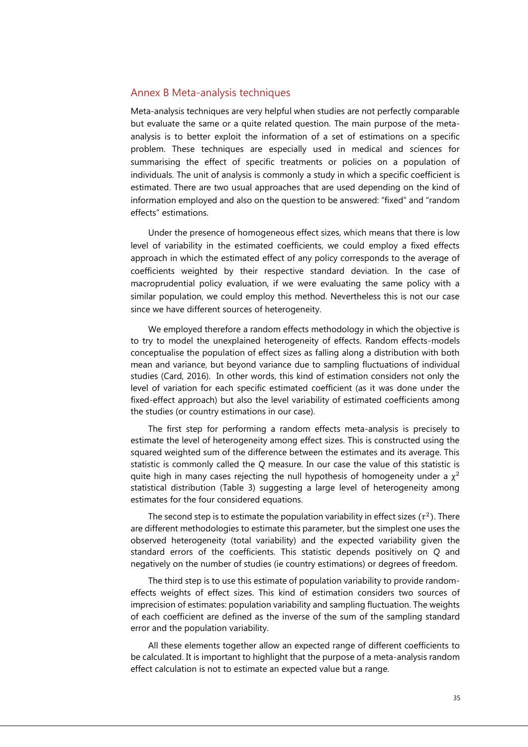## Annex B Meta-analysis techniques

Meta-analysis techniques are very helpful when studies are not perfectly comparable but evaluate the same or a quite related question. The main purpose of the meta-analysis is to better exploit the information of a set of estimations on a specific problem. These techniques are especially used in medical and sciences for summarising the effect of specific treatments or policies on a population of individuals. The unit of analysis is commonly a study in which a specific coefficient is estimated. There are two usual approaches that are used depending on the kind of information employed and also on the question to be answered: "fixed" and "random effects" estimations.

Under the presence of homogeneous effect sizes, which means that there is low level of variability in the estimated coefficients, we could employ a fixed effects approach in which the estimated effect of any policy corresponds to the average of coefficients weighted by their respective standard deviation. In the case of macroprudential policy evaluation, if we were evaluating the same policy with a similar population, we could employ this method. Nevertheless this is not our case since we have different sources of heterogeneity.

We employed therefore a random effects methodology in which the objective is to try to model the unexplained heterogeneity of effects. Random effects-models conceptualise the population of effect sizes as falling along a distribution with both mean and variance, but beyond variance due to sampling fluctuations of individual studies (Card, 2016). In other words, this kind of estimation considers not only the level of variation for each specific estimated coefficient (as it was done under the fixed-effect approach) but also the level variability of estimated coefficients among the studies (or country estimations in our case).

The first step for performing a random effects meta-analysis is precisely to estimate the level of heterogeneity among effect sizes. This is constructed using the squared weighted sum of the difference between the estimates and its average. This statistic is commonly called the *Q* measure. In our case the value of this statistic is quite high in many cases rejecting the null hypothesis of homogeneity under a $\chi^2$ statistical distribution (Table 3) suggesting a large level of heterogeneity among estimates for the four considered equations.

The second step is to estimate the population variability in effect sizes ($\tau^2$). There are different methodologies to estimate this parameter, but the simplest one uses the observed heterogeneity (total variability) and the expected variability given the standard errors of the coefficients. This statistic depends positively on *Q* and negatively on the number of studies (ie country estimations) or degrees of freedom.

The third step is to use this estimate of population variability to provide random-effects weights of effect sizes. This kind of estimation considers two sources of imprecision of estimates: population variability and sampling fluctuation. The weights of each coefficient are defined as the inverse of the sum of the sampling standard error and the population variability.

All these elements together allow an expected range of different coefficients to be calculated. It is important to highlight that the purpose of a meta-analysis random effect calculation is not to estimate an expected value but a range.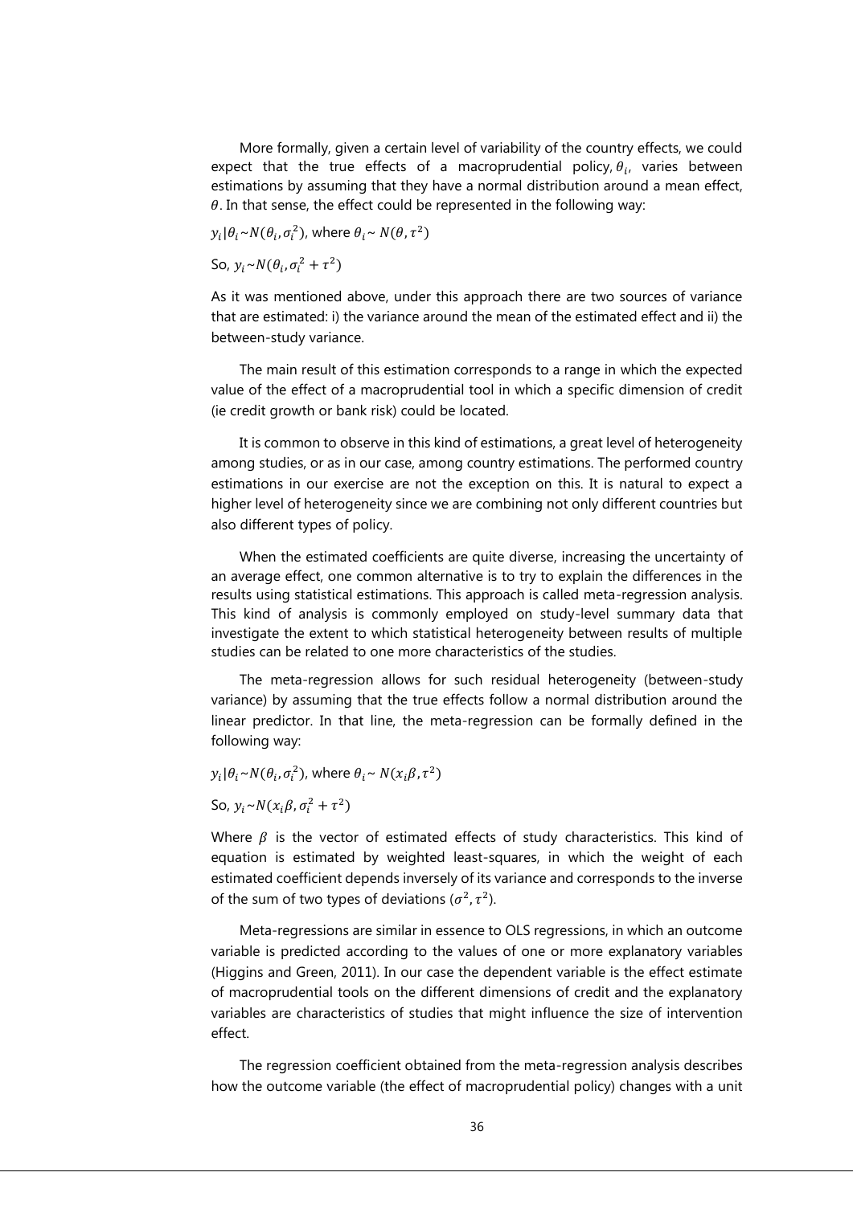More formally, given a certain level of variability of the country effects, we could expect that the true effects of a macroprudential policy, $\theta_i$, varies between estimations by assuming that they have a normal distribution around a mean effect, $\theta$. In that sense, the effect could be represented in the following way:

$y_i|\theta_i \sim N(\theta_i, \sigma_i^2)$, where $\theta_i \sim N(\theta, \tau^2)$

So, $y_i \sim N(\theta_i, \sigma_i^2 + \tau^2)$

As it was mentioned above, under this approach there are two sources of variance that are estimated: i) the variance around the mean of the estimated effect and ii) the between-study variance.

The main result of this estimation corresponds to a range in which the expected value of the effect of a macroprudential tool in which a specific dimension of credit (ie credit growth or bank risk) could be located.

It is common to observe in this kind of estimations, a great level of heterogeneity among studies, or as in our case, among country estimations. The performed country estimations in our exercise are not the exception on this. It is natural to expect a higher level of heterogeneity since we are combining not only different countries but also different types of policy.

When the estimated coefficients are quite diverse, increasing the uncertainty of an average effect, one common alternative is to try to explain the differences in the results using statistical estimations. This approach is called meta-regression analysis. This kind of analysis is commonly employed on study-level summary data that investigate the extent to which statistical heterogeneity between results of multiple studies can be related to one more characteristics of the studies.

The meta-regression allows for such residual heterogeneity (between-study variance) by assuming that the true effects follow a normal distribution around the linear predictor. In that line, the meta-regression can be formally defined in the following way:

$y_i|\theta_i \sim N(\theta_i, \sigma_i^2)$, where $\theta_i \sim N(x_i\beta, \tau^2)$

So, $y_i \sim N(x_i\beta, \sigma_i^2 + \tau^2)$

Where $\beta$ is the vector of estimated effects of study characteristics. This kind of equation is estimated by weighted least-squares, in which the weight of each estimated coefficient depends inversely of its variance and corresponds to the inverse of the sum of two types of deviations ($\sigma^2, \tau^2$).

Meta-regressions are similar in essence to OLS regressions, in which an outcome variable is predicted according to the values of one or more explanatory variables (Higgins and Green, 2011). In our case the dependent variable is the effect estimate of macroprudential tools on the different dimensions of credit and the explanatory variables are characteristics of studies that might influence the size of intervention effect.

The regression coefficient obtained from the meta-regression analysis describes how the outcome variable (the effect of macroprudential policy) changes with a unit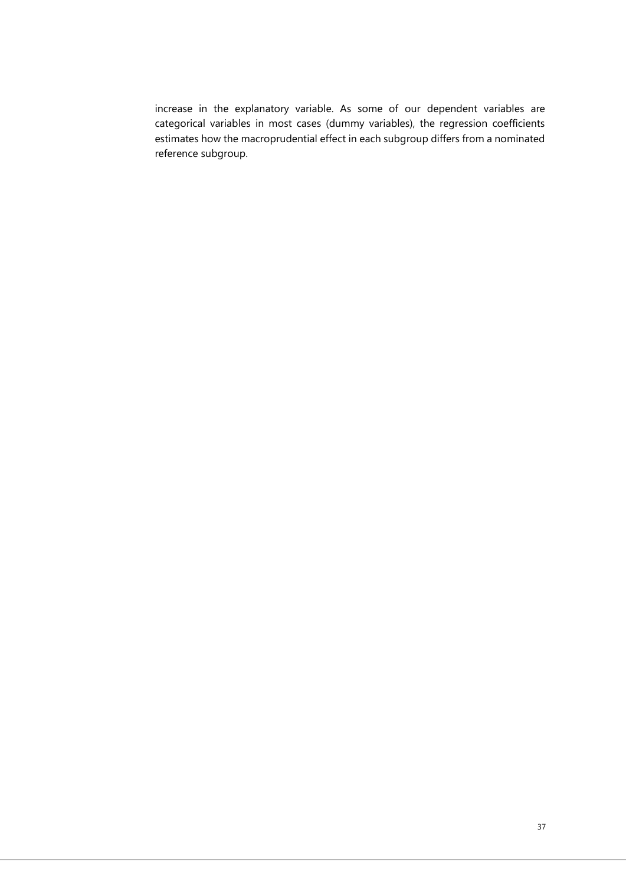increase in the explanatory variable. As some of our dependent variables are categorical variables in most cases (dummy variables), the regression coefficients estimates how the macroprudential effect in each subgroup differs from a nominated reference subgroup.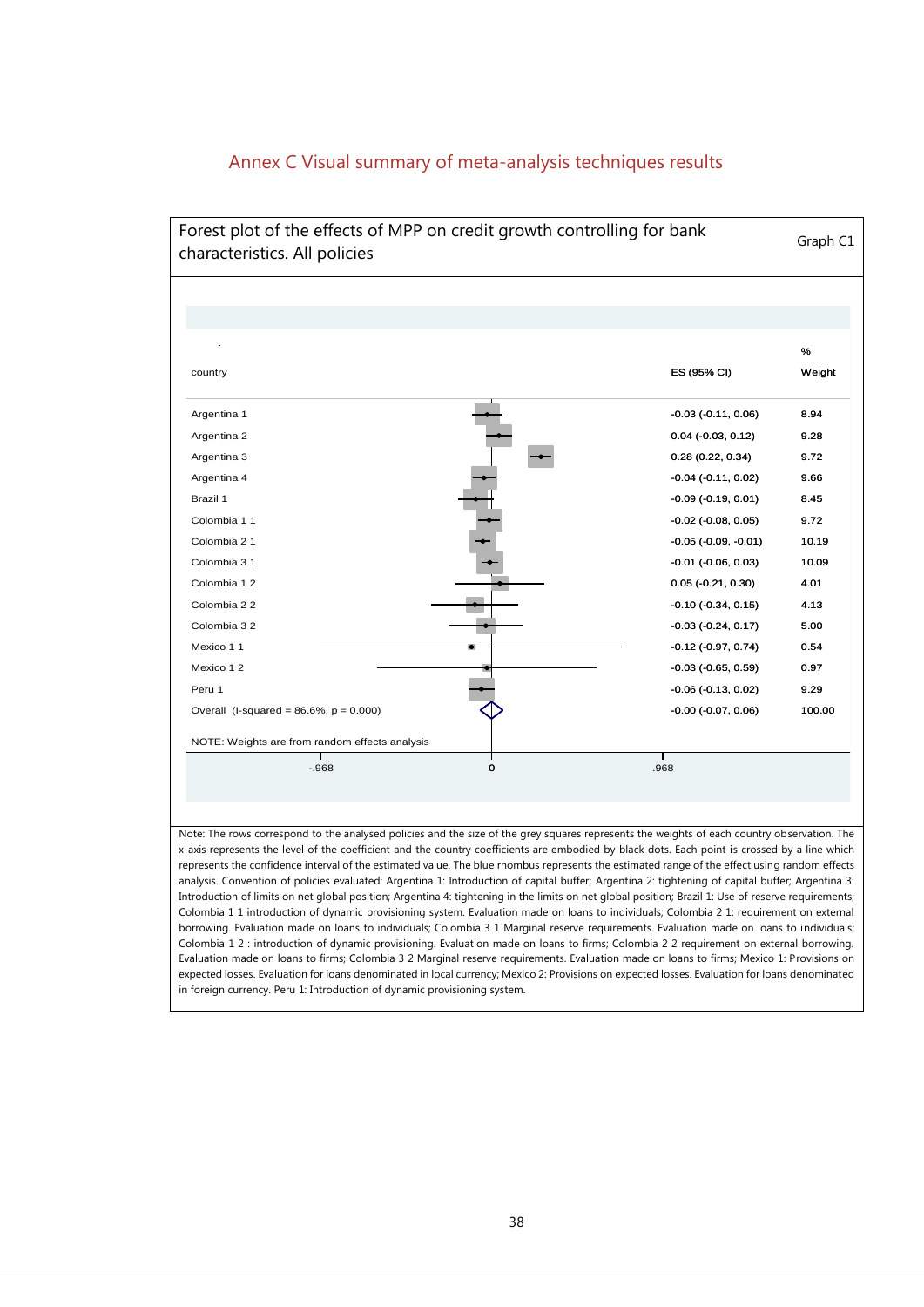# Annex C Visual summary of meta-analysis techniques results

Forest plot of the effects of MPP on credit growth controlling for bank characteristics. All policies

Graph C1

| country | ES (95% CI) | % Weight |
|---|---|---|
| Argentina 1 | -0.03 (-0.11, 0.06) | 8.94 |
| Argentina 2 | 0.04 (-0.03, 0.12) | 9.28 |
| Argentina 3 | 0.28 (0.22, 0.34) | 9.72 |
| Argentina 4 | -0.04 (-0.11, 0.02) | 9.66 |
| Brazil 1 | -0.09 (-0.19, 0.01) | 8.45 |
| Colombia 1 1 | -0.02 (-0.08, 0.05) | 9.72 |
| Colombia 2 1 | -0.05 (-0.09, -0.01) | 10.19 |
| Colombia 3 1 | -0.01 (-0.06, 0.03) | 10.09 |
| Colombia 1 2 | 0.05 (-0.21, 0.30) | 4.01 |
| Colombia 2 2 | -0.10 (-0.34, 0.15) | 4.13 |
| Colombia 3 2 | -0.03 (-0.24, 0.17) | 5.00 |
| Mexico 1 1 | -0.12 (-0.97, 0.74) | 0.54 |
| Mexico 1 2 | -0.03 (-0.65, 0.59) | 0.97 |
| Peru 1 | -0.06 (-0.13, 0.02) | 9.29 |
| Overall (I-squared = 86.6%, p = 0.000) | -0.00 (-0.07, 0.06) | 100.00 |

NOTE: Weights are from random effects analysis

Axis: -.968, 0, .968

Note: The rows correspond to the analysed policies and the size of the grey squares represents the weights of each country observation. The x-axis represents the level of the coefficient and the country coefficients are embodied by black dots. Each point is crossed by a line which represents the confidence interval of the estimated value. The blue rhombus represents the estimated range of the effect using random effects analysis. Convention of policies evaluated: Argentina 1: Introduction of capital buffer; Argentina 2: tightening of capital buffer; Argentina 3: Introduction of limits on net global position; Argentina 4: tightening in the limits on net global position; Brazil 1: Use of reserve requirements; Colombia 1 1 introduction of dynamic provisioning system. Evaluation made on loans to individuals; Colombia 2 1: requirement on external borrowing. Evaluation made on loans to individuals; Colombia 3 1 Marginal reserve requirements. Evaluation made on loans to individuals; Colombia 1 2 : introduction of dynamic provisioning. Evaluation made on loans to firms; Colombia 2 2 requirement on external borrowing. Evaluation made on loans to firms; Colombia 3 2 Marginal reserve requirements. Evaluation made on loans to firms; Mexico 1: Provisions on expected losses. Evaluation for loans denominated in local currency; Mexico 2: Provisions on expected losses. Evaluation for loans denominated in foreign currency. Peru 1: Introduction of dynamic provisioning system.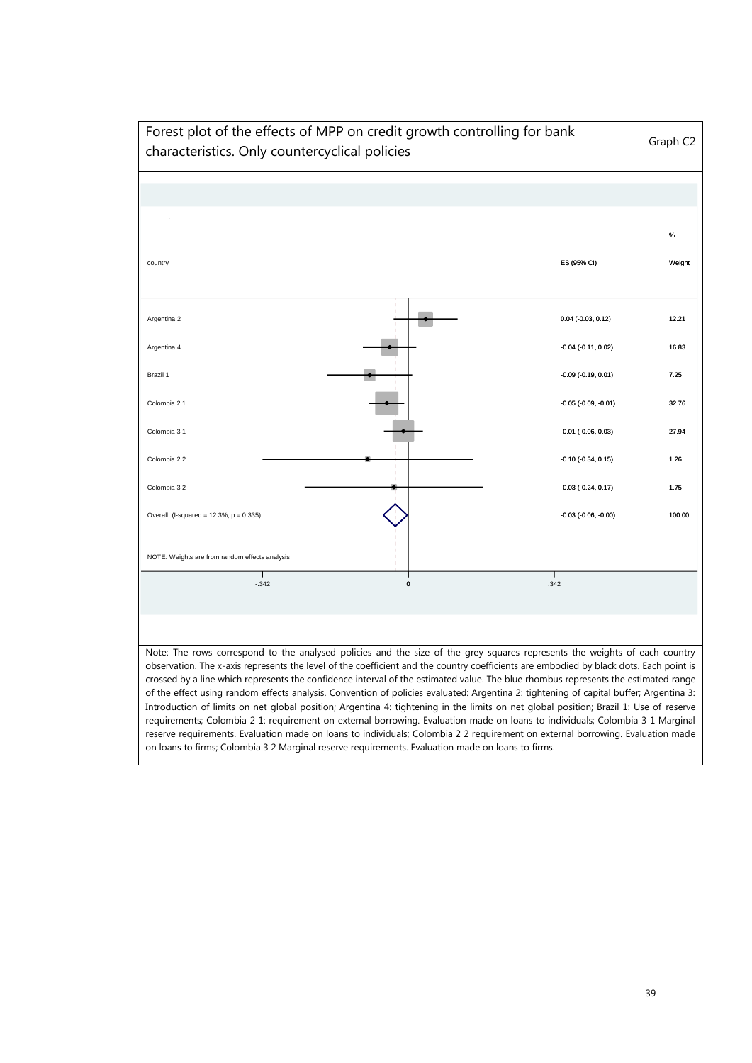Forest plot of the effects of MPP on credit growth controlling for bank characteristics. Only countercyclical policies

Graph C2

| country | ES (95% CI) | % Weight |
|---|---|---|
| Argentina 2 | 0.04 (-0.03, 0.12) | 12.21 |
| Argentina 4 | -0.04 (-0.11, 0.02) | 16.83 |
| Brazil 1 | -0.09 (-0.19, 0.01) | 7.25 |
| Colombia 2 1 | -0.05 (-0.09, -0.01) | 32.76 |
| Colombia 3 1 | -0.01 (-0.06, 0.03) | 27.94 |
| Colombia 2 2 | -0.10 (-0.34, 0.15) | 1.26 |
| Colombia 3 2 | -0.03 (-0.24, 0.17) | 1.75 |
| Overall (I-squared = 12.3%, p = 0.335) | -0.03 (-0.06, -0.00) | 100.00 |

NOTE: Weights are from random effects analysis

-.342 0 .342

Note: The rows correspond to the analysed policies and the size of the grey squares represents the weights of each country observation. The x-axis represents the level of the coefficient and the country coefficients are embodied by black dots. Each point is crossed by a line which represents the confidence interval of the estimated value. The blue rhombus represents the estimated range of the effect using random effects analysis. Convention of policies evaluated: Argentina 2: tightening of capital buffer; Argentina 3: Introduction of limits on net global position; Argentina 4: tightening in the limits on net global position; Brazil 1: Use of reserve requirements; Colombia 2 1: requirement on external borrowing. Evaluation made on loans to individuals; Colombia 3 1 Marginal reserve requirements. Evaluation made on loans to individuals; Colombia 2 2 requirement on external borrowing. Evaluation made on loans to firms; Colombia 3 2 Marginal reserve requirements. Evaluation made on loans to firms.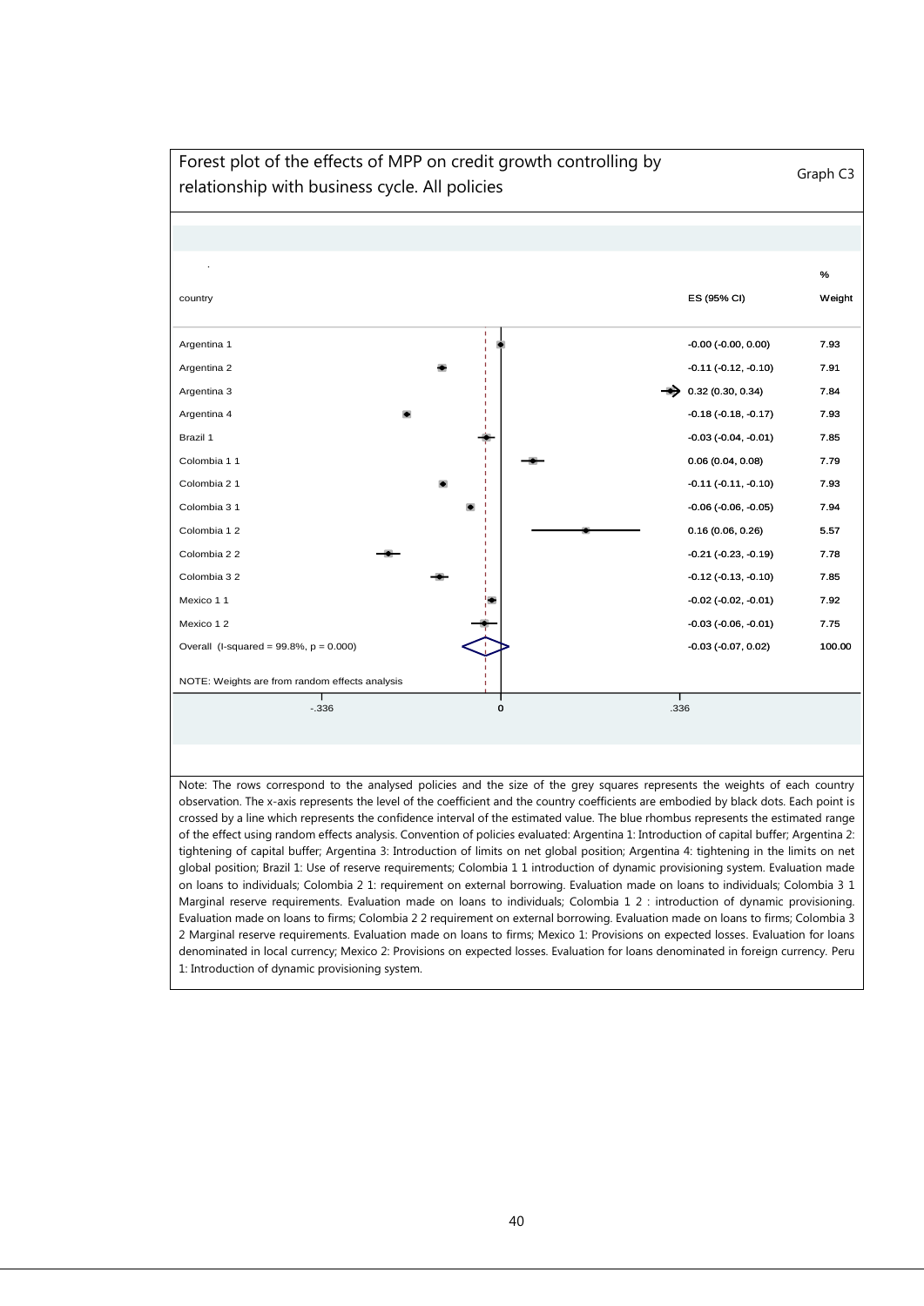Forest plot of the effects of MPP on credit growth controlling by relationship with business cycle. All policies

Graph C3

| country | ES (95% CI) | % Weight |
|---|---|---|
| Argentina 1 | -0.00 (-0.00, 0.00) | 7.93 |
| Argentina 2 | -0.11 (-0.12, -0.10) | 7.91 |
| Argentina 3 | 0.32 (0.30, 0.34) | 7.84 |
| Argentina 4 | -0.18 (-0.18, -0.17) | 7.93 |
| Brazil 1 | -0.03 (-0.04, -0.01) | 7.85 |
| Colombia 1 1 | 0.06 (0.04, 0.08) | 7.79 |
| Colombia 2 1 | -0.11 (-0.11, -0.10) | 7.93 |
| Colombia 3 1 | -0.06 (-0.06, -0.05) | 7.94 |
| Colombia 1 2 | 0.16 (0.06, 0.26) | 5.57 |
| Colombia 2 2 | -0.21 (-0.23, -0.19) | 7.78 |
| Colombia 3 2 | -0.12 (-0.13, -0.10) | 7.85 |
| Mexico 1 1 | -0.02 (-0.02, -0.01) | 7.92 |
| Mexico 1 2 | -0.03 (-0.06, -0.01) | 7.75 |
| Overall (I-squared = 99.8%, p = 0.000) | -0.03 (-0.07, 0.02) | 100.00 |

NOTE: Weights are from random effects analysis

-.336 0 .336

Note: The rows correspond to the analysed policies and the size of the grey squares represents the weights of each country observation. The x-axis represents the level of the coefficient and the country coefficients are embodied by black dots. Each point is crossed by a line which represents the confidence interval of the estimated value. The blue rhombus represents the estimated range of the effect using random effects analysis. Convention of policies evaluated: Argentina 1: Introduction of capital buffer; Argentina 2: tightening of capital buffer; Argentina 3: Introduction of limits on net global position; Argentina 4: tightening in the limits on net global position; Brazil 1: Use of reserve requirements; Colombia 1 1 introduction of dynamic provisioning system. Evaluation made on loans to individuals; Colombia 2 1: requirement on external borrowing. Evaluation made on loans to individuals; Colombia 3 1 Marginal reserve requirements. Evaluation made on loans to individuals; Colombia 1 2 : introduction of dynamic provisioning. Evaluation made on loans to firms; Colombia 2 2 requirement on external borrowing. Evaluation made on loans to firms; Colombia 3 2 Marginal reserve requirements. Evaluation made on loans to firms; Mexico 1: Provisions on expected losses. Evaluation for loans denominated in local currency; Mexico 2: Provisions on expected losses. Evaluation for loans denominated in foreign currency. Peru 1: Introduction of dynamic provisioning system.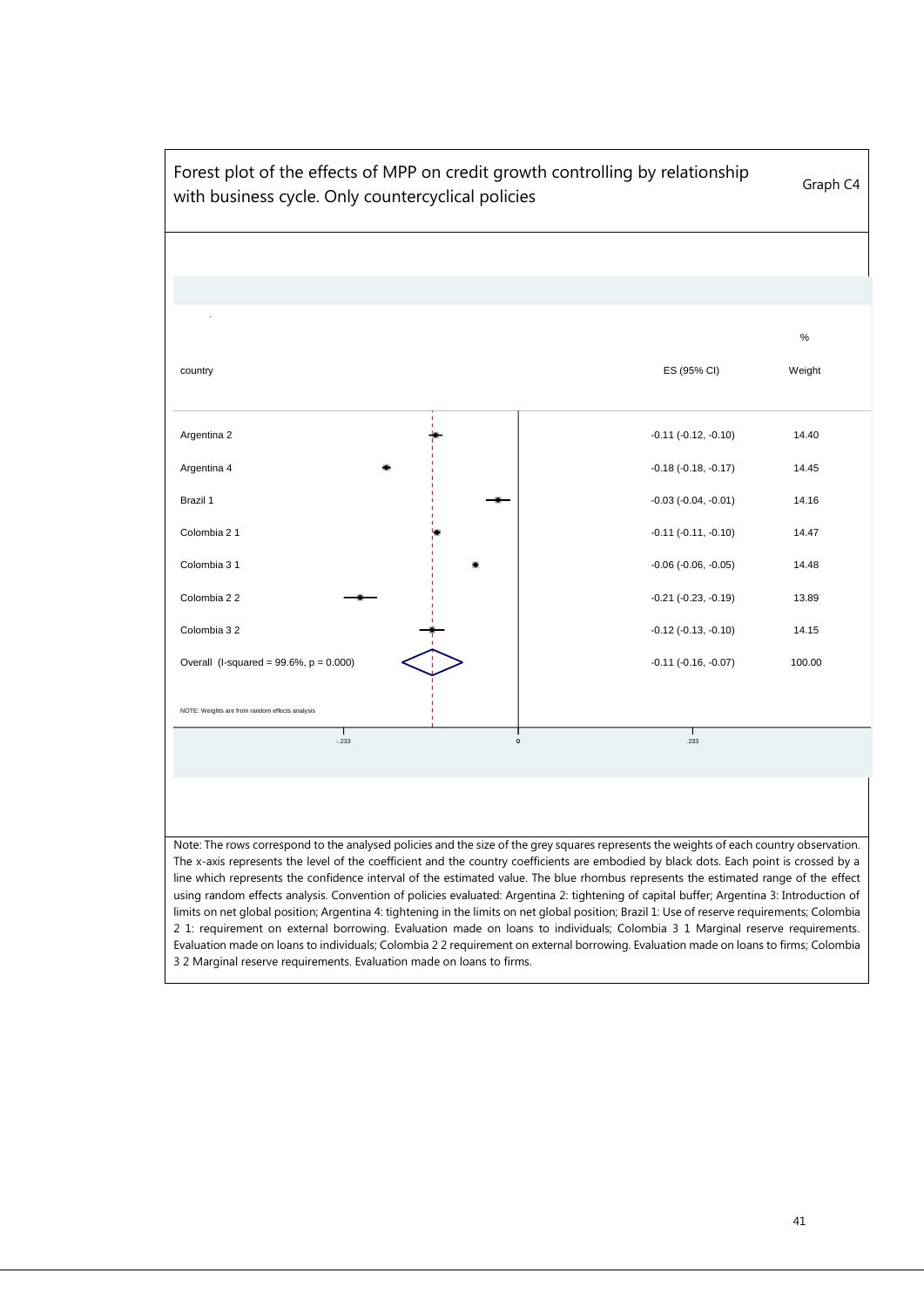Forest plot of the effects of MPP on credit growth controlling by relationship with business cycle. Only countercyclical policies

Graph C4

| country | ES (95% CI) | % Weight |
|---|---|---|
| Argentina 2 | -0.11 (-0.12, -0.10) | 14.40 |
| Argentina 4 | -0.18 (-0.18, -0.17) | 14.45 |
| Brazil 1 | -0.03 (-0.04, -0.01) | 14.16 |
| Colombia 2 1 | -0.11 (-0.11, -0.10) | 14.47 |
| Colombia 3 1 | -0.06 (-0.06, -0.05) | 14.48 |
| Colombia 2 2 | -0.21 (-0.23, -0.19) | 13.89 |
| Colombia 3 2 | -0.12 (-0.13, -0.10) | 14.15 |
| Overall (I-squared = 99.6%, p = 0.000) | -0.11 (-0.16, -0.07) | 100.00 |

NOTE: Weights are from random effects analysis

-.233 0 .233

Note: The rows correspond to the analysed policies and the size of the grey squares represents the weights of each country observation. The x-axis represents the level of the coefficient and the country coefficients are embodied by black dots. Each point is crossed by a line which represents the confidence interval of the estimated value. The blue rhombus represents the estimated range of the effect using random effects analysis. Convention of policies evaluated: Argentina 2: tightening of capital buffer; Argentina 3: Introduction of limits on net global position; Argentina 4: tightening in the limits on net global position; Brazil 1: Use of reserve requirements; Colombia 2 1: requirement on external borrowing. Evaluation made on loans to individuals; Colombia 3 1 Marginal reserve requirements. Evaluation made on loans to individuals; Colombia 2 2 requirement on external borrowing. Evaluation made on loans to firms; Colombia 3 2 Marginal reserve requirements. Evaluation made on loans to firms.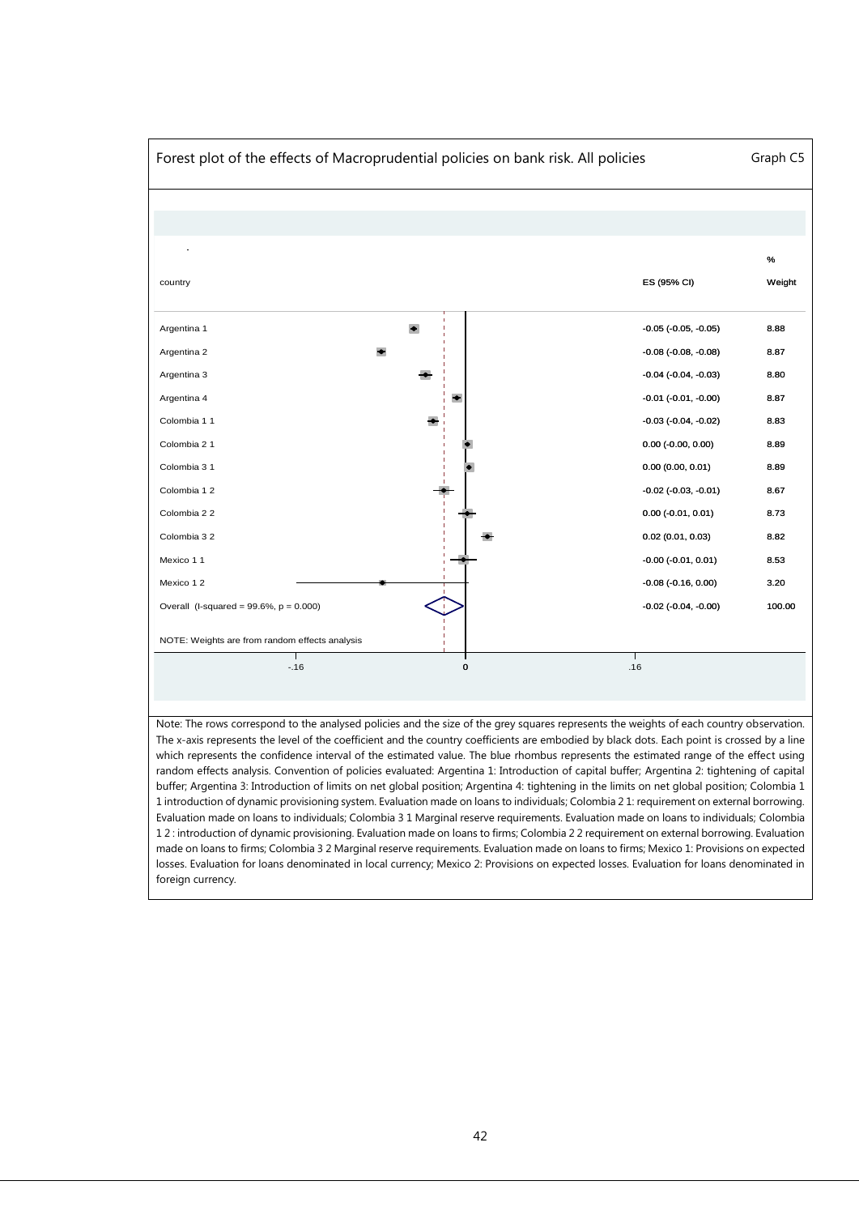Forest plot of the effects of Macroprudential policies on bank risk. All policies

Graph C5

| country | ES (95% CI) | % Weight |
|---|---|---|
| Argentina 1 | -0.05 (-0.05, -0.05) | 8.88 |
| Argentina 2 | -0.08 (-0.08, -0.08) | 8.87 |
| Argentina 3 | -0.04 (-0.04, -0.03) | 8.80 |
| Argentina 4 | -0.01 (-0.01, -0.00) | 8.87 |
| Colombia 1 1 | -0.03 (-0.04, -0.02) | 8.83 |
| Colombia 2 1 | 0.00 (-0.00, 0.00) | 8.89 |
| Colombia 3 1 | 0.00 (0.00, 0.01) | 8.89 |
| Colombia 1 2 | -0.02 (-0.03, -0.01) | 8.67 |
| Colombia 2 2 | 0.00 (-0.01, 0.01) | 8.73 |
| Colombia 3 2 | 0.02 (0.01, 0.03) | 8.82 |
| Mexico 1 1 | -0.00 (-0.01, 0.01) | 8.53 |
| Mexico 1 2 | -0.08 (-0.16, 0.00) | 3.20 |
| Overall (I-squared = 99.6%, p = 0.000) | -0.02 (-0.04, -0.00) | 100.00 |

NOTE: Weights are from random effects analysis

-.16 0 .16

Note: The rows correspond to the analysed policies and the size of the grey squares represents the weights of each country observation. The x-axis represents the level of the coefficient and the country coefficients are embodied by black dots. Each point is crossed by a line which represents the confidence interval of the estimated value. The blue rhombus represents the estimated range of the effect using random effects analysis. Convention of policies evaluated: Argentina 1: Introduction of capital buffer; Argentina 2: tightening of capital buffer; Argentina 3: Introduction of limits on net global position; Argentina 4: tightening in the limits on net global position; Colombia 1 1 introduction of dynamic provisioning system. Evaluation made on loans to individuals; Colombia 2 1: requirement on external borrowing. Evaluation made on loans to individuals; Colombia 3 1 Marginal reserve requirements. Evaluation made on loans to individuals; Colombia 1 2 : introduction of dynamic provisioning. Evaluation made on loans to firms; Colombia 2 2 requirement on external borrowing. Evaluation made on loans to firms; Colombia 3 2 Marginal reserve requirements. Evaluation made on loans to firms; Mexico 1: Provisions on expected losses. Evaluation for loans denominated in local currency; Mexico 2: Provisions on expected losses. Evaluation for loans denominated in foreign currency.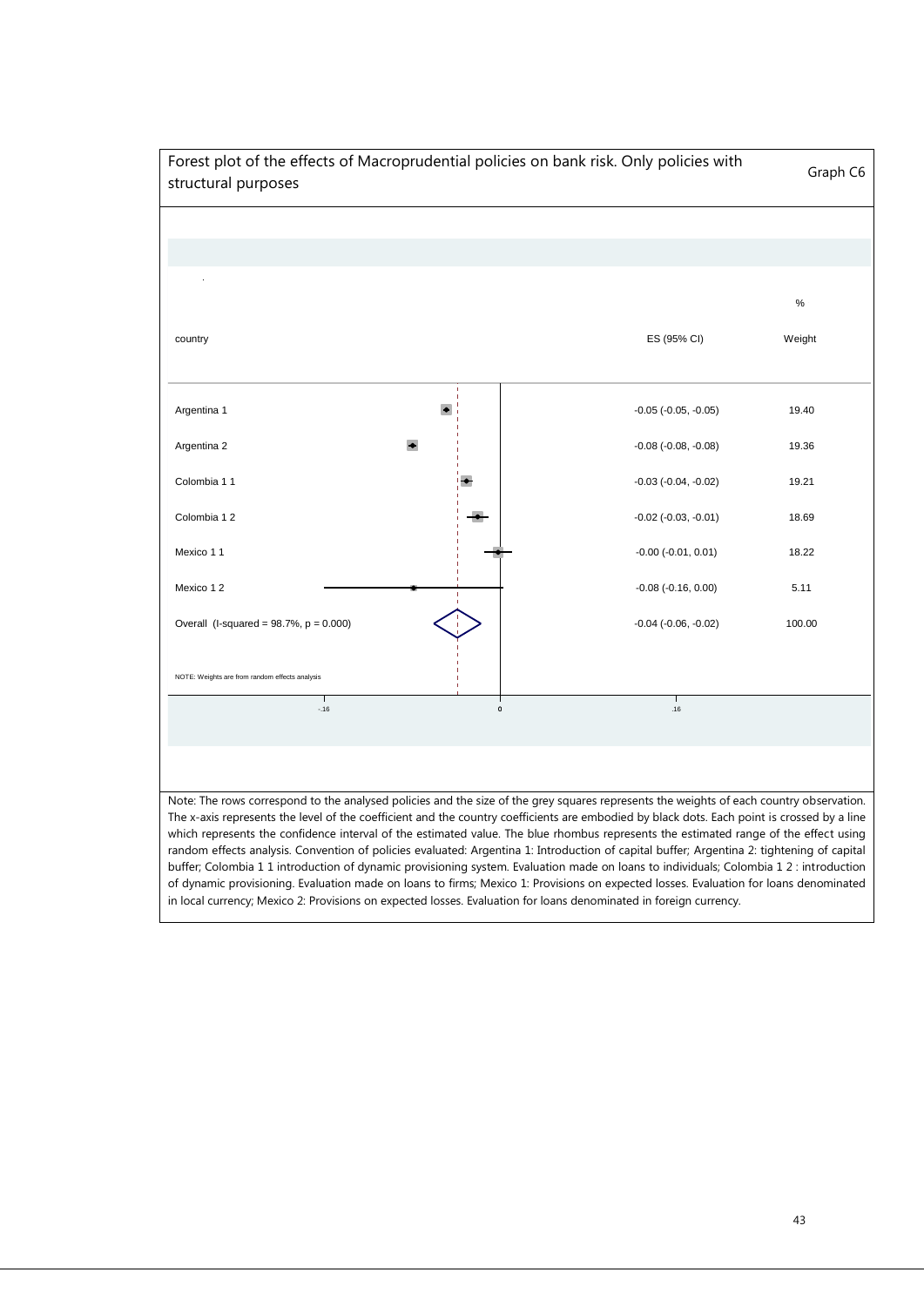Forest plot of the effects of Macroprudential policies on bank risk. Only policies with structural purposes

Graph C6

country

ES (95% CI)

%

Weight

Argentina 1

-0.05 (-0.05, -0.05)

19.40

Argentina 2

-0.08 (-0.08, -0.08)

19.36

Colombia 1 1

-0.03 (-0.04, -0.02)

19.21

Colombia 1 2

-0.02 (-0.03, -0.01)

18.69

Mexico 1 1

-0.00 (-0.01, 0.01)

18.22

Mexico 1 2

-0.08 (-0.16, 0.00)

5.11

Overall (I-squared = 98.7%, p = 0.000)

-0.04 (-0.06, -0.02)

100.00

NOTE: Weights are from random effects analysis

-.16

0

.16

Note: The rows correspond to the analysed policies and the size of the grey squares represents the weights of each country observation. The x-axis represents the level of the coefficient and the country coefficients are embodied by black dots. Each point is crossed by a line which represents the confidence interval of the estimated value. The blue rhombus represents the estimated range of the effect using random effects analysis. Convention of policies evaluated: Argentina 1: Introduction of capital buffer; Argentina 2: tightening of capital buffer; Colombia 1 1 introduction of dynamic provisioning system. Evaluation made on loans to individuals; Colombia 1 2 : introduction of dynamic provisioning. Evaluation made on loans to firms; Mexico 1: Provisions on expected losses. Evaluation for loans denominated in local currency; Mexico 2: Provisions on expected losses. Evaluation for loans denominated in foreign currency.